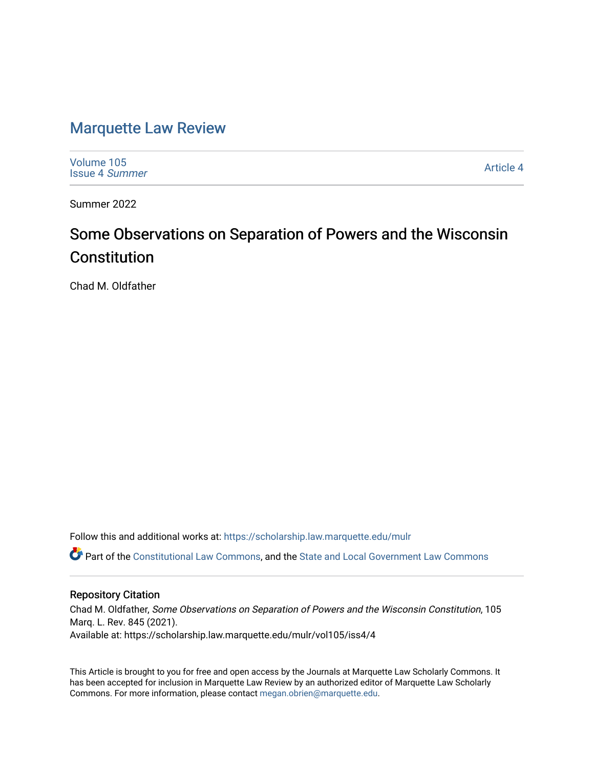# Marquette Law Review

Volume 105
Issue 4 *Summer*

Article 4

Summer 2022

## Some Observations on Separation of Powers and the Wisconsin Constitution

Chad M. Oldfather

Follow this and additional works at: https://scholarship.law.marquette.edu/mulr

Part of the Constitutional Law Commons, and the State and Local Government Law Commons

### Repository Citation

Chad M. Oldfather, *Some Observations on Separation of Powers and the Wisconsin Constitution*, 105 Marq. L. Rev. 845 (2021).
Available at: https://scholarship.law.marquette.edu/mulr/vol105/iss4/4

This Article is brought to you for free and open access by the Journals at Marquette Law Scholarly Commons. It has been accepted for inclusion in Marquette Law Review by an authorized editor of Marquette Law Scholarly Commons. For more information, please contact megan.obrien@marquette.edu.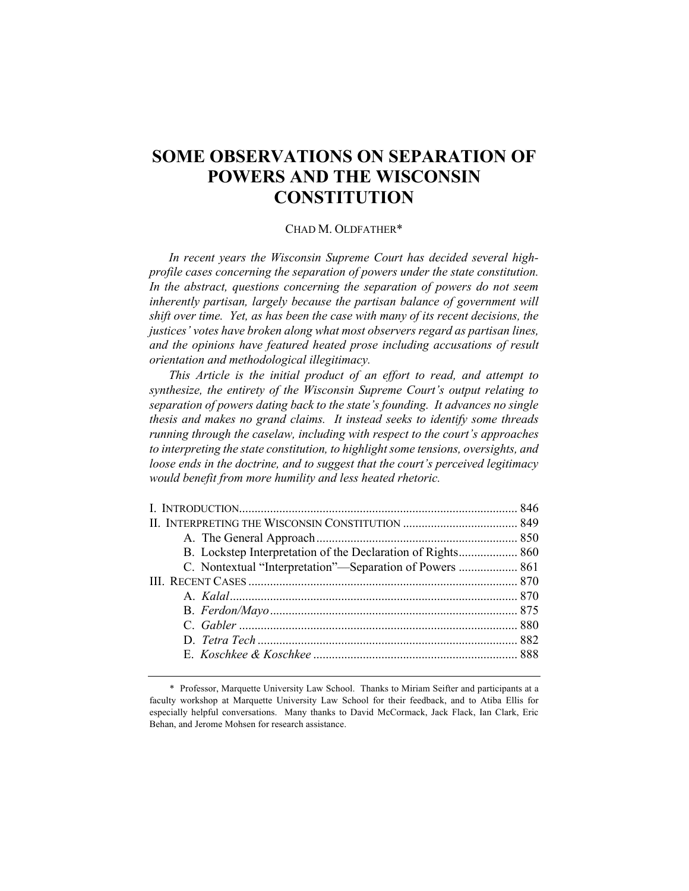# SOME OBSERVATIONS ON SEPARATION OF POWERS AND THE WISCONSIN CONSTITUTION

CHAD M. OLDFATHER*

*In recent years the Wisconsin Supreme Court has decided several high-profile cases concerning the separation of powers under the state constitution. In the abstract, questions concerning the separation of powers do not seem inherently partisan, largely because the partisan balance of government will shift over time. Yet, as has been the case with many of its recent decisions, the justices' votes have broken along what most observers regard as partisan lines, and the opinions have featured heated prose including accusations of result orientation and methodological illegitimacy.*

*This Article is the initial product of an effort to read, and attempt to synthesize, the entirety of the Wisconsin Supreme Court's output relating to separation of powers dating back to the state's founding. It advances no single thesis and makes no grand claims. It instead seeks to identify some threads running through the caselaw, including with respect to the court's approaches to interpreting the state constitution, to highlight some tensions, oversights, and loose ends in the doctrine, and to suggest that the court's perceived legitimacy would benefit from more humility and less heated rhetoric.*

I. INTRODUCTION ........................................................................................ 846
II. INTERPRETING THE WISCONSIN CONSTITUTION ..................................... 849
  A. The General Approach ................................................................ 850
  B. Lockstep Interpretation of the Declaration of Rights ................... 860
  C. Nontextual "Interpretation"—Separation of Powers ................... 861
III. RECENT CASES ...................................................................................... 870
  A. *Kalal* ............................................................................................ 870
  B. *Ferdon/Mayo* ............................................................................... 875
  C. *Gabler* ......................................................................................... 880
  D. *Tetra Tech* ................................................................................... 882
  E. *Koschkee & Koschkee* .................................................................. 888

\* Professor, Marquette University Law School. Thanks to Miriam Seifter and participants at a faculty workshop at Marquette University Law School for their feedback, and to Atiba Ellis for especially helpful conversations. Many thanks to David McCormack, Jack Flack, Ian Clark, Eric Behan, and Jerome Mohsen for research assistance.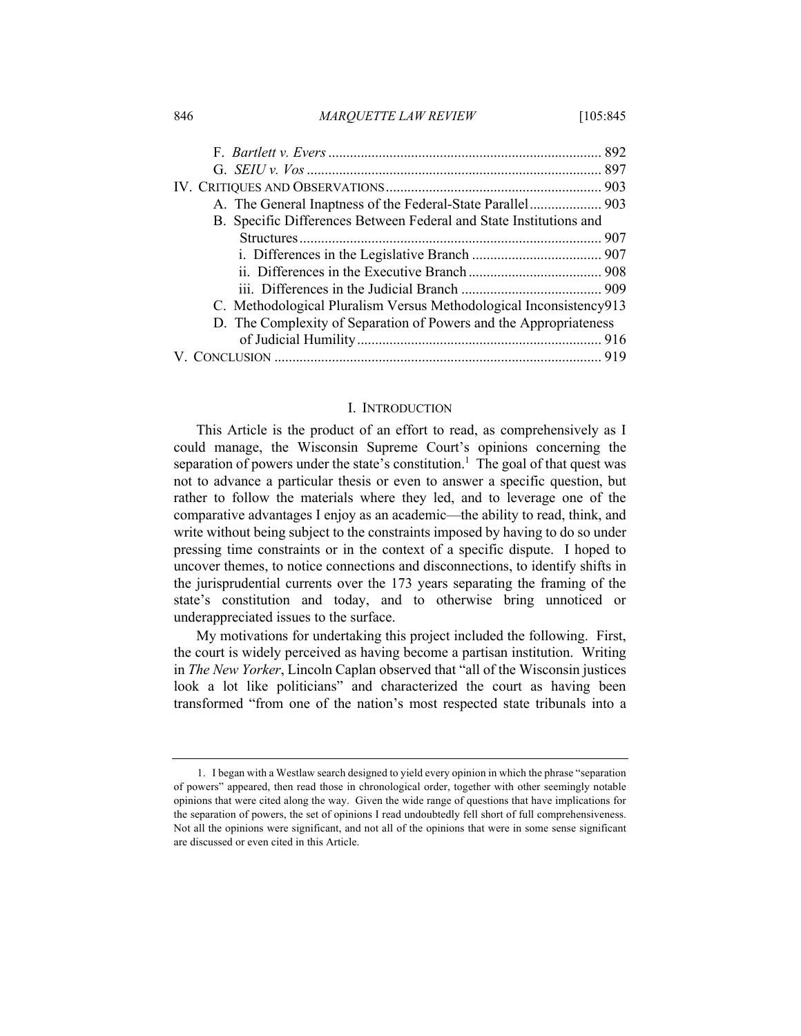F. *Bartlett v. Evers* .......................................................................... 892
G. *SEIU v. Vos* ................................................................................ 897
IV. CRITIQUES AND OBSERVATIONS ........................................................... 903
A. The General Inaptness of the Federal-State Parallel .................... 903
B. Specific Differences Between Federal and State Institutions and Structures ................................................................................... 907
i. Differences in the Legislative Branch .................................... 907
ii. Differences in the Executive Branch ..................................... 908
iii. Differences in the Judicial Branch ....................................... 909
C. Methodological Pluralism Versus Methodological Inconsistency 913
D. The Complexity of Separation of Powers and the Appropriateness of Judicial Humility ................................................................... 916
V. CONCLUSION .......................................................................................... 919

## I. INTRODUCTION

This Article is the product of an effort to read, as comprehensively as I could manage, the Wisconsin Supreme Court's opinions concerning the separation of powers under the state's constitution.[1] The goal of that quest was not to advance a particular thesis or even to answer a specific question, but rather to follow the materials where they led, and to leverage one of the comparative advantages I enjoy as an academic—the ability to read, think, and write without being subject to the constraints imposed by having to do so under pressing time constraints or in the context of a specific dispute. I hoped to uncover themes, to notice connections and disconnections, to identify shifts in the jurisprudential currents over the 173 years separating the framing of the state's constitution and today, and to otherwise bring unnoticed or underappreciated issues to the surface.

My motivations for undertaking this project included the following. First, the court is widely perceived as having become a partisan institution. Writing in *The New Yorker*, Lincoln Caplan observed that "all of the Wisconsin justices look a lot like politicians" and characterized the court as having been transformed "from one of the nation's most respected state tribunals into a

---

1. I began with a Westlaw search designed to yield every opinion in which the phrase "separation of powers" appeared, then read those in chronological order, together with other seemingly notable opinions that were cited along the way. Given the wide range of questions that have implications for the separation of powers, the set of opinions I read undoubtedly fell short of full comprehensiveness. Not all the opinions were significant, and not all of the opinions that were in some sense significant are discussed or even cited in this Article.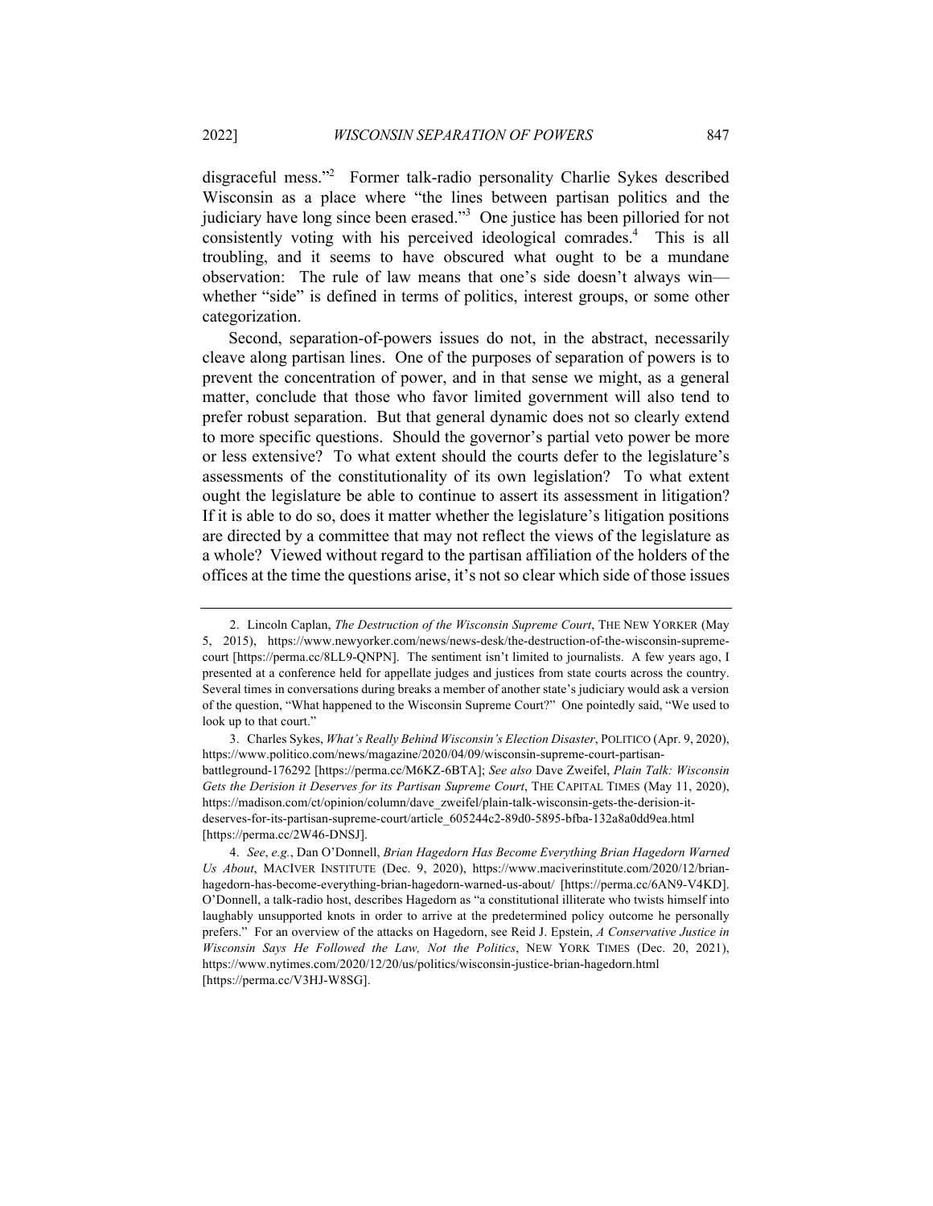disgraceful mess."[2] Former talk-radio personality Charlie Sykes described Wisconsin as a place where "the lines between partisan politics and the judiciary have long since been erased."[3] One justice has been pilloried for not consistently voting with his perceived ideological comrades.[4] This is all troubling, and it seems to have obscured what ought to be a mundane observation: The rule of law means that one's side doesn't always win—whether "side" is defined in terms of politics, interest groups, or some other categorization.

Second, separation-of-powers issues do not, in the abstract, necessarily cleave along partisan lines. One of the purposes of separation of powers is to prevent the concentration of power, and in that sense we might, as a general matter, conclude that those who favor limited government will also tend to prefer robust separation. But that general dynamic does not so clearly extend to more specific questions. Should the governor's partial veto power be more or less extensive? To what extent should the courts defer to the legislature's assessments of the constitutionality of its own legislation? To what extent ought the legislature be able to continue to assert its assessment in litigation? If it is able to do so, does it matter whether the legislature's litigation positions are directed by a committee that may not reflect the views of the legislature as a whole? Viewed without regard to the partisan affiliation of the holders of the offices at the time the questions arise, it's not so clear which side of those issues

---

2. Lincoln Caplan, *The Destruction of the Wisconsin Supreme Court*, THE NEW YORKER (May 5, 2015), https://www.newyorker.com/news/news-desk/the-destruction-of-the-wisconsin-supreme-court [https://perma.cc/8LL9-QNPN]. The sentiment isn't limited to journalists. A few years ago, I presented at a conference held for appellate judges and justices from state courts across the country. Several times in conversations during breaks a member of another state's judiciary would ask a version of the question, "What happened to the Wisconsin Supreme Court?" One pointedly said, "We used to look up to that court."

3. Charles Sykes, *What's Really Behind Wisconsin's Election Disaster*, POLITICO (Apr. 9, 2020), https://www.politico.com/news/magazine/2020/04/09/wisconsin-supreme-court-partisan-battleground-176292 [https://perma.cc/M6KZ-6BTA]; *See also* Dave Zweifel, *Plain Talk: Wisconsin Gets the Derision it Deserves for its Partisan Supreme Court*, THE CAPITAL TIMES (May 11, 2020), https://madison.com/ct/opinion/column/dave_zweifel/plain-talk-wisconsin-gets-the-derision-it-deserves-for-its-partisan-supreme-court/article_605244c2-89d0-5895-bfba-132a8a0dd9ea.html [https://perma.cc/2W46-DNSJ].

4. *See*, *e.g.*, Dan O'Donnell, *Brian Hagedorn Has Become Everything Brian Hagedorn Warned Us About*, MACIVER INSTITUTE (Dec. 9, 2020), https://www.maciverinstitute.com/2020/12/brian-hagedorn-has-become-everything-brian-hagedorn-warned-us-about/ [https://perma.cc/6AN9-V4KD]. O'Donnell, a talk-radio host, describes Hagedorn as "a constitutional illiterate who twists himself into laughably unsupported knots in order to arrive at the predetermined policy outcome he personally prefers." For an overview of the attacks on Hagedorn, see Reid J. Epstein, *A Conservative Justice in Wisconsin Says He Followed the Law, Not the Politics*, NEW YORK TIMES (Dec. 20, 2021), https://www.nytimes.com/2020/12/20/us/politics/wisconsin-justice-brian-hagedorn.html [https://perma.cc/V3HJ-W8SG].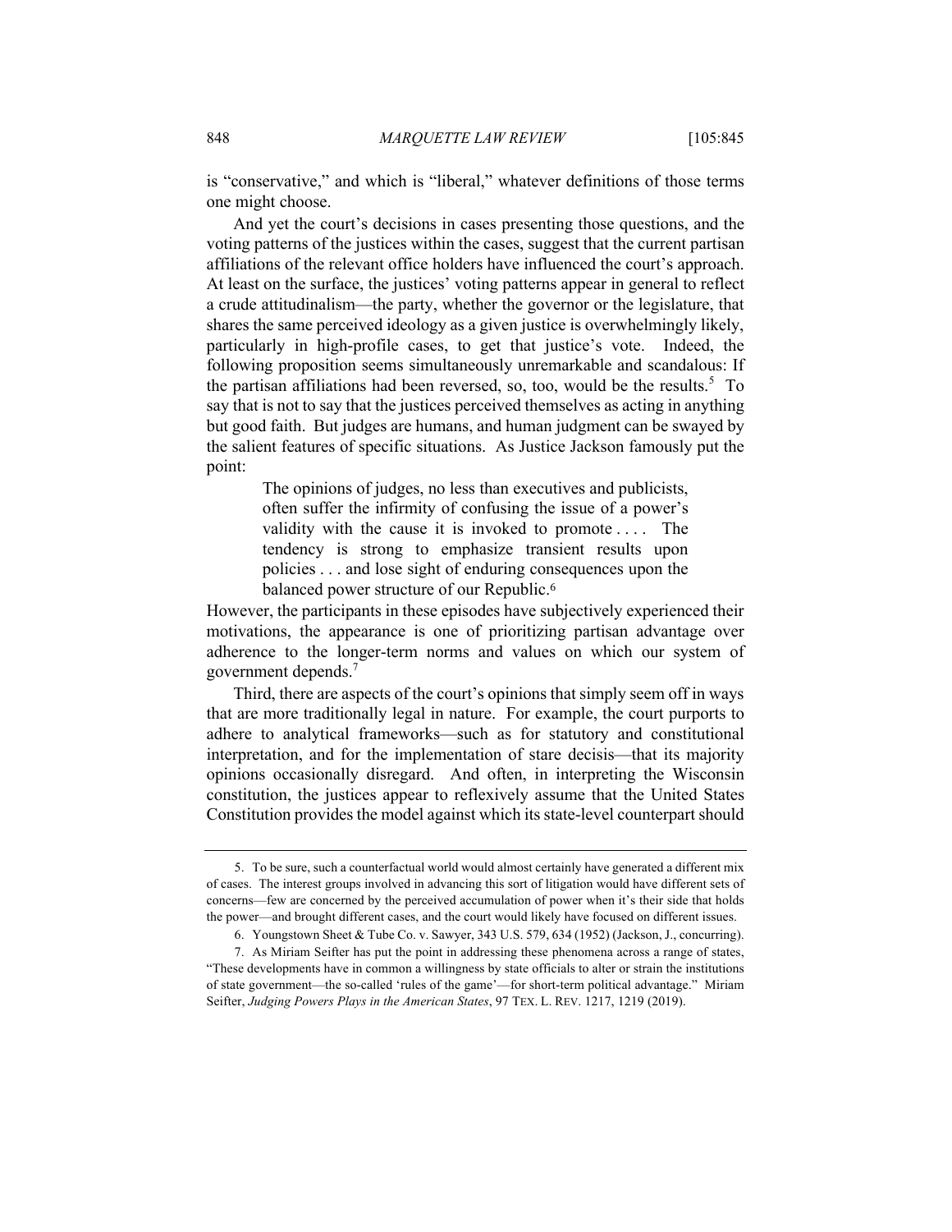is "conservative," and which is "liberal," whatever definitions of those terms one might choose.

And yet the court's decisions in cases presenting those questions, and the voting patterns of the justices within the cases, suggest that the current partisan affiliations of the relevant office holders have influenced the court's approach. At least on the surface, the justices' voting patterns appear in general to reflect a crude attitudinalism—the party, whether the governor or the legislature, that shares the same perceived ideology as a given justice is overwhelmingly likely, particularly in high-profile cases, to get that justice's vote. Indeed, the following proposition seems simultaneously unremarkable and scandalous: If the partisan affiliations had been reversed, so, too, would be the results.[5] To say that is not to say that the justices perceived themselves as acting in anything but good faith. But judges are humans, and human judgment can be swayed by the salient features of specific situations. As Justice Jackson famously put the point:

> The opinions of judges, no less than executives and publicists, often suffer the infirmity of confusing the issue of a power's validity with the cause it is invoked to promote . . . . The tendency is strong to emphasize transient results upon policies . . . and lose sight of enduring consequences upon the balanced power structure of our Republic.[6]

However, the participants in these episodes have subjectively experienced their motivations, the appearance is one of prioritizing partisan advantage over adherence to the longer-term norms and values on which our system of government depends.[7]

Third, there are aspects of the court's opinions that simply seem off in ways that are more traditionally legal in nature. For example, the court purports to adhere to analytical frameworks—such as for statutory and constitutional interpretation, and for the implementation of stare decisis—that its majority opinions occasionally disregard. And often, in interpreting the Wisconsin constitution, the justices appear to reflexively assume that the United States Constitution provides the model against which its state-level counterpart should

---

5. To be sure, such a counterfactual world would almost certainly have generated a different mix of cases. The interest groups involved in advancing this sort of litigation would have different sets of concerns—few are concerned by the perceived accumulation of power when it's their side that holds the power—and brought different cases, and the court would likely have focused on different issues.

6. Youngstown Sheet & Tube Co. v. Sawyer, 343 U.S. 579, 634 (1952) (Jackson, J., concurring).

7. As Miriam Seifter has put the point in addressing these phenomena across a range of states, "These developments have in common a willingness by state officials to alter or strain the institutions of state government—the so-called 'rules of the game'—for short-term political advantage." Miriam Seifter, *Judging Powers Plays in the American States*, 97 TEX. L. REV. 1217, 1219 (2019).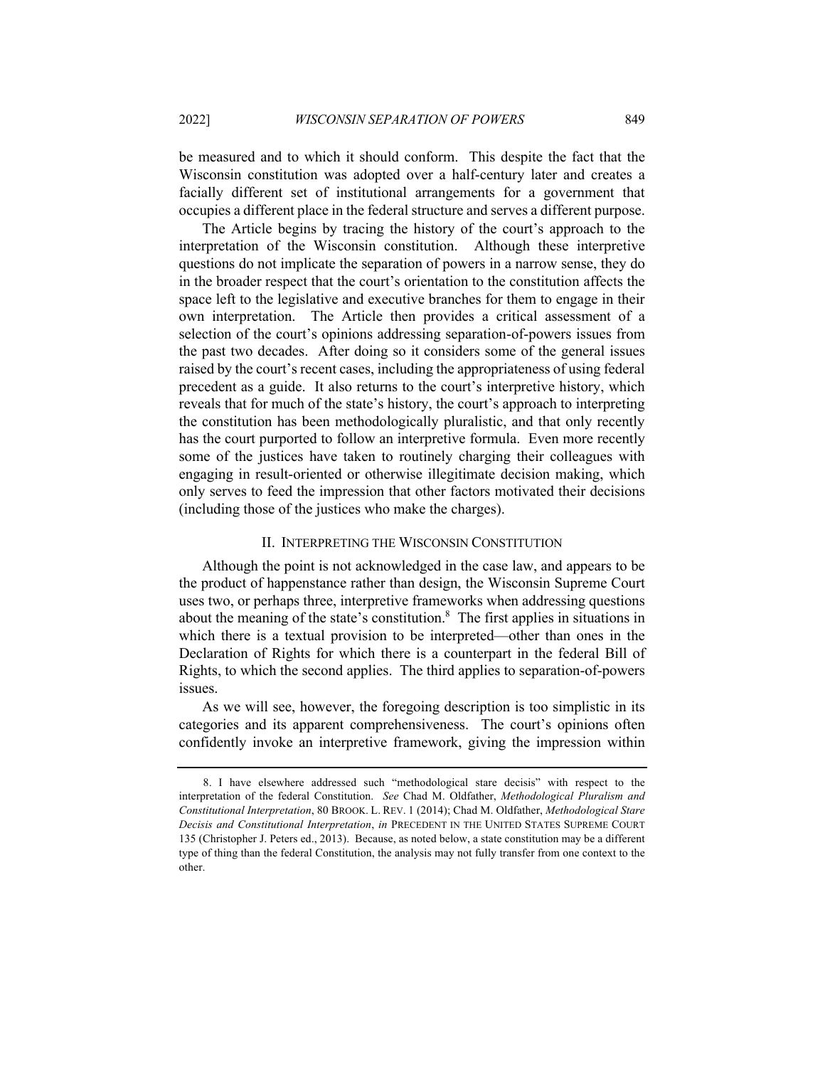be measured and to which it should conform. This despite the fact that the Wisconsin constitution was adopted over a half-century later and creates a facially different set of institutional arrangements for a government that occupies a different place in the federal structure and serves a different purpose.

The Article begins by tracing the history of the court's approach to the interpretation of the Wisconsin constitution. Although these interpretive questions do not implicate the separation of powers in a narrow sense, they do in the broader respect that the court's orientation to the constitution affects the space left to the legislative and executive branches for them to engage in their own interpretation. The Article then provides a critical assessment of a selection of the court's opinions addressing separation-of-powers issues from the past two decades. After doing so it considers some of the general issues raised by the court's recent cases, including the appropriateness of using federal precedent as a guide. It also returns to the court's interpretive history, which reveals that for much of the state's history, the court's approach to interpreting the constitution has been methodologically pluralistic, and that only recently has the court purported to follow an interpretive formula. Even more recently some of the justices have taken to routinely charging their colleagues with engaging in result-oriented or otherwise illegitimate decision making, which only serves to feed the impression that other factors motivated their decisions (including those of the justices who make the charges).

## II. Interpreting the Wisconsin Constitution

Although the point is not acknowledged in the case law, and appears to be the product of happenstance rather than design, the Wisconsin Supreme Court uses two, or perhaps three, interpretive frameworks when addressing questions about the meaning of the state's constitution.[8] The first applies in situations in which there is a textual provision to be interpreted—other than ones in the Declaration of Rights for which there is a counterpart in the federal Bill of Rights, to which the second applies. The third applies to separation-of-powers issues.

As we will see, however, the foregoing description is too simplistic in its categories and its apparent comprehensiveness. The court's opinions often confidently invoke an interpretive framework, giving the impression within

---

8. I have elsewhere addressed such "methodological stare decisis" with respect to the interpretation of the federal Constitution. *See* Chad M. Oldfather, *Methodological Pluralism and Constitutional Interpretation*, 80 BROOK. L. REV. 1 (2014); Chad M. Oldfather, *Methodological Stare Decisis and Constitutional Interpretation*, *in* PRECEDENT IN THE UNITED STATES SUPREME COURT 135 (Christopher J. Peters ed., 2013). Because, as noted below, a state constitution may be a different type of thing than the federal Constitution, the analysis may not fully transfer from one context to the other.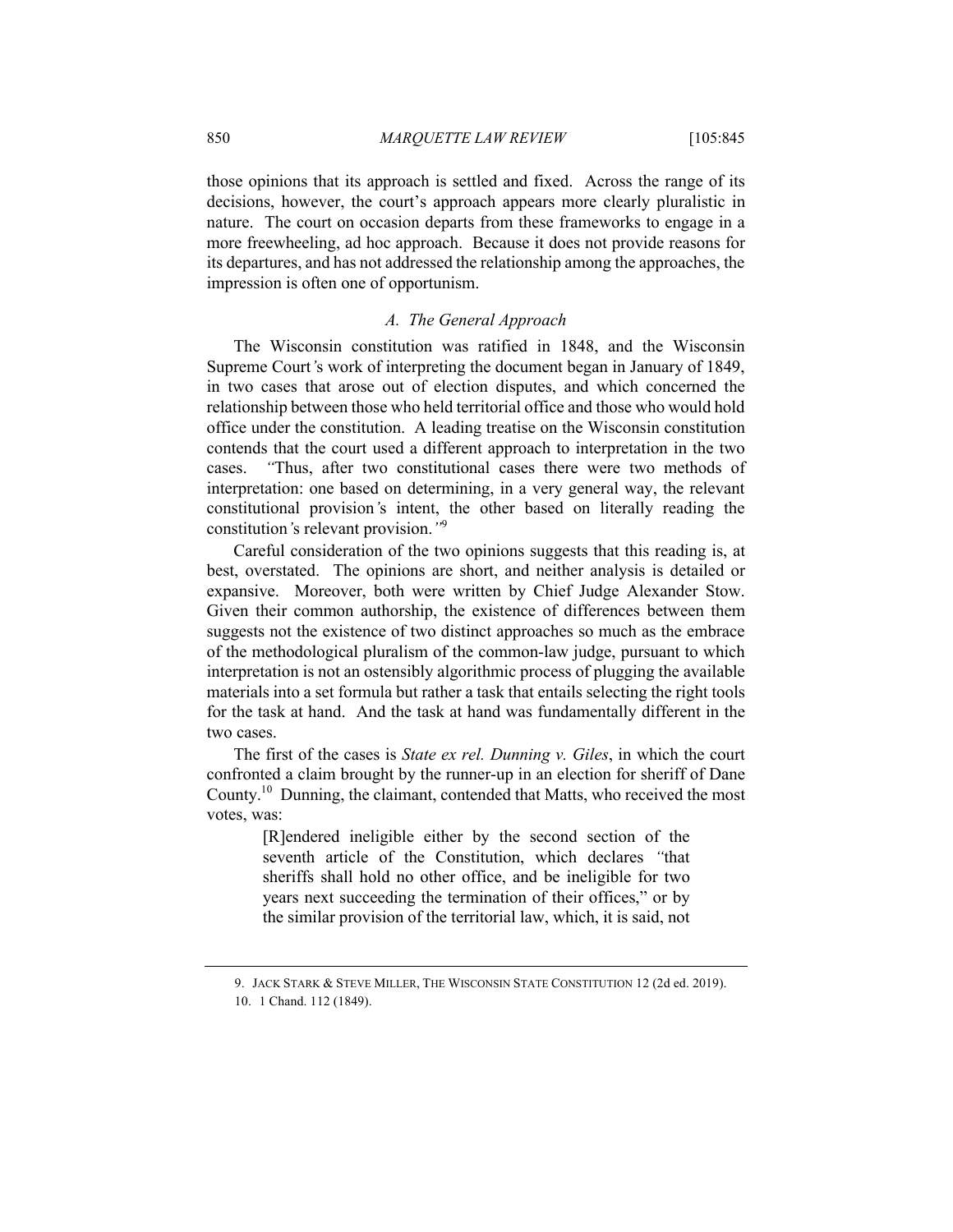those opinions that its approach is settled and fixed. Across the range of its decisions, however, the court's approach appears more clearly pluralistic in nature. The court on occasion departs from these frameworks to engage in a more freewheeling, ad hoc approach. Because it does not provide reasons for its departures, and has not addressed the relationship among the approaches, the impression is often one of opportunism.

### *A. The General Approach*

The Wisconsin constitution was ratified in 1848, and the Wisconsin Supreme Court's work of interpreting the document began in January of 1849, in two cases that arose out of election disputes, and which concerned the relationship between those who held territorial office and those who would hold office under the constitution. A leading treatise on the Wisconsin constitution contends that the court used a different approach to interpretation in the two cases. "Thus, after two constitutional cases there were two methods of interpretation: one based on determining, in a very general way, the relevant constitutional provision's intent, the other based on literally reading the constitution's relevant provision."[9]

Careful consideration of the two opinions suggests that this reading is, at best, overstated. The opinions are short, and neither analysis is detailed or expansive. Moreover, both were written by Chief Judge Alexander Stow. Given their common authorship, the existence of differences between them suggests not the existence of two distinct approaches so much as the embrace of the methodological pluralism of the common-law judge, pursuant to which interpretation is not an ostensibly algorithmic process of plugging the available materials into a set formula but rather a task that entails selecting the right tools for the task at hand. And the task at hand was fundamentally different in the two cases.

The first of the cases is *State ex rel. Dunning v. Giles*, in which the court confronted a claim brought by the runner-up in an election for sheriff of Dane County.[10] Dunning, the claimant, contended that Matts, who received the most votes, was:

> [R]endered ineligible either by the second section of the seventh article of the Constitution, which declares "that sheriffs shall hold no other office, and be ineligible for two years next succeeding the termination of their offices," or by the similar provision of the territorial law, which, it is said, not

9. JACK STARK & STEVE MILLER, THE WISCONSIN STATE CONSTITUTION 12 (2d ed. 2019).

10. 1 Chand. 112 (1849).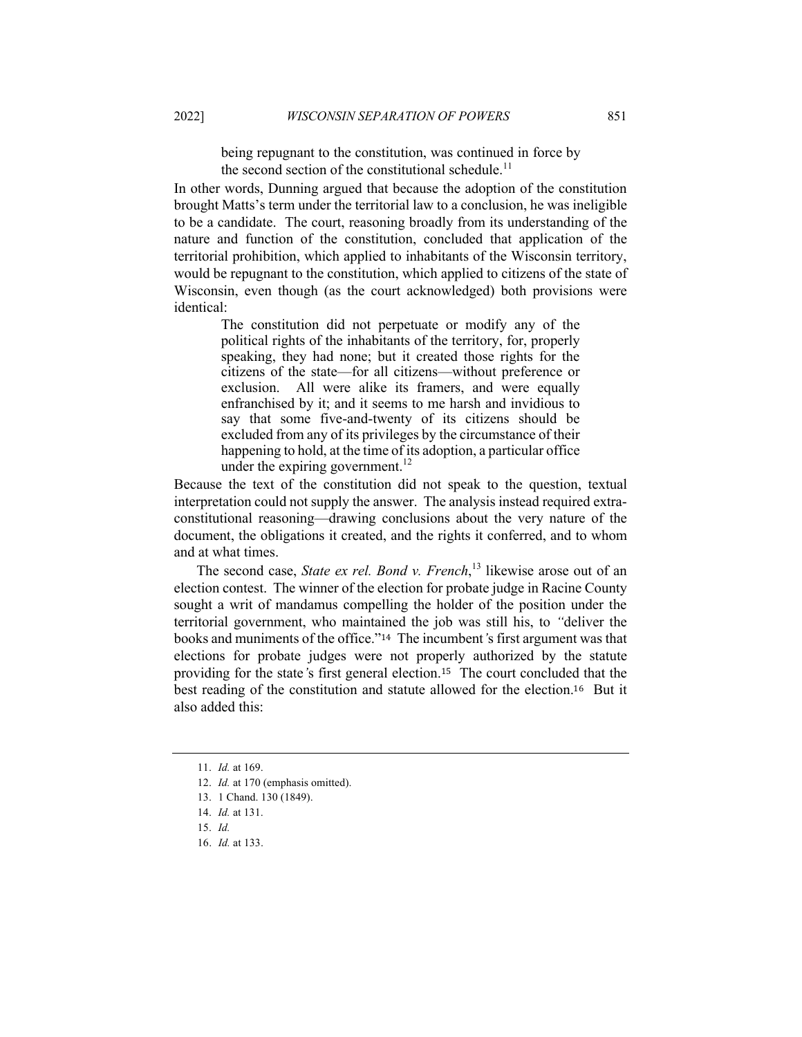> being repugnant to the constitution, was continued in force by the second section of the constitutional schedule.[11]

In other words, Dunning argued that because the adoption of the constitution brought Matts's term under the territorial law to a conclusion, he was ineligible to be a candidate. The court, reasoning broadly from its understanding of the nature and function of the constitution, concluded that application of the territorial prohibition, which applied to inhabitants of the Wisconsin territory, would be repugnant to the constitution, which applied to citizens of the state of Wisconsin, even though (as the court acknowledged) both provisions were identical:

> The constitution did not perpetuate or modify any of the political rights of the inhabitants of the territory, for, properly speaking, they had none; but it created those rights for the citizens of the state—for all citizens—without preference or exclusion. All were alike its framers, and were equally enfranchised by it; and it seems to me harsh and invidious to say that some five-and-twenty of its citizens should be excluded from any of its privileges by the circumstance of their happening to hold, at the time of its adoption, a particular office under the expiring government.[12]

Because the text of the constitution did not speak to the question, textual interpretation could not supply the answer. The analysis instead required extra-constitutional reasoning—drawing conclusions about the very nature of the document, the obligations it created, and the rights it conferred, and to whom and at what times.

The second case, *State ex rel. Bond v. French*,[13] likewise arose out of an election contest. The winner of the election for probate judge in Racine County sought a writ of mandamus compelling the holder of the position under the territorial government, who maintained the job was still his, to "deliver the books and muniments of the office."[14] The incumbent's first argument was that elections for probate judges were not properly authorized by the statute providing for the state's first general election.[15] The court concluded that the best reading of the constitution and statute allowed for the election.[16] But it also added this:

---

11. *Id.* at 169.
12. *Id.* at 170 (emphasis omitted).
13. 1 Chand. 130 (1849).
14. *Id.* at 131.
15. *Id.*
16. *Id.* at 133.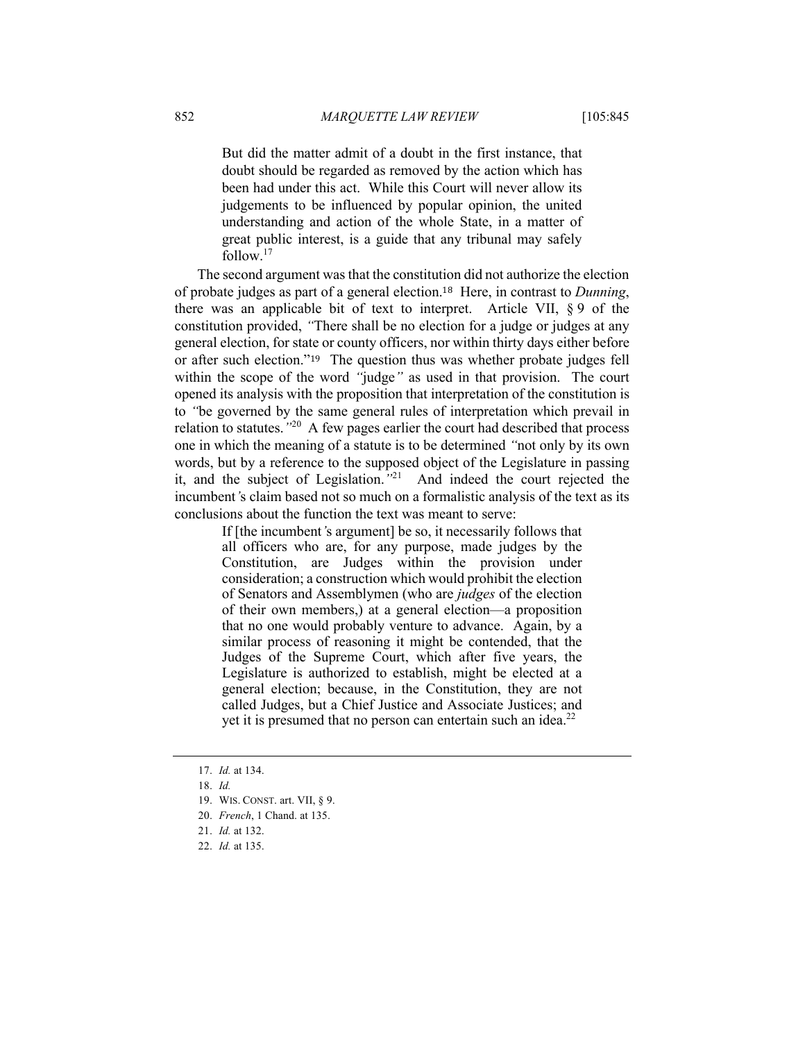> But did the matter admit of a doubt in the first instance, that doubt should be regarded as removed by the action which has been had under this act. While this Court will never allow its judgements to be influenced by popular opinion, the united understanding and action of the whole State, in a matter of great public interest, is a guide that any tribunal may safely follow.[17]

The second argument was that the constitution did not authorize the election of probate judges as part of a general election.[18] Here, in contrast to *Dunning*, there was an applicable bit of text to interpret. Article VII, § 9 of the constitution provided, "There shall be no election for a judge or judges at any general election, for state or county officers, nor within thirty days either before or after such election."[19] The question thus was whether probate judges fell within the scope of the word "judge" as used in that provision. The court opened its analysis with the proposition that interpretation of the constitution is to "be governed by the same general rules of interpretation which prevail in relation to statutes."[20] A few pages earlier the court had described that process one in which the meaning of a statute is to be determined "not only by its own words, but by a reference to the supposed object of the Legislature in passing it, and the subject of Legislation."[21] And indeed the court rejected the incumbent's claim based not so much on a formalistic analysis of the text as its conclusions about the function the text was meant to serve:

> If [the incumbent's argument] be so, it necessarily follows that all officers who are, for any purpose, made judges by the Constitution, are Judges within the provision under consideration; a construction which would prohibit the election of Senators and Assemblymen (who are *judges* of the election of their own members,) at a general election—a proposition that no one would probably venture to advance. Again, by a similar process of reasoning it might be contended, that the Judges of the Supreme Court, which after five years, the Legislature is authorized to establish, might be elected at a general election; because, in the Constitution, they are not called Judges, but a Chief Justice and Associate Justices; and yet it is presumed that no person can entertain such an idea.[22]

---

17. *Id.* at 134.
18. *Id.*
19. WIS. CONST. art. VII, § 9.
20. *French*, 1 Chand. at 135.
21. *Id.* at 132.
22. *Id.* at 135.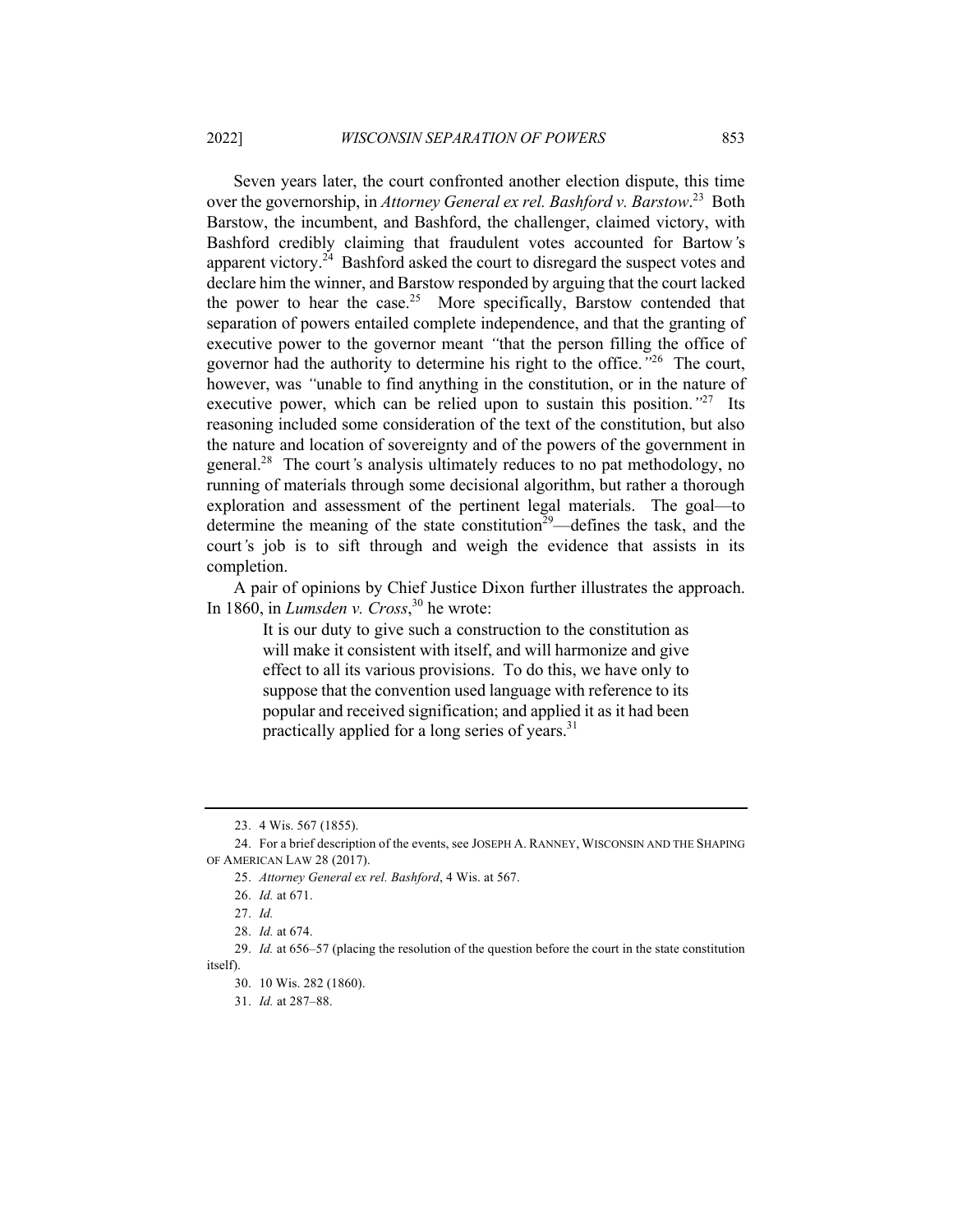Seven years later, the court confronted another election dispute, this time over the governorship, in *Attorney General ex rel. Bashford v. Barstow*.[23] Both Barstow, the incumbent, and Bashford, the challenger, claimed victory, with Bashford credibly claiming that fraudulent votes accounted for Bartow's apparent victory.[24] Bashford asked the court to disregard the suspect votes and declare him the winner, and Barstow responded by arguing that the court lacked the power to hear the case.[25] More specifically, Barstow contended that separation of powers entailed complete independence, and that the granting of executive power to the governor meant "that the person filling the office of governor had the authority to determine his right to the office."[26] The court, however, was "unable to find anything in the constitution, or in the nature of executive power, which can be relied upon to sustain this position."[27] Its reasoning included some consideration of the text of the constitution, but also the nature and location of sovereignty and of the powers of the government in general.[28] The court's analysis ultimately reduces to no pat methodology, no running of materials through some decisional algorithm, but rather a thorough exploration and assessment of the pertinent legal materials. The goal—to determine the meaning of the state constitution[29]—defines the task, and the court's job is to sift through and weigh the evidence that assists in its completion.

A pair of opinions by Chief Justice Dixon further illustrates the approach. In 1860, in *Lumsden v. Cross*,[30] he wrote:

> It is our duty to give such a construction to the constitution as will make it consistent with itself, and will harmonize and give effect to all its various provisions. To do this, we have only to suppose that the convention used language with reference to its popular and received signification; and applied it as it had been practically applied for a long series of years.[31]

---

23. 4 Wis. 567 (1855).

24. For a brief description of the events, see JOSEPH A. RANNEY, WISCONSIN AND THE SHAPING OF AMERICAN LAW 28 (2017).

25. *Attorney General ex rel. Bashford*, 4 Wis. at 567.

26. *Id.* at 671.

27. *Id.*

28. *Id.* at 674.

29. *Id.* at 656–57 (placing the resolution of the question before the court in the state constitution itself).

30. 10 Wis. 282 (1860).

31. *Id.* at 287–88.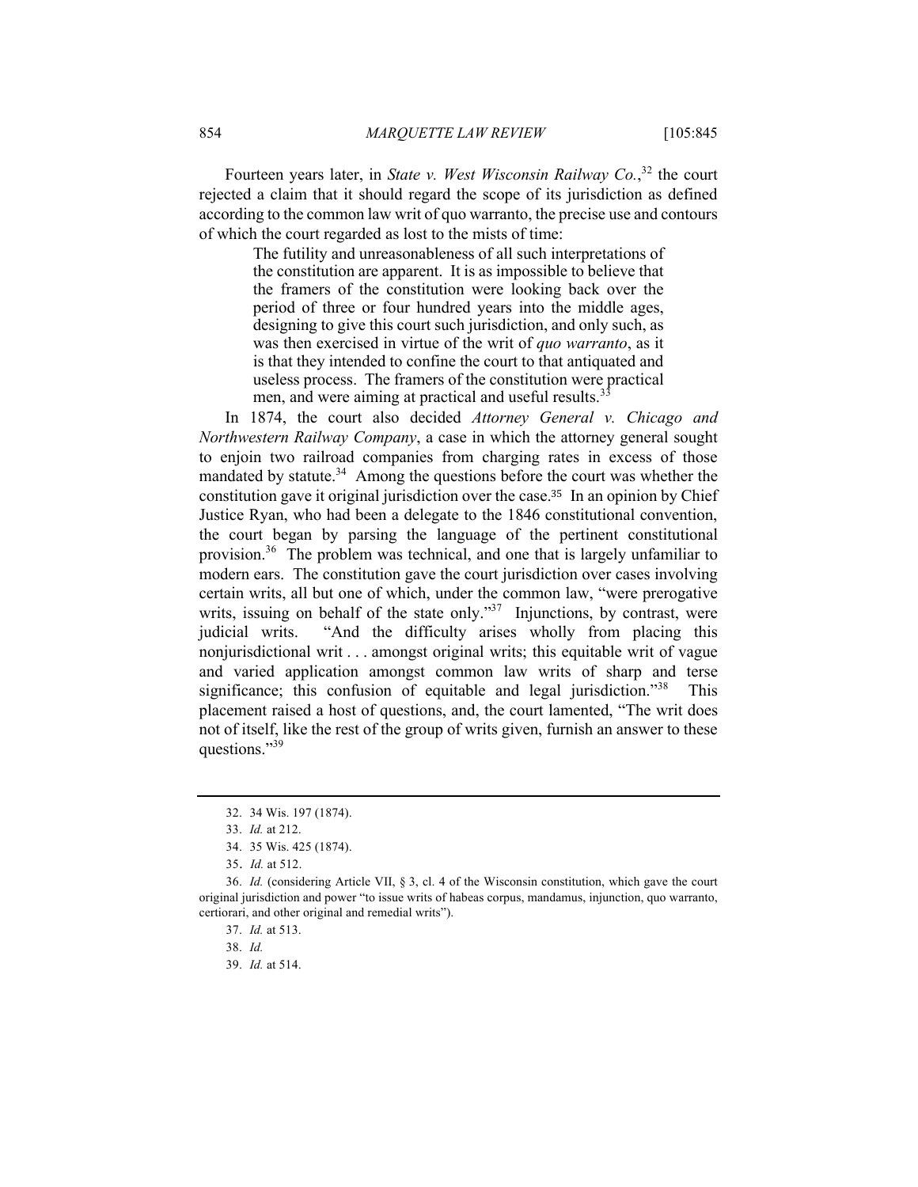Fourteen years later, in *State v. West Wisconsin Railway Co.*,[32] the court rejected a claim that it should regard the scope of its jurisdiction as defined according to the common law writ of quo warranto, the precise use and contours of which the court regarded as lost to the mists of time:

> The futility and unreasonableness of all such interpretations of the constitution are apparent. It is as impossible to believe that the framers of the constitution were looking back over the period of three or four hundred years into the middle ages, designing to give this court such jurisdiction, and only such, as was then exercised in virtue of the writ of *quo warranto*, as it is that they intended to confine the court to that antiquated and useless process. The framers of the constitution were practical men, and were aiming at practical and useful results.[33]

In 1874, the court also decided *Attorney General v. Chicago and Northwestern Railway Company*, a case in which the attorney general sought to enjoin two railroad companies from charging rates in excess of those mandated by statute.[34] Among the questions before the court was whether the constitution gave it original jurisdiction over the case.[35] In an opinion by Chief Justice Ryan, who had been a delegate to the 1846 constitutional convention, the court began by parsing the language of the pertinent constitutional provision.[36] The problem was technical, and one that is largely unfamiliar to modern ears. The constitution gave the court jurisdiction over cases involving certain writs, all but one of which, under the common law, "were prerogative writs, issuing on behalf of the state only."[37] Injunctions, by contrast, were judicial writs. "And the difficulty arises wholly from placing this nonjurisdictional writ . . . amongst original writs; this equitable writ of vague and varied application amongst common law writs of sharp and terse significance; this confusion of equitable and legal jurisdiction."[38] This placement raised a host of questions, and, the court lamented, "The writ does not of itself, like the rest of the group of writs given, furnish an answer to these questions."[39]

---

32. 34 Wis. 197 (1874).

33. *Id.* at 212.

34. 35 Wis. 425 (1874).

35. *Id.* at 512.

36. *Id.* (considering Article VII, § 3, cl. 4 of the Wisconsin constitution, which gave the court original jurisdiction and power "to issue writs of habeas corpus, mandamus, injunction, quo warranto, certiorari, and other original and remedial writs").

37. *Id.* at 513.

38. *Id.*

39. *Id.* at 514.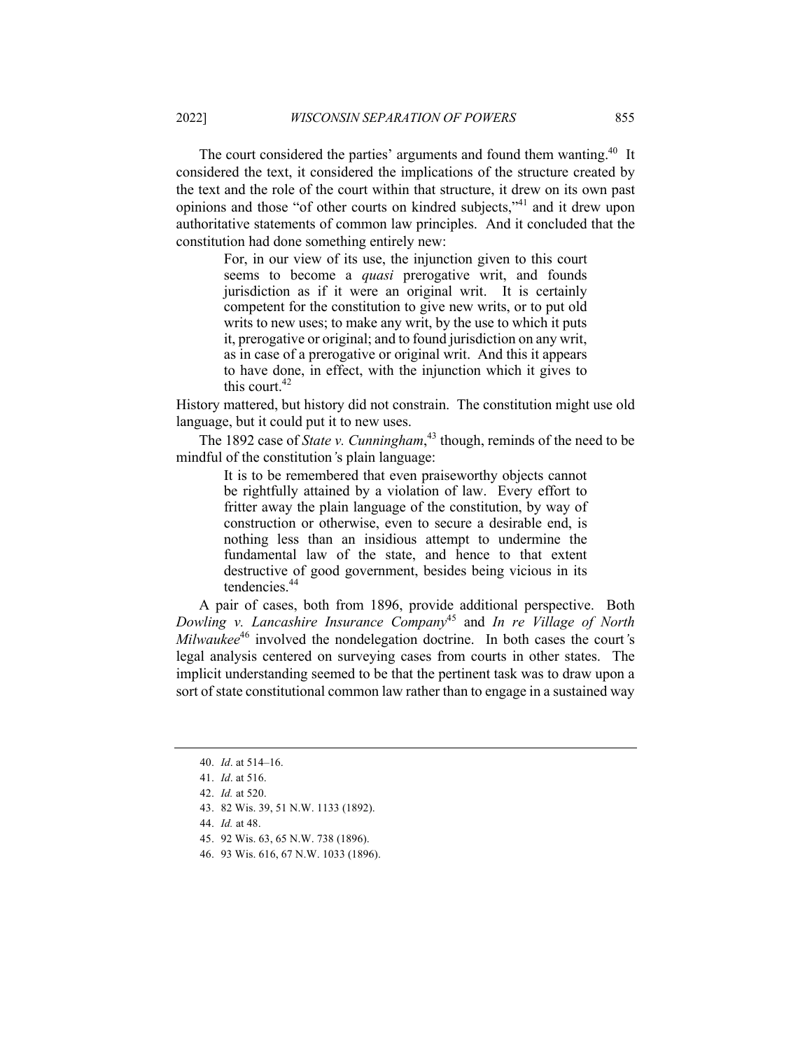The court considered the parties' arguments and found them wanting.[40] It considered the text, it considered the implications of the structure created by the text and the role of the court within that structure, it drew on its own past opinions and those "of other courts on kindred subjects,"[41] and it drew upon authoritative statements of common law principles. And it concluded that the constitution had done something entirely new:

> For, in our view of its use, the injunction given to this court seems to become a *quasi* prerogative writ, and founds jurisdiction as if it were an original writ. It is certainly competent for the constitution to give new writs, or to put old writs to new uses; to make any writ, by the use to which it puts it, prerogative or original; and to found jurisdiction on any writ, as in case of a prerogative or original writ. And this it appears to have done, in effect, with the injunction which it gives to this court.[42]

History mattered, but history did not constrain. The constitution might use old language, but it could put it to new uses.

The 1892 case of *State v. Cunningham*,[43] though, reminds of the need to be mindful of the constitution's plain language:

> It is to be remembered that even praiseworthy objects cannot be rightfully attained by a violation of law. Every effort to fritter away the plain language of the constitution, by way of construction or otherwise, even to secure a desirable end, is nothing less than an insidious attempt to undermine the fundamental law of the state, and hence to that extent destructive of good government, besides being vicious in its tendencies.[44]

A pair of cases, both from 1896, provide additional perspective. Both *Dowling v. Lancashire Insurance Company*[45] and *In re Village of North Milwaukee*[46] involved the nondelegation doctrine. In both cases the court's legal analysis centered on surveying cases from courts in other states. The implicit understanding seemed to be that the pertinent task was to draw upon a sort of state constitutional common law rather than to engage in a sustained way

---

40. *Id*. at 514–16.
41. *Id*. at 516.
42. *Id.* at 520.
43. 82 Wis. 39, 51 N.W. 1133 (1892).
44. *Id.* at 48.
45. 92 Wis. 63, 65 N.W. 738 (1896).
46. 93 Wis. 616, 67 N.W. 1033 (1896).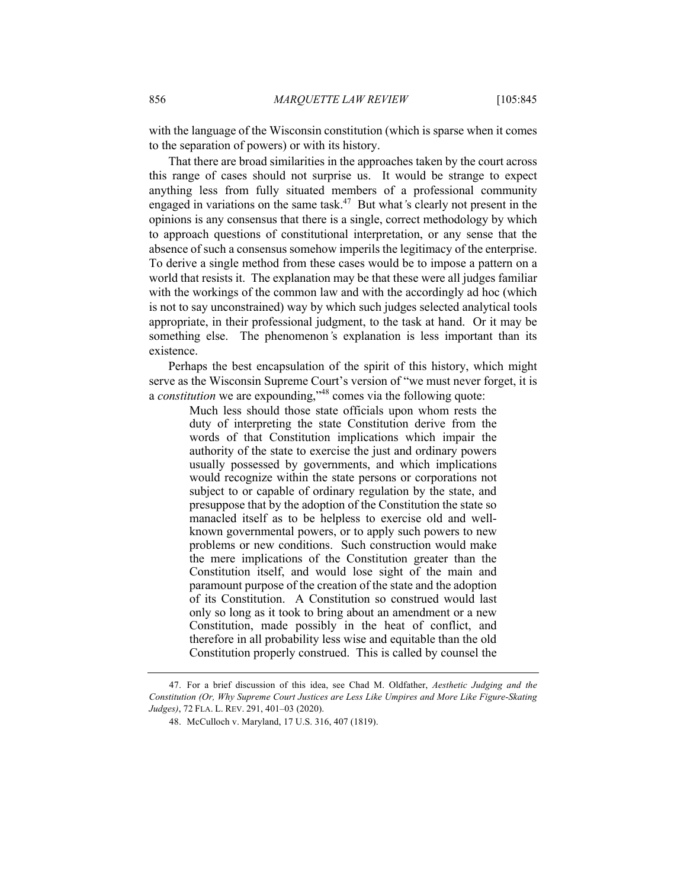with the language of the Wisconsin constitution (which is sparse when it comes to the separation of powers) or with its history.

That there are broad similarities in the approaches taken by the court across this range of cases should not surprise us. It would be strange to expect anything less from fully situated members of a professional community engaged in variations on the same task.[47] But what's clearly not present in the opinions is any consensus that there is a single, correct methodology by which to approach questions of constitutional interpretation, or any sense that the absence of such a consensus somehow imperils the legitimacy of the enterprise. To derive a single method from these cases would be to impose a pattern on a world that resists it. The explanation may be that these were all judges familiar with the workings of the common law and with the accordingly ad hoc (which is not to say unconstrained) way by which such judges selected analytical tools appropriate, in their professional judgment, to the task at hand. Or it may be something else. The phenomenon's explanation is less important than its existence.

Perhaps the best encapsulation of the spirit of this history, which might serve as the Wisconsin Supreme Court's version of "we must never forget, it is a *constitution* we are expounding,"[48] comes via the following quote:

> Much less should those state officials upon whom rests the duty of interpreting the state Constitution derive from the words of that Constitution implications which impair the authority of the state to exercise the just and ordinary powers usually possessed by governments, and which implications would recognize within the state persons or corporations not subject to or capable of ordinary regulation by the state, and presuppose that by the adoption of the Constitution the state so manacled itself as to be helpless to exercise old and well-known governmental powers, or to apply such powers to new problems or new conditions. Such construction would make the mere implications of the Constitution greater than the Constitution itself, and would lose sight of the main and paramount purpose of the creation of the state and the adoption of its Constitution. A Constitution so construed would last only so long as it took to bring about an amendment or a new Constitution, made possibly in the heat of conflict, and therefore in all probability less wise and equitable than the old Constitution properly construed. This is called by counsel the

47. For a brief discussion of this idea, see Chad M. Oldfather, *Aesthetic Judging and the Constitution (Or, Why Supreme Court Justices are Less Like Umpires and More Like Figure-Skating Judges)*, 72 FLA. L. REV. 291, 401–03 (2020).

48. McCulloch v. Maryland, 17 U.S. 316, 407 (1819).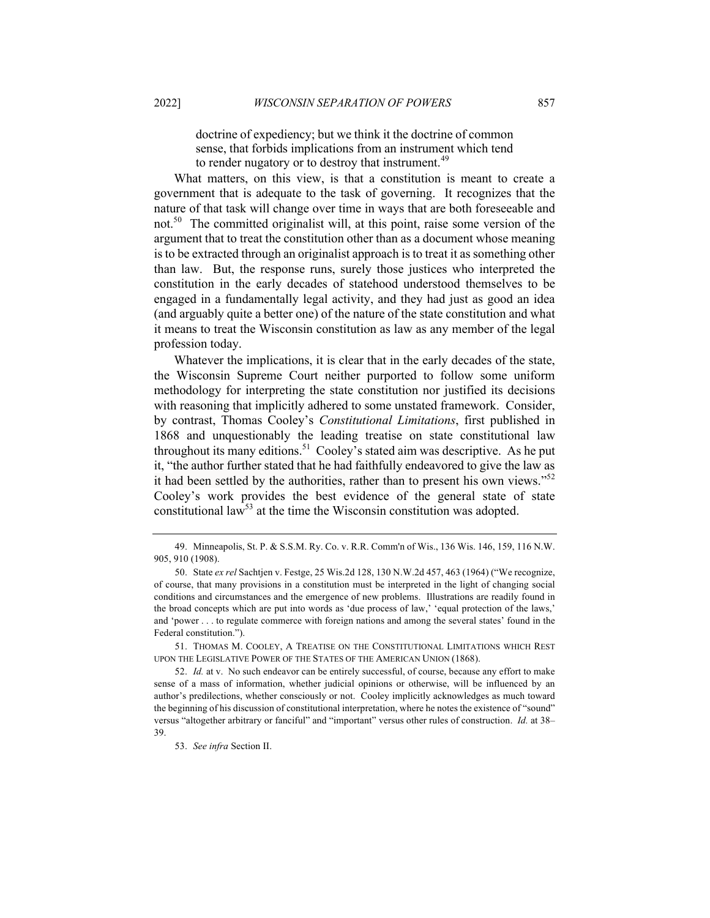> doctrine of expediency; but we think it the doctrine of common sense, that forbids implications from an instrument which tend to render nugatory or to destroy that instrument.[49]

What matters, on this view, is that a constitution is meant to create a government that is adequate to the task of governing. It recognizes that the nature of that task will change over time in ways that are both foreseeable and not.[50] The committed originalist will, at this point, raise some version of the argument that to treat the constitution other than as a document whose meaning is to be extracted through an originalist approach is to treat it as something other than law. But, the response runs, surely those justices who interpreted the constitution in the early decades of statehood understood themselves to be engaged in a fundamentally legal activity, and they had just as good an idea (and arguably quite a better one) of the nature of the state constitution and what it means to treat the Wisconsin constitution as law as any member of the legal profession today.

Whatever the implications, it is clear that in the early decades of the state, the Wisconsin Supreme Court neither purported to follow some uniform methodology for interpreting the state constitution nor justified its decisions with reasoning that implicitly adhered to some unstated framework. Consider, by contrast, Thomas Cooley's *Constitutional Limitations*, first published in 1868 and unquestionably the leading treatise on state constitutional law throughout its many editions.[51] Cooley's stated aim was descriptive. As he put it, "the author further stated that he had faithfully endeavored to give the law as it had been settled by the authorities, rather than to present his own views."[52] Cooley's work provides the best evidence of the general state of state constitutional law[53] at the time the Wisconsin constitution was adopted.

---

49. Minneapolis, St. P. & S.S.M. Ry. Co. v. R.R. Comm'n of Wis., 136 Wis. 146, 159, 116 N.W. 905, 910 (1908).

50. State *ex rel* Sachtjen v. Festge, 25 Wis.2d 128, 130 N.W.2d 457, 463 (1964) ("We recognize, of course, that many provisions in a constitution must be interpreted in the light of changing social conditions and circumstances and the emergence of new problems. Illustrations are readily found in the broad concepts which are put into words as 'due process of law,' 'equal protection of the laws,' and 'power . . . to regulate commerce with foreign nations and among the several states' found in the Federal constitution.").

51. THOMAS M. COOLEY, A TREATISE ON THE CONSTITUTIONAL LIMITATIONS WHICH REST UPON THE LEGISLATIVE POWER OF THE STATES OF THE AMERICAN UNION (1868).

52. *Id.* at v. No such endeavor can be entirely successful, of course, because any effort to make sense of a mass of information, whether judicial opinions or otherwise, will be influenced by an author's predilections, whether consciously or not. Cooley implicitly acknowledges as much toward the beginning of his discussion of constitutional interpretation, where he notes the existence of "sound" versus "altogether arbitrary or fanciful" and "important" versus other rules of construction. *Id.* at 38–39.

53. *See infra* Section II.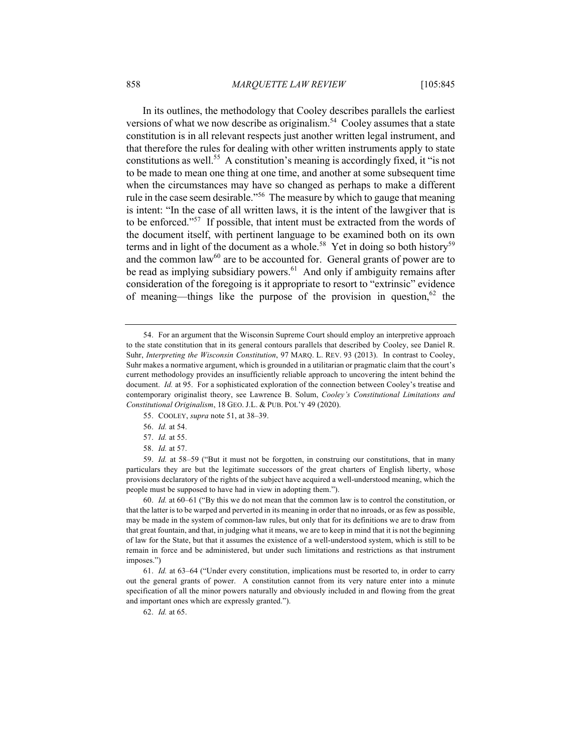In its outlines, the methodology that Cooley describes parallels the earliest versions of what we now describe as originalism.[54] Cooley assumes that a state constitution is in all relevant respects just another written legal instrument, and that therefore the rules for dealing with other written instruments apply to state constitutions as well.[55] A constitution's meaning is accordingly fixed, it "is not to be made to mean one thing at one time, and another at some subsequent time when the circumstances may have so changed as perhaps to make a different rule in the case seem desirable."[56] The measure by which to gauge that meaning is intent: "In the case of all written laws, it is the intent of the lawgiver that is to be enforced."[57] If possible, that intent must be extracted from the words of the document itself, with pertinent language to be examined both on its own terms and in light of the document as a whole.[58] Yet in doing so both history[59] and the common law[60] are to be accounted for. General grants of power are to be read as implying subsidiary powers.[61] And only if ambiguity remains after consideration of the foregoing is it appropriate to resort to "extrinsic" evidence of meaning—things like the purpose of the provision in question,[62] the

---

54. For an argument that the Wisconsin Supreme Court should employ an interpretive approach to the state constitution that in its general contours parallels that described by Cooley, see Daniel R. Suhr, *Interpreting the Wisconsin Constitution*, 97 MARQ. L. REV. 93 (2013). In contrast to Cooley, Suhr makes a normative argument, which is grounded in a utilitarian or pragmatic claim that the court's current methodology provides an insufficiently reliable approach to uncovering the intent behind the document. *Id.* at 95. For a sophisticated exploration of the connection between Cooley's treatise and contemporary originalist theory, see Lawrence B. Solum, *Cooley's Constitutional Limitations and Constitutional Originalism*, 18 GEO. J.L. & PUB. POL'Y 49 (2020).

55. COOLEY, *supra* note 51, at 38–39.

56. *Id.* at 54.

57. *Id.* at 55.

58. *Id.* at 57.

59. *Id.* at 58–59 ("But it must not be forgotten, in construing our constitutions, that in many particulars they are but the legitimate successors of the great charters of English liberty, whose provisions declaratory of the rights of the subject have acquired a well-understood meaning, which the people must be supposed to have had in view in adopting them.").

60. *Id.* at 60–61 ("By this we do not mean that the common law is to control the constitution, or that the latter is to be warped and perverted in its meaning in order that no inroads, or as few as possible, may be made in the system of common-law rules, but only that for its definitions we are to draw from that great fountain, and that, in judging what it means, we are to keep in mind that it is not the beginning of law for the State, but that it assumes the existence of a well-understood system, which is still to be remain in force and be administered, but under such limitations and restrictions as that instrument imposes.")

61. *Id.* at 63–64 ("Under every constitution, implications must be resorted to, in order to carry out the general grants of power. A constitution cannot from its very nature enter into a minute specification of all the minor powers naturally and obviously included in and flowing from the great and important ones which are expressly granted.").

62. *Id.* at 65.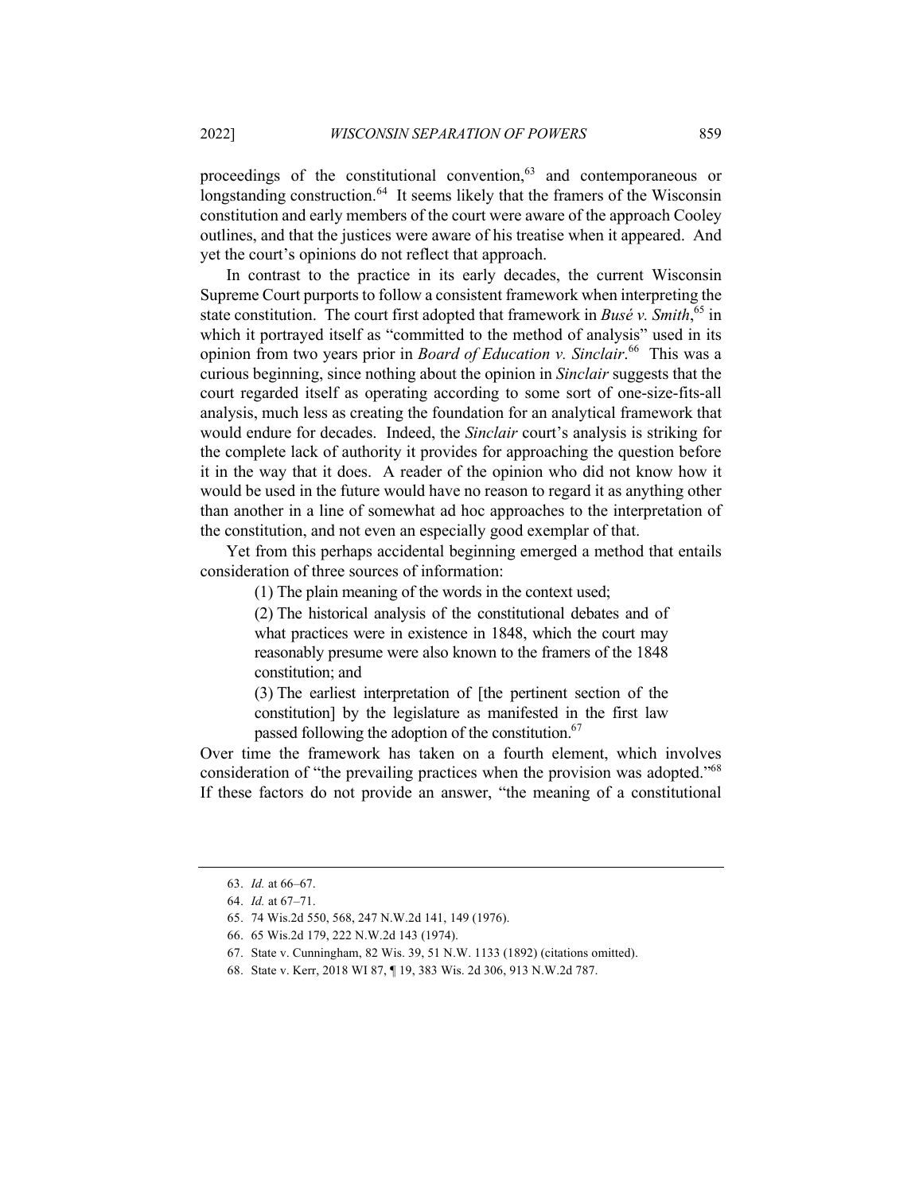proceedings of the constitutional convention,[63] and contemporaneous or longstanding construction.[64] It seems likely that the framers of the Wisconsin constitution and early members of the court were aware of the approach Cooley outlines, and that the justices were aware of his treatise when it appeared. And yet the court's opinions do not reflect that approach.

In contrast to the practice in its early decades, the current Wisconsin Supreme Court purports to follow a consistent framework when interpreting the state constitution. The court first adopted that framework in *Busé v. Smith*,[65] in which it portrayed itself as "committed to the method of analysis" used in its opinion from two years prior in *Board of Education v. Sinclair*.[66] This was a curious beginning, since nothing about the opinion in *Sinclair* suggests that the court regarded itself as operating according to some sort of one-size-fits-all analysis, much less as creating the foundation for an analytical framework that would endure for decades. Indeed, the *Sinclair* court's analysis is striking for the complete lack of authority it provides for approaching the question before it in the way that it does. A reader of the opinion who did not know how it would be used in the future would have no reason to regard it as anything other than another in a line of somewhat ad hoc approaches to the interpretation of the constitution, and not even an especially good exemplar of that.

Yet from this perhaps accidental beginning emerged a method that entails consideration of three sources of information:

> (1) The plain meaning of the words in the context used;
>
> (2) The historical analysis of the constitutional debates and of what practices were in existence in 1848, which the court may reasonably presume were also known to the framers of the 1848 constitution; and
>
> (3) The earliest interpretation of [the pertinent section of the constitution] by the legislature as manifested in the first law passed following the adoption of the constitution.[67]

Over time the framework has taken on a fourth element, which involves consideration of "the prevailing practices when the provision was adopted."[68] If these factors do not provide an answer, "the meaning of a constitutional

---

63. *Id.* at 66–67.

64. *Id.* at 67–71.

65. 74 Wis.2d 550, 568, 247 N.W.2d 141, 149 (1976).

66. 65 Wis.2d 179, 222 N.W.2d 143 (1974).

67. State v. Cunningham, 82 Wis. 39, 51 N.W. 1133 (1892) (citations omitted).

68. State v. Kerr, 2018 WI 87, ¶ 19, 383 Wis. 2d 306, 913 N.W.2d 787.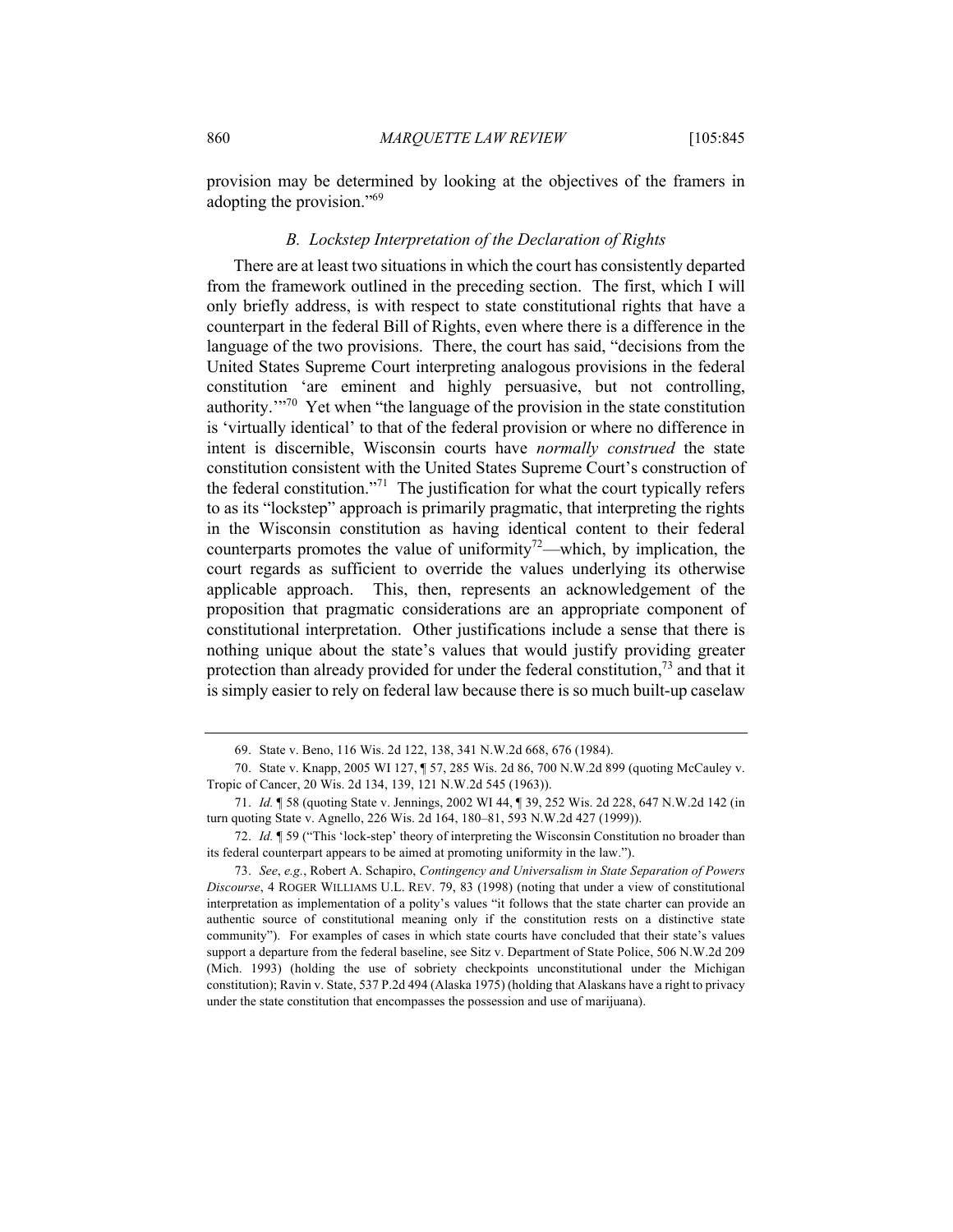provision may be determined by looking at the objectives of the framers in adopting the provision."[69]

### *B. Lockstep Interpretation of the Declaration of Rights*

There are at least two situations in which the court has consistently departed from the framework outlined in the preceding section. The first, which I will only briefly address, is with respect to state constitutional rights that have a counterpart in the federal Bill of Rights, even where there is a difference in the language of the two provisions. There, the court has said, "decisions from the United States Supreme Court interpreting analogous provisions in the federal constitution 'are eminent and highly persuasive, but not controlling, authority.'"[70] Yet when "the language of the provision in the state constitution is 'virtually identical' to that of the federal provision or where no difference in intent is discernible, Wisconsin courts have *normally construed* the state constitution consistent with the United States Supreme Court's construction of the federal constitution."[71] The justification for what the court typically refers to as its "lockstep" approach is primarily pragmatic, that interpreting the rights in the Wisconsin constitution as having identical content to their federal counterparts promotes the value of uniformity[72]—which, by implication, the court regards as sufficient to override the values underlying its otherwise applicable approach. This, then, represents an acknowledgement of the proposition that pragmatic considerations are an appropriate component of constitutional interpretation. Other justifications include a sense that there is nothing unique about the state's values that would justify providing greater protection than already provided for under the federal constitution,[73] and that it is simply easier to rely on federal law because there is so much built-up caselaw

---

69. State v. Beno, 116 Wis. 2d 122, 138, 341 N.W.2d 668, 676 (1984).

70. State v. Knapp, 2005 WI 127, ¶ 57, 285 Wis. 2d 86, 700 N.W.2d 899 (quoting McCauley v. Tropic of Cancer, 20 Wis. 2d 134, 139, 121 N.W.2d 545 (1963)).

71. *Id.* ¶ 58 (quoting State v. Jennings, 2002 WI 44, ¶ 39, 252 Wis. 2d 228, 647 N.W.2d 142 (in turn quoting State v. Agnello, 226 Wis. 2d 164, 180–81, 593 N.W.2d 427 (1999)).

72. *Id.* ¶ 59 ("This 'lock-step' theory of interpreting the Wisconsin Constitution no broader than its federal counterpart appears to be aimed at promoting uniformity in the law.").

73. *See*, *e.g.*, Robert A. Schapiro, *Contingency and Universalism in State Separation of Powers Discourse*, 4 ROGER WILLIAMS U.L. REV. 79, 83 (1998) (noting that under a view of constitutional interpretation as implementation of a polity's values "it follows that the state charter can provide an authentic source of constitutional meaning only if the constitution rests on a distinctive state community"). For examples of cases in which state courts have concluded that their state's values support a departure from the federal baseline, see Sitz v. Department of State Police, 506 N.W.2d 209 (Mich. 1993) (holding the use of sobriety checkpoints unconstitutional under the Michigan constitution); Ravin v. State, 537 P.2d 494 (Alaska 1975) (holding that Alaskans have a right to privacy under the state constitution that encompasses the possession and use of marijuana).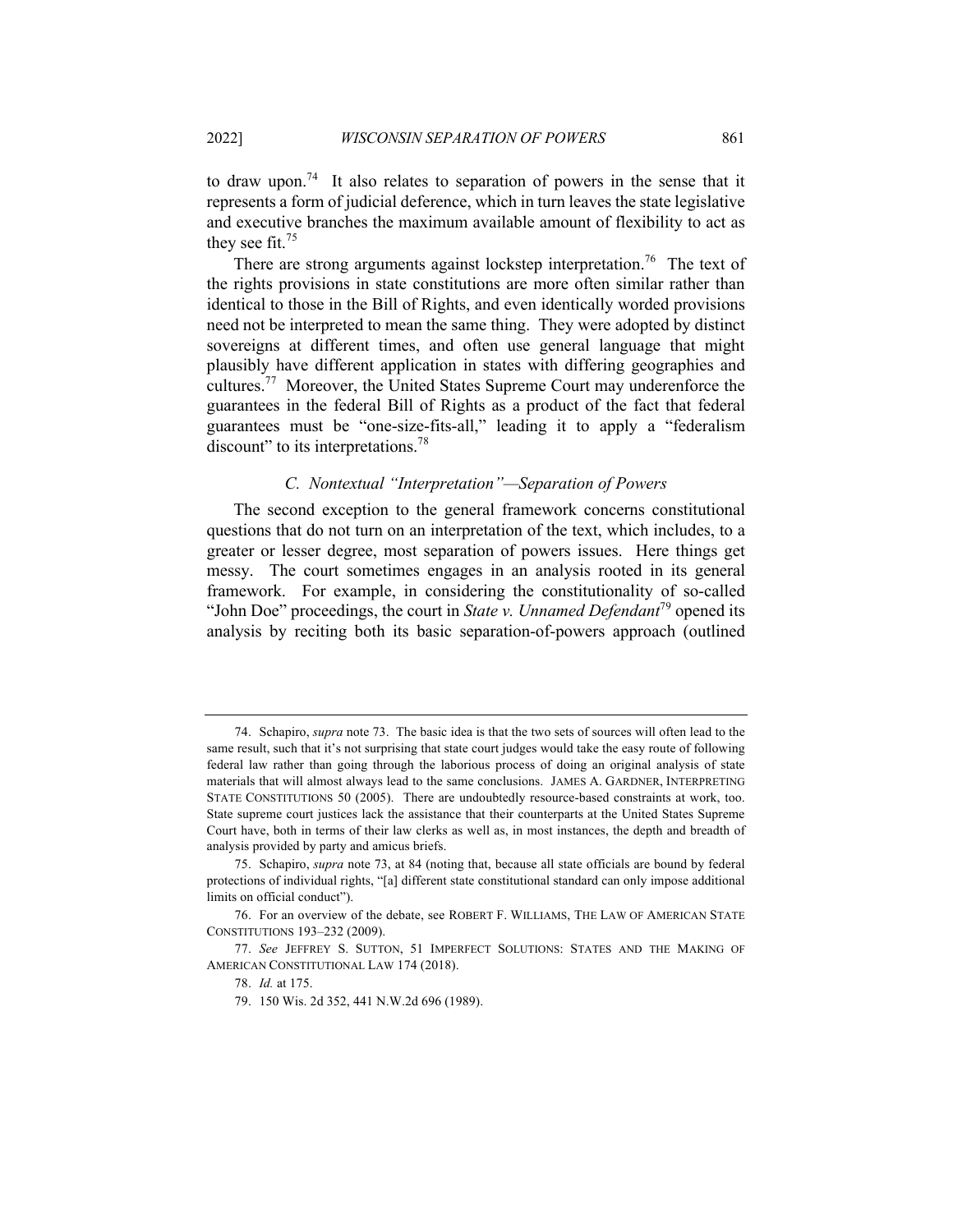to draw upon.[74] It also relates to separation of powers in the sense that it represents a form of judicial deference, which in turn leaves the state legislative and executive branches the maximum available amount of flexibility to act as they see fit.[75]

There are strong arguments against lockstep interpretation.[76] The text of the rights provisions in state constitutions are more often similar rather than identical to those in the Bill of Rights, and even identically worded provisions need not be interpreted to mean the same thing. They were adopted by distinct sovereigns at different times, and often use general language that might plausibly have different application in states with differing geographies and cultures.[77] Moreover, the United States Supreme Court may underenforce the guarantees in the federal Bill of Rights as a product of the fact that federal guarantees must be "one-size-fits-all," leading it to apply a "federalism discount" to its interpretations.[78]

### *C. Nontextual "Interpretation"—Separation of Powers*

The second exception to the general framework concerns constitutional questions that do not turn on an interpretation of the text, which includes, to a greater or lesser degree, most separation of powers issues. Here things get messy. The court sometimes engages in an analysis rooted in its general framework. For example, in considering the constitutionality of so-called "John Doe" proceedings, the court in *State v. Unnamed Defendant*[79] opened its analysis by reciting both its basic separation-of-powers approach (outlined

---

74. Schapiro, *supra* note 73. The basic idea is that the two sets of sources will often lead to the same result, such that it's not surprising that state court judges would take the easy route of following federal law rather than going through the laborious process of doing an original analysis of state materials that will almost always lead to the same conclusions. JAMES A. GARDNER, INTERPRETING STATE CONSTITUTIONS 50 (2005). There are undoubtedly resource-based constraints at work, too. State supreme court justices lack the assistance that their counterparts at the United States Supreme Court have, both in terms of their law clerks as well as, in most instances, the depth and breadth of analysis provided by party and amicus briefs.

75. Schapiro, *supra* note 73, at 84 (noting that, because all state officials are bound by federal protections of individual rights, "[a] different state constitutional standard can only impose additional limits on official conduct").

76. For an overview of the debate, see ROBERT F. WILLIAMS, THE LAW OF AMERICAN STATE CONSTITUTIONS 193–232 (2009).

77. *See* JEFFREY S. SUTTON, 51 IMPERFECT SOLUTIONS: STATES AND THE MAKING OF AMERICAN CONSTITUTIONAL LAW 174 (2018).

78. *Id.* at 175.

79. 150 Wis. 2d 352, 441 N.W.2d 696 (1989).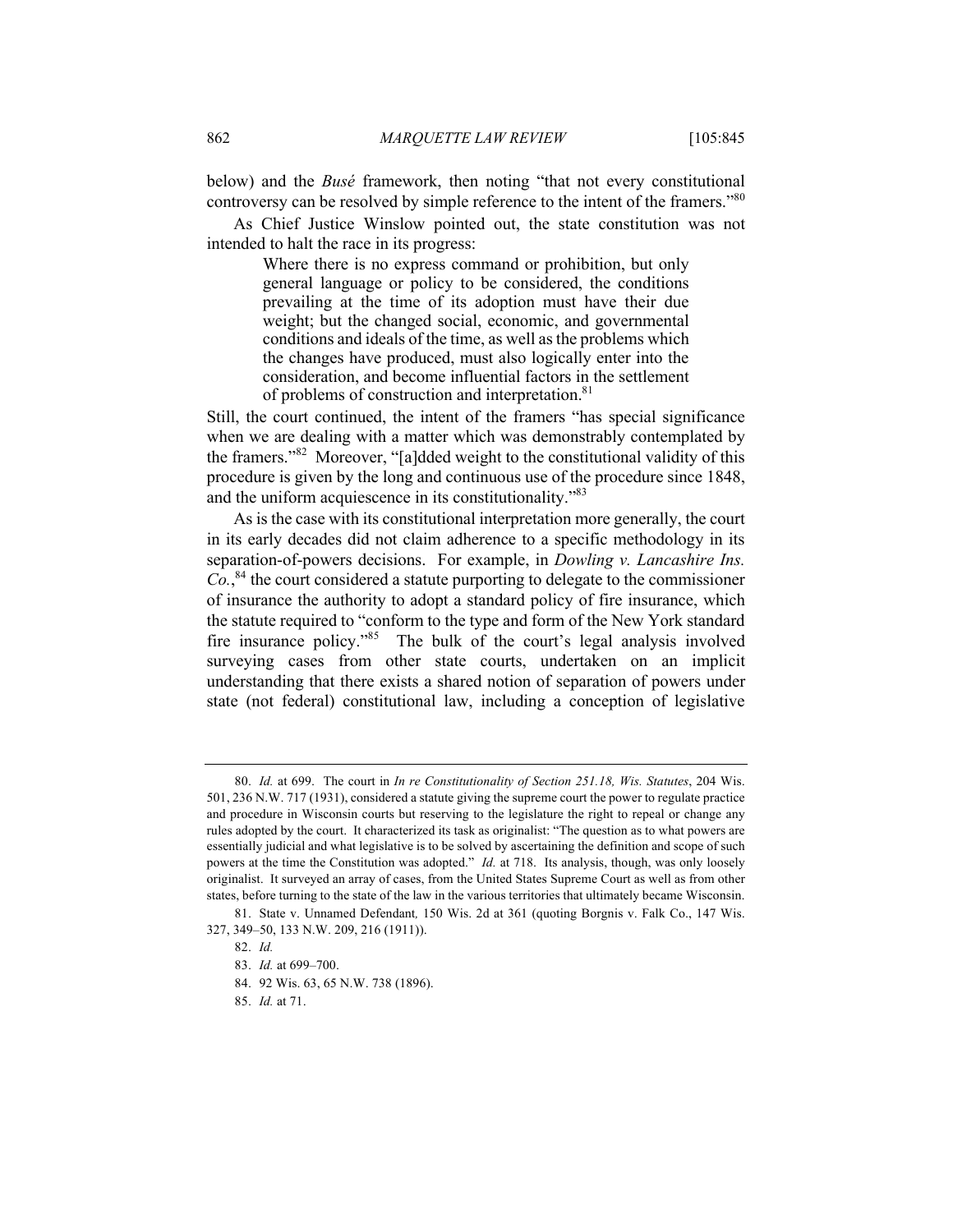below) and the *Busé* framework, then noting "that not every constitutional controversy can be resolved by simple reference to the intent of the framers."[80]

As Chief Justice Winslow pointed out, the state constitution was not intended to halt the race in its progress:

> Where there is no express command or prohibition, but only general language or policy to be considered, the conditions prevailing at the time of its adoption must have their due weight; but the changed social, economic, and governmental conditions and ideals of the time, as well as the problems which the changes have produced, must also logically enter into the consideration, and become influential factors in the settlement of problems of construction and interpretation.[81]

Still, the court continued, the intent of the framers "has special significance when we are dealing with a matter which was demonstrably contemplated by the framers."[82] Moreover, "[a]dded weight to the constitutional validity of this procedure is given by the long and continuous use of the procedure since 1848, and the uniform acquiescence in its constitutionality."[83]

As is the case with its constitutional interpretation more generally, the court in its early decades did not claim adherence to a specific methodology in its separation-of-powers decisions. For example, in *Dowling v. Lancashire Ins. Co.*,[84] the court considered a statute purporting to delegate to the commissioner of insurance the authority to adopt a standard policy of fire insurance, which the statute required to "conform to the type and form of the New York standard fire insurance policy."[85] The bulk of the court's legal analysis involved surveying cases from other state courts, undertaken on an implicit understanding that there exists a shared notion of separation of powers under state (not federal) constitutional law, including a conception of legislative

---

80. *Id.* at 699. The court in *In re Constitutionality of Section 251.18, Wis. Statutes*, 204 Wis. 501, 236 N.W. 717 (1931), considered a statute giving the supreme court the power to regulate practice and procedure in Wisconsin courts but reserving to the legislature the right to repeal or change any rules adopted by the court. It characterized its task as originalist: "The question as to what powers are essentially judicial and what legislative is to be solved by ascertaining the definition and scope of such powers at the time the Constitution was adopted." *Id.* at 718. Its analysis, though, was only loosely originalist. It surveyed an array of cases, from the United States Supreme Court as well as from other states, before turning to the state of the law in the various territories that ultimately became Wisconsin.

81. State v. Unnamed Defendant*,* 150 Wis. 2d at 361 (quoting Borgnis v. Falk Co., 147 Wis. 327, 349–50, 133 N.W. 209, 216 (1911)).

82. *Id.*

83. *Id.* at 699–700.

84. 92 Wis. 63, 65 N.W. 738 (1896).

85. *Id.* at 71.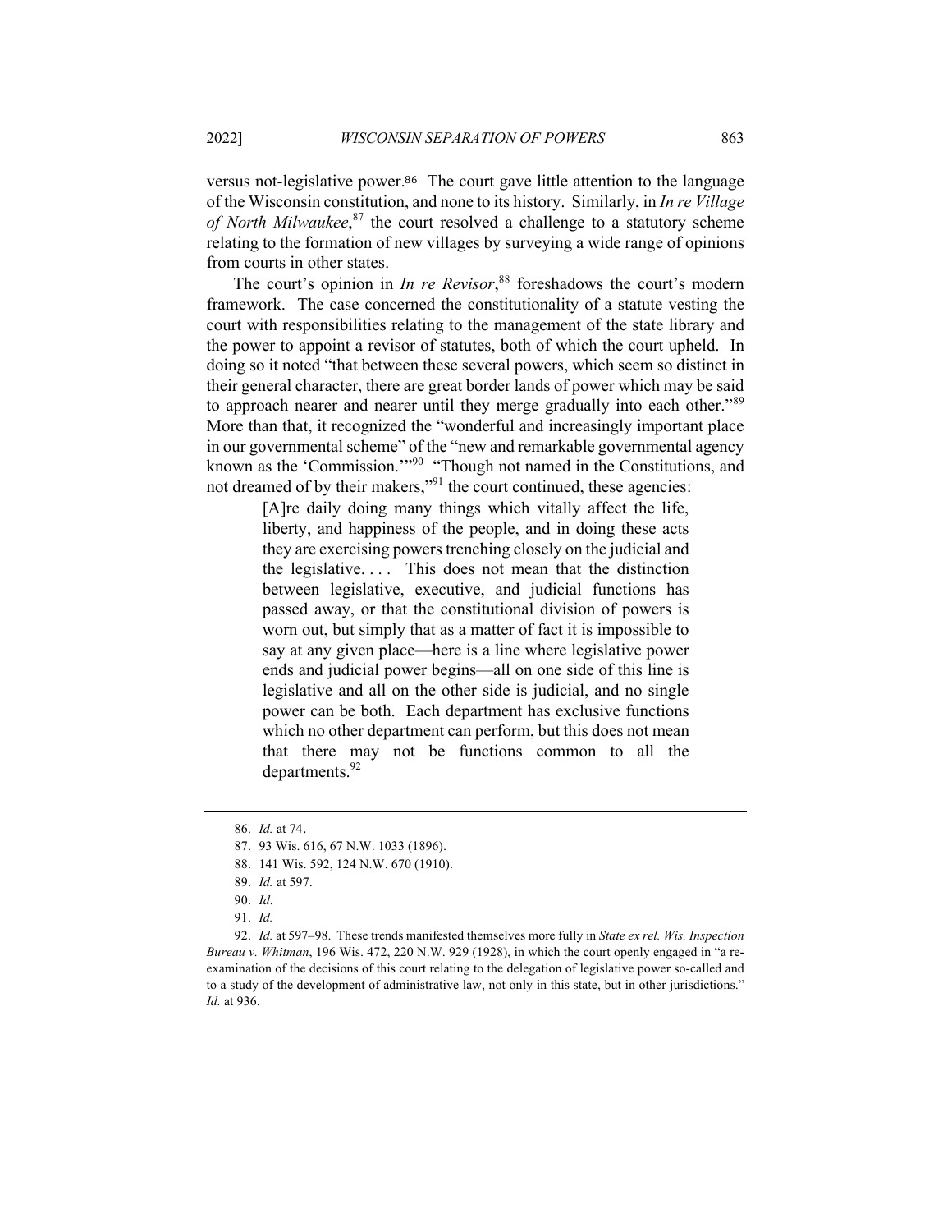versus not-legislative power.[86] The court gave little attention to the language of the Wisconsin constitution, and none to its history. Similarly, in *In re Village of North Milwaukee*,[87] the court resolved a challenge to a statutory scheme relating to the formation of new villages by surveying a wide range of opinions from courts in other states.

The court's opinion in *In re Revisor*,[88] foreshadows the court's modern framework. The case concerned the constitutionality of a statute vesting the court with responsibilities relating to the management of the state library and the power to appoint a revisor of statutes, both of which the court upheld. In doing so it noted "that between these several powers, which seem so distinct in their general character, there are great border lands of power which may be said to approach nearer and nearer until they merge gradually into each other."[89] More than that, it recognized the "wonderful and increasingly important place in our governmental scheme" of the "new and remarkable governmental agency known as the 'Commission.'"[90] "Though not named in the Constitutions, and not dreamed of by their makers,"[91] the court continued, these agencies:

> [A]re daily doing many things which vitally affect the life, liberty, and happiness of the people, and in doing these acts they are exercising powers trenching closely on the judicial and the legislative. . . . This does not mean that the distinction between legislative, executive, and judicial functions has passed away, or that the constitutional division of powers is worn out, but simply that as a matter of fact it is impossible to say at any given place—here is a line where legislative power ends and judicial power begins—all on one side of this line is legislative and all on the other side is judicial, and no single power can be both. Each department has exclusive functions which no other department can perform, but this does not mean that there may not be functions common to all the departments.[92]

86. *Id.* at 74.

87. 93 Wis. 616, 67 N.W. 1033 (1896).

88. 141 Wis. 592, 124 N.W. 670 (1910).

89. *Id.* at 597.

90. *Id*.

91. *Id.*

92. *Id.* at 597–98. These trends manifested themselves more fully in *State ex rel. Wis. Inspection Bureau v. Whitman*, 196 Wis. 472, 220 N.W. 929 (1928), in which the court openly engaged in "a re-examination of the decisions of this court relating to the delegation of legislative power so-called and to a study of the development of administrative law, not only in this state, but in other jurisdictions." *Id.* at 936.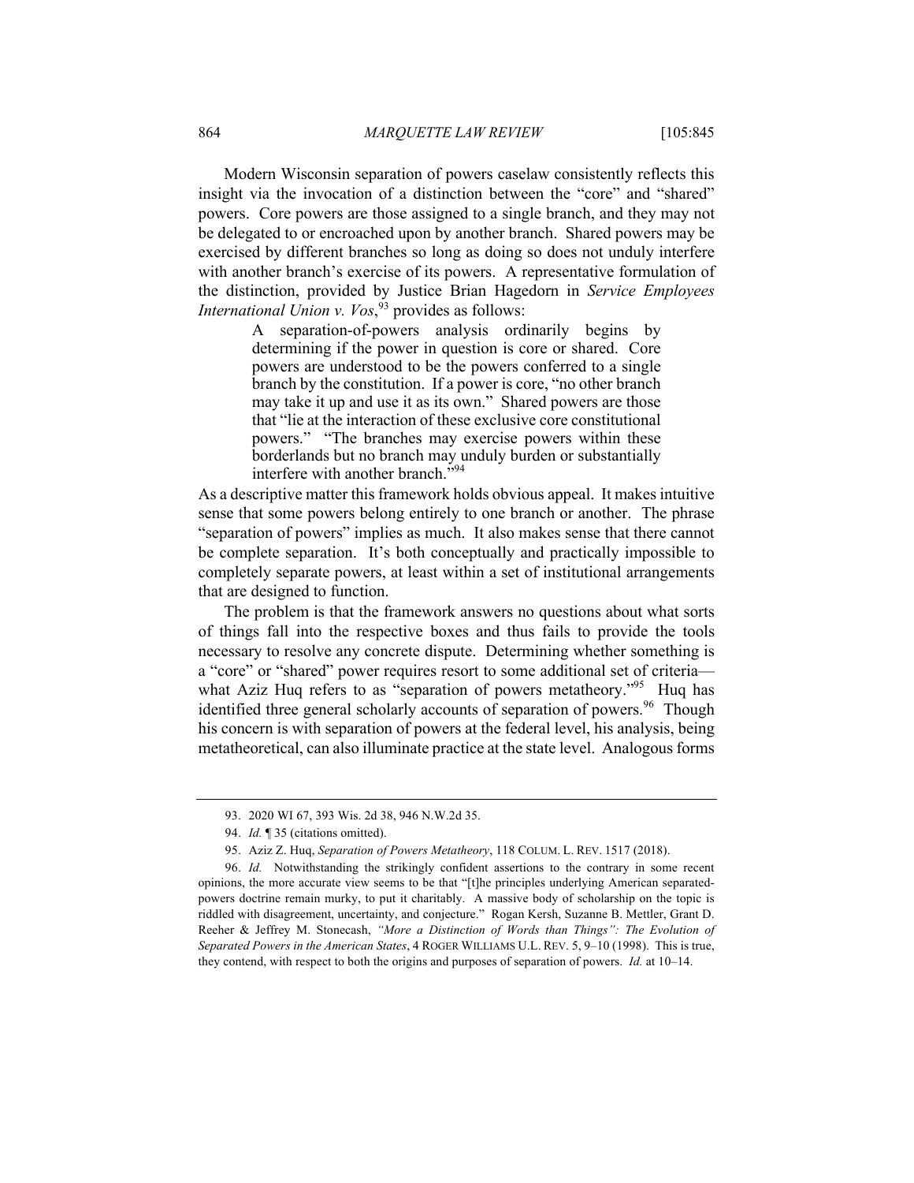Modern Wisconsin separation of powers caselaw consistently reflects this insight via the invocation of a distinction between the "core" and "shared" powers. Core powers are those assigned to a single branch, and they may not be delegated to or encroached upon by another branch. Shared powers may be exercised by different branches so long as doing so does not unduly interfere with another branch's exercise of its powers. A representative formulation of the distinction, provided by Justice Brian Hagedorn in *Service Employees International Union v. Vos*,[93] provides as follows:

> A separation-of-powers analysis ordinarily begins by determining if the power in question is core or shared. Core powers are understood to be the powers conferred to a single branch by the constitution. If a power is core, "no other branch may take it up and use it as its own." Shared powers are those that "lie at the interaction of these exclusive core constitutional powers." "The branches may exercise powers within these borderlands but no branch may unduly burden or substantially interfere with another branch."[94]

As a descriptive matter this framework holds obvious appeal. It makes intuitive sense that some powers belong entirely to one branch or another. The phrase "separation of powers" implies as much. It also makes sense that there cannot be complete separation. It's both conceptually and practically impossible to completely separate powers, at least within a set of institutional arrangements that are designed to function.

The problem is that the framework answers no questions about what sorts of things fall into the respective boxes and thus fails to provide the tools necessary to resolve any concrete dispute. Determining whether something is a "core" or "shared" power requires resort to some additional set of criteria—what Aziz Huq refers to as "separation of powers metatheory."[95] Huq has identified three general scholarly accounts of separation of powers.[96] Though his concern is with separation of powers at the federal level, his analysis, being metatheoretical, can also illuminate practice at the state level. Analogous forms

---

93. 2020 WI 67, 393 Wis. 2d 38, 946 N.W.2d 35.

94. *Id.* ¶ 35 (citations omitted).

95. Aziz Z. Huq, *Separation of Powers Metatheory*, 118 COLUM. L. REV. 1517 (2018).

96. *Id.* Notwithstanding the strikingly confident assertions to the contrary in some recent opinions, the more accurate view seems to be that "[t]he principles underlying American separated-powers doctrine remain murky, to put it charitably. A massive body of scholarship on the topic is riddled with disagreement, uncertainty, and conjecture." Rogan Kersh, Suzanne B. Mettler, Grant D. Reeher & Jeffrey M. Stonecash, *"More a Distinction of Words than Things": The Evolution of Separated Powers in the American States*, 4 ROGER WILLIAMS U.L. REV. 5, 9–10 (1998). This is true, they contend, with respect to both the origins and purposes of separation of powers. *Id.* at 10–14.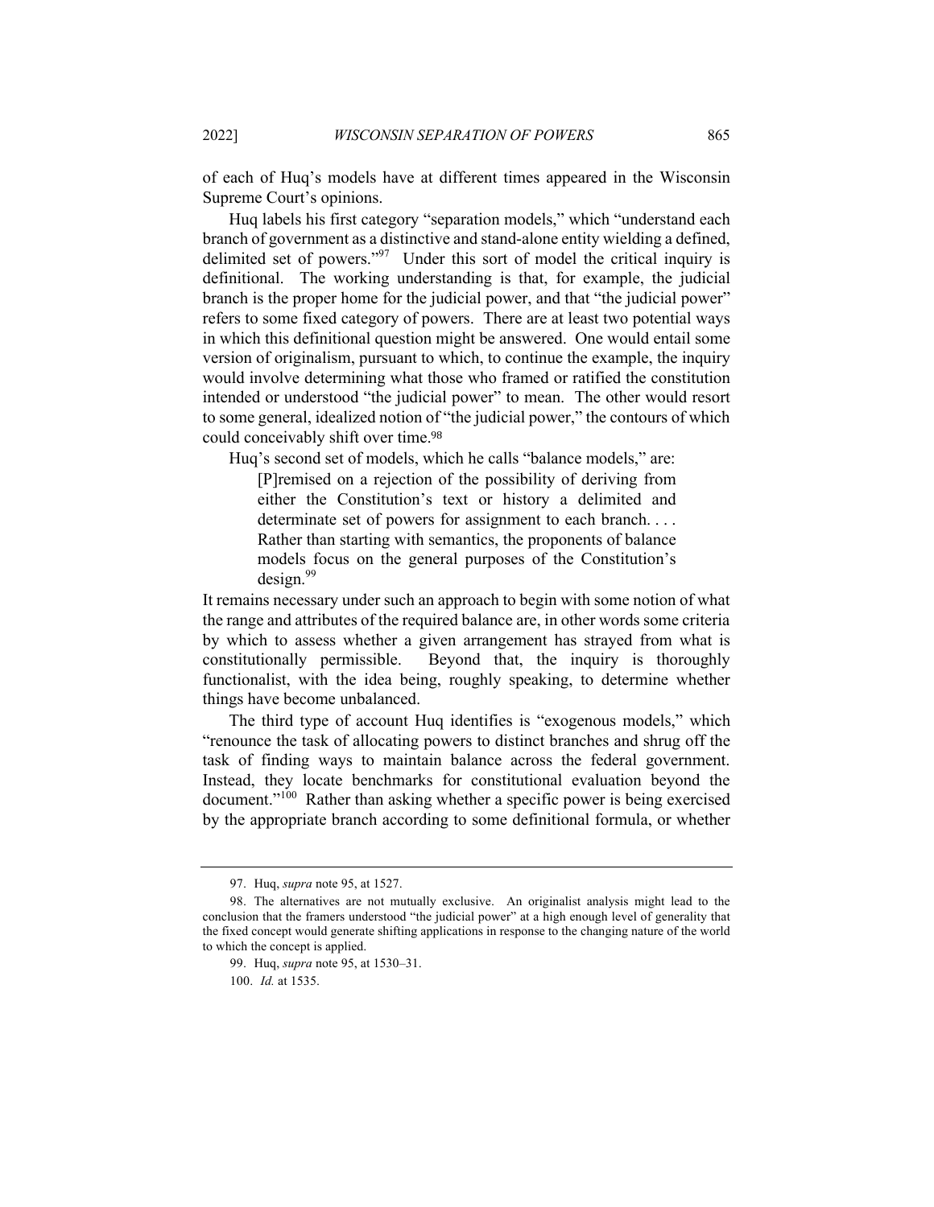of each of Huq's models have at different times appeared in the Wisconsin Supreme Court's opinions.

Huq labels his first category "separation models," which "understand each branch of government as a distinctive and stand-alone entity wielding a defined, delimited set of powers."[97] Under this sort of model the critical inquiry is definitional. The working understanding is that, for example, the judicial branch is the proper home for the judicial power, and that "the judicial power" refers to some fixed category of powers. There are at least two potential ways in which this definitional question might be answered. One would entail some version of originalism, pursuant to which, to continue the example, the inquiry would involve determining what those who framed or ratified the constitution intended or understood "the judicial power" to mean. The other would resort to some general, idealized notion of "the judicial power," the contours of which could conceivably shift over time.[98]

Huq's second set of models, which he calls "balance models," are:

> [P]remised on a rejection of the possibility of deriving from either the Constitution's text or history a delimited and determinate set of powers for assignment to each branch. . . . Rather than starting with semantics, the proponents of balance models focus on the general purposes of the Constitution's design.[99]

It remains necessary under such an approach to begin with some notion of what the range and attributes of the required balance are, in other words some criteria by which to assess whether a given arrangement has strayed from what is constitutionally permissible. Beyond that, the inquiry is thoroughly functionalist, with the idea being, roughly speaking, to determine whether things have become unbalanced.

The third type of account Huq identifies is "exogenous models," which "renounce the task of allocating powers to distinct branches and shrug off the task of finding ways to maintain balance across the federal government. Instead, they locate benchmarks for constitutional evaluation beyond the document."[100] Rather than asking whether a specific power is being exercised by the appropriate branch according to some definitional formula, or whether

---

97. Huq, *supra* note 95, at 1527.

98. The alternatives are not mutually exclusive. An originalist analysis might lead to the conclusion that the framers understood "the judicial power" at a high enough level of generality that the fixed concept would generate shifting applications in response to the changing nature of the world to which the concept is applied.

99. Huq, *supra* note 95, at 1530–31.

100. *Id.* at 1535.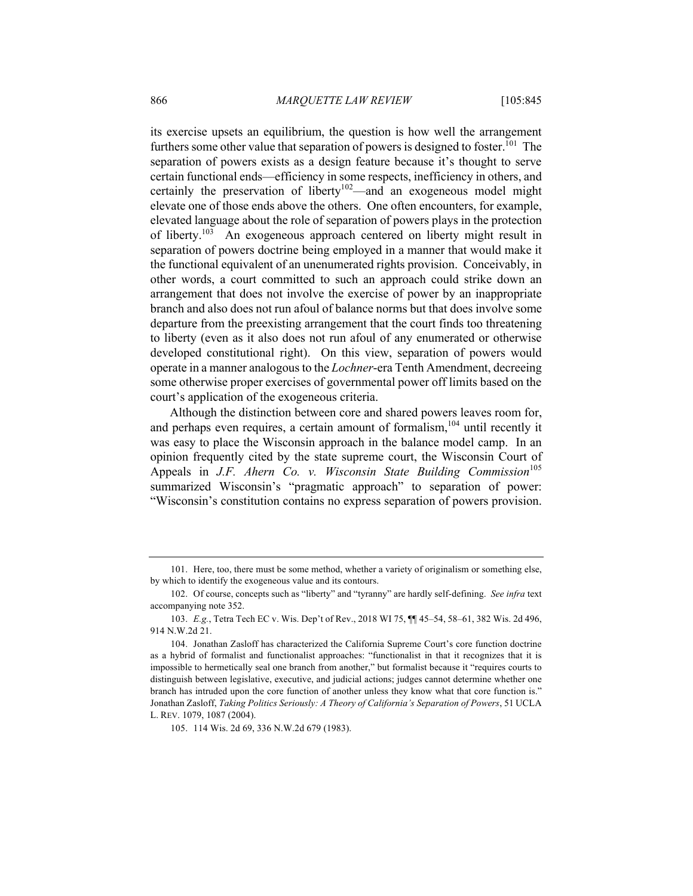its exercise upsets an equilibrium, the question is how well the arrangement furthers some other value that separation of powers is designed to foster.[101] The separation of powers exists as a design feature because it's thought to serve certain functional ends—efficiency in some respects, inefficiency in others, and certainly the preservation of liberty[102]—and an exogeneous model might elevate one of those ends above the others. One often encounters, for example, elevated language about the role of separation of powers plays in the protection of liberty.[103] An exogeneous approach centered on liberty might result in separation of powers doctrine being employed in a manner that would make it the functional equivalent of an unenumerated rights provision. Conceivably, in other words, a court committed to such an approach could strike down an arrangement that does not involve the exercise of power by an inappropriate branch and also does not run afoul of balance norms but that does involve some departure from the preexisting arrangement that the court finds too threatening to liberty (even as it also does not run afoul of any enumerated or otherwise developed constitutional right). On this view, separation of powers would operate in a manner analogous to the *Lochner*-era Tenth Amendment, decreeing some otherwise proper exercises of governmental power off limits based on the court's application of the exogeneous criteria.

Although the distinction between core and shared powers leaves room for, and perhaps even requires, a certain amount of formalism,[104] until recently it was easy to place the Wisconsin approach in the balance model camp. In an opinion frequently cited by the state supreme court, the Wisconsin Court of Appeals in *J.F. Ahern Co. v. Wisconsin State Building Commission*[105] summarized Wisconsin's "pragmatic approach" to separation of power: "Wisconsin's constitution contains no express separation of powers provision.

---

101. Here, too, there must be some method, whether a variety of originalism or something else, by which to identify the exogeneous value and its contours.

102. Of course, concepts such as "liberty" and "tyranny" are hardly self-defining. *See infra* text accompanying note 352.

103. *E.g.*, Tetra Tech EC v. Wis. Dep't of Rev., 2018 WI 75, ¶¶ 45–54, 58–61, 382 Wis. 2d 496, 914 N.W.2d 21.

104. Jonathan Zasloff has characterized the California Supreme Court's core function doctrine as a hybrid of formalist and functionalist approaches: "functionalist in that it recognizes that it is impossible to hermetically seal one branch from another," but formalist because it "requires courts to distinguish between legislative, executive, and judicial actions; judges cannot determine whether one branch has intruded upon the core function of another unless they know what that core function is." Jonathan Zasloff, *Taking Politics Seriously: A Theory of California's Separation of Powers*, 51 UCLA L. REV. 1079, 1087 (2004).

105. 114 Wis. 2d 69, 336 N.W.2d 679 (1983).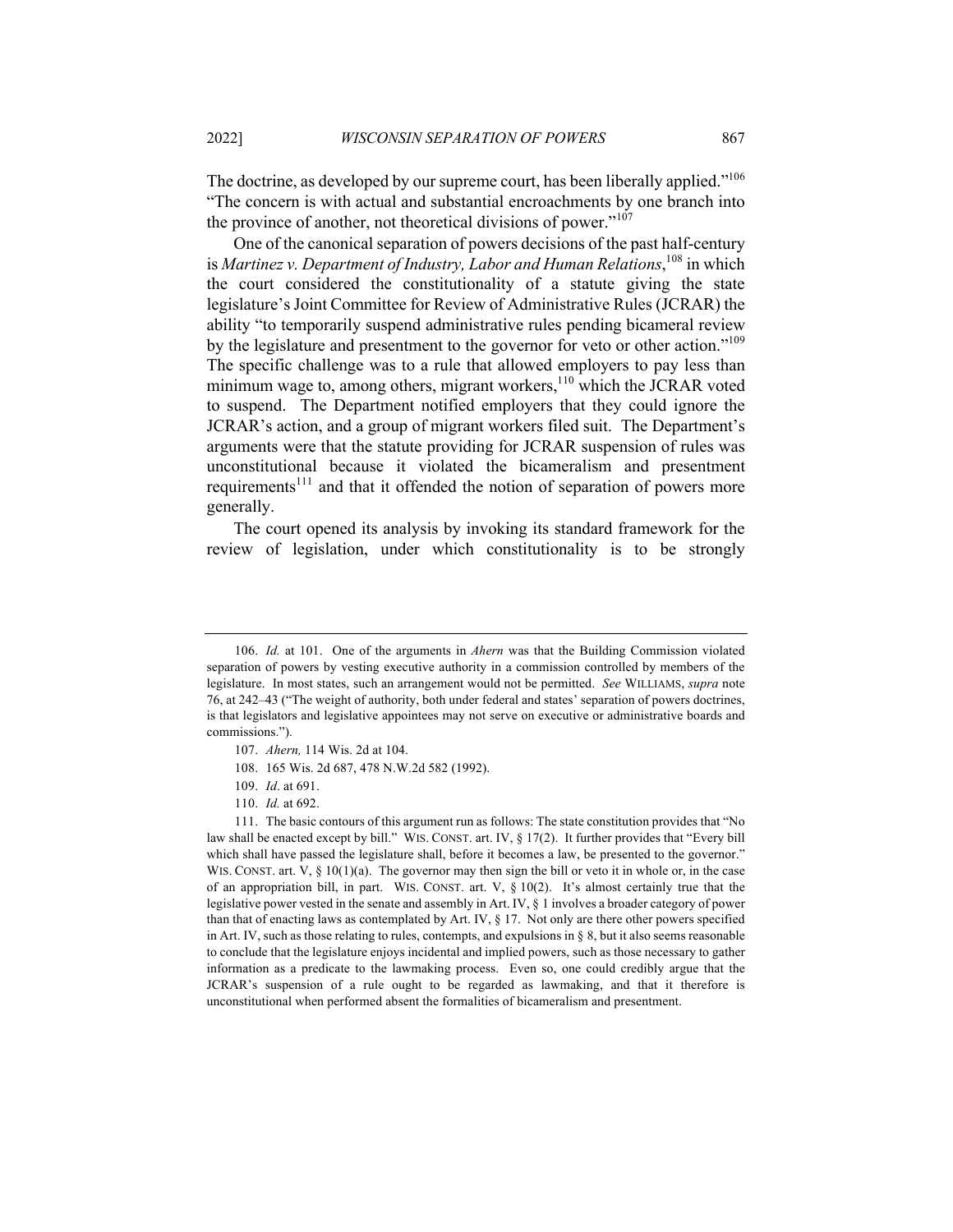The doctrine, as developed by our supreme court, has been liberally applied."[106] "The concern is with actual and substantial encroachments by one branch into the province of another, not theoretical divisions of power."[107]

One of the canonical separation of powers decisions of the past half-century is *Martinez v. Department of Industry, Labor and Human Relations*,[108] in which the court considered the constitutionality of a statute giving the state legislature's Joint Committee for Review of Administrative Rules (JCRAR) the ability "to temporarily suspend administrative rules pending bicameral review by the legislature and presentment to the governor for veto or other action."[109] The specific challenge was to a rule that allowed employers to pay less than minimum wage to, among others, migrant workers,[110] which the JCRAR voted to suspend. The Department notified employers that they could ignore the JCRAR's action, and a group of migrant workers filed suit. The Department's arguments were that the statute providing for JCRAR suspension of rules was unconstitutional because it violated the bicameralism and presentment requirements[111] and that it offended the notion of separation of powers more generally.

The court opened its analysis by invoking its standard framework for the review of legislation, under which constitutionality is to be strongly

---

106. *Id.* at 101. One of the arguments in *Ahern* was that the Building Commission violated separation of powers by vesting executive authority in a commission controlled by members of the legislature. In most states, such an arrangement would not be permitted. *See* WILLIAMS, *supra* note 76, at 242–43 ("The weight of authority, both under federal and states' separation of powers doctrines, is that legislators and legislative appointees may not serve on executive or administrative boards and commissions.").

107. *Ahern,* 114 Wis. 2d at 104.

108. 165 Wis. 2d 687, 478 N.W.2d 582 (1992).

109. *Id*. at 691.

110. *Id.* at 692.

111. The basic contours of this argument run as follows: The state constitution provides that "No law shall be enacted except by bill." WIS. CONST. art. IV, § 17(2). It further provides that "Every bill which shall have passed the legislature shall, before it becomes a law, be presented to the governor." WIS. CONST. art. V, § 10(1)(a). The governor may then sign the bill or veto it in whole or, in the case of an appropriation bill, in part. WIS. CONST. art. V, § 10(2). It's almost certainly true that the legislative power vested in the senate and assembly in Art. IV, § 1 involves a broader category of power than that of enacting laws as contemplated by Art. IV, § 17. Not only are there other powers specified in Art. IV, such as those relating to rules, contempts, and expulsions in § 8, but it also seems reasonable to conclude that the legislature enjoys incidental and implied powers, such as those necessary to gather information as a predicate to the lawmaking process. Even so, one could credibly argue that the JCRAR's suspension of a rule ought to be regarded as lawmaking, and that it therefore is unconstitutional when performed absent the formalities of bicameralism and presentment.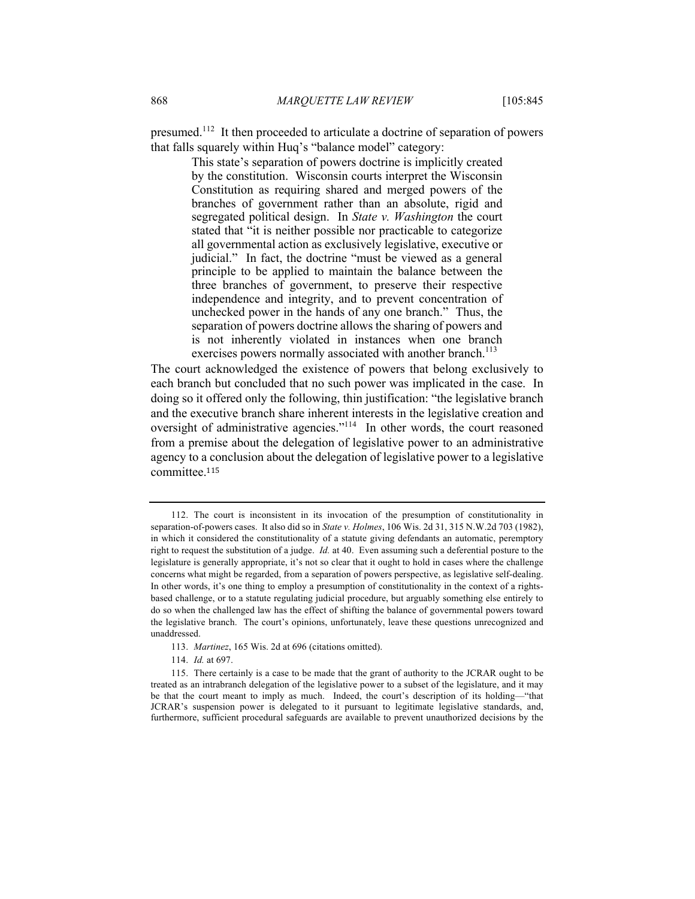presumed.[112] It then proceeded to articulate a doctrine of separation of powers that falls squarely within Huq's "balance model" category:

> This state's separation of powers doctrine is implicitly created by the constitution. Wisconsin courts interpret the Wisconsin Constitution as requiring shared and merged powers of the branches of government rather than an absolute, rigid and segregated political design. In *State v. Washington* the court stated that "it is neither possible nor practicable to categorize all governmental action as exclusively legislative, executive or judicial." In fact, the doctrine "must be viewed as a general principle to be applied to maintain the balance between the three branches of government, to preserve their respective independence and integrity, and to prevent concentration of unchecked power in the hands of any one branch." Thus, the separation of powers doctrine allows the sharing of powers and is not inherently violated in instances when one branch exercises powers normally associated with another branch.[113]

The court acknowledged the existence of powers that belong exclusively to each branch but concluded that no such power was implicated in the case. In doing so it offered only the following, thin justification: "the legislative branch and the executive branch share inherent interests in the legislative creation and oversight of administrative agencies."[114] In other words, the court reasoned from a premise about the delegation of legislative power to an administrative agency to a conclusion about the delegation of legislative power to a legislative committee.[115]

---

112. The court is inconsistent in its invocation of the presumption of constitutionality in separation-of-powers cases. It also did so in *State v. Holmes*, 106 Wis. 2d 31, 315 N.W.2d 703 (1982), in which it considered the constitutionality of a statute giving defendants an automatic, peremptory right to request the substitution of a judge. *Id.* at 40. Even assuming such a deferential posture to the legislature is generally appropriate, it's not so clear that it ought to hold in cases where the challenge concerns what might be regarded, from a separation of powers perspective, as legislative self-dealing. In other words, it's one thing to employ a presumption of constitutionality in the context of a rights-based challenge, or to a statute regulating judicial procedure, but arguably something else entirely to do so when the challenged law has the effect of shifting the balance of governmental powers toward the legislative branch. The court's opinions, unfortunately, leave these questions unrecognized and unaddressed.

113. *Martinez*, 165 Wis. 2d at 696 (citations omitted).

114. *Id.* at 697.

115. There certainly is a case to be made that the grant of authority to the JCRAR ought to be treated as an intrabranch delegation of the legislative power to a subset of the legislature, and it may be that the court meant to imply as much. Indeed, the court's description of its holding—"that JCRAR's suspension power is delegated to it pursuant to legitimate legislative standards, and, furthermore, sufficient procedural safeguards are available to prevent unauthorized decisions by the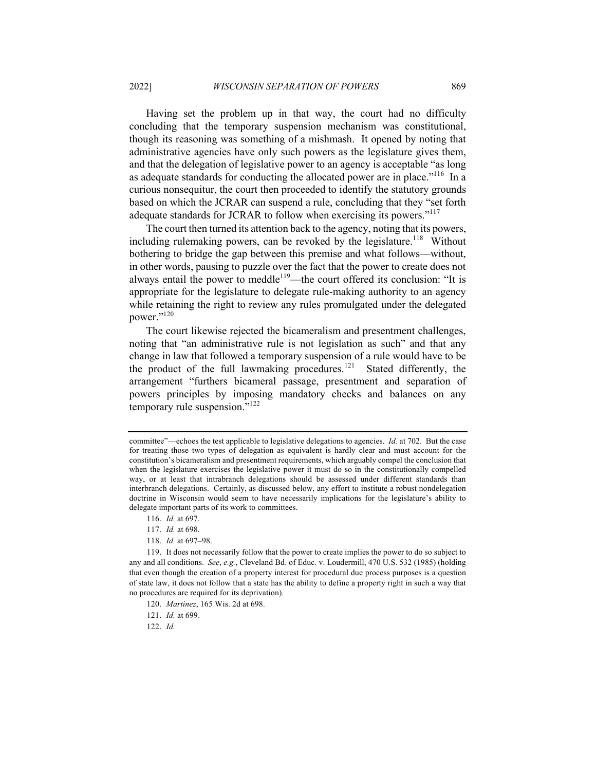Having set the problem up in that way, the court had no difficulty concluding that the temporary suspension mechanism was constitutional, though its reasoning was something of a mishmash. It opened by noting that administrative agencies have only such powers as the legislature gives them, and that the delegation of legislative power to an agency is acceptable "as long as adequate standards for conducting the allocated power are in place."[116] In a curious nonsequitur, the court then proceeded to identify the statutory grounds based on which the JCRAR can suspend a rule, concluding that they "set forth adequate standards for JCRAR to follow when exercising its powers."[117]

The court then turned its attention back to the agency, noting that its powers, including rulemaking powers, can be revoked by the legislature.[118] Without bothering to bridge the gap between this premise and what follows—without, in other words, pausing to puzzle over the fact that the power to create does not always entail the power to meddle[119]—the court offered its conclusion: "It is appropriate for the legislature to delegate rule-making authority to an agency while retaining the right to review any rules promulgated under the delegated power."[120]

The court likewise rejected the bicameralism and presentment challenges, noting that "an administrative rule is not legislation as such" and that any change in law that followed a temporary suspension of a rule would have to be the product of the full lawmaking procedures.[121] Stated differently, the arrangement "furthers bicameral passage, presentment and separation of powers principles by imposing mandatory checks and balances on any temporary rule suspension."[122]

---

committee"—echoes the test applicable to legislative delegations to agencies. *Id.* at 702. But the case for treating those two types of delegation as equivalent is hardly clear and must account for the constitution's bicameralism and presentment requirements, which arguably compel the conclusion that when the legislature exercises the legislative power it must do so in the constitutionally compelled way, or at least that intrabranch delegations should be assessed under different standards than interbranch delegations. Certainly, as discussed below, any effort to institute a robust nondelegation doctrine in Wisconsin would seem to have necessarily implications for the legislature's ability to delegate important parts of its work to committees.

116. *Id.* at 697.

117. *Id.* at 698.

118. *Id.* at 697–98.

119. It does not necessarily follow that the power to create implies the power to do so subject to any and all conditions. *See*, *e.g.*, Cleveland Bd. of Educ. v. Loudermill, 470 U.S. 532 (1985) (holding that even though the creation of a property interest for procedural due process purposes is a question of state law, it does not follow that a state has the ability to define a property right in such a way that no procedures are required for its deprivation).

120. *Martinez*, 165 Wis. 2d at 698.

121. *Id.* at 699.

122. *Id.*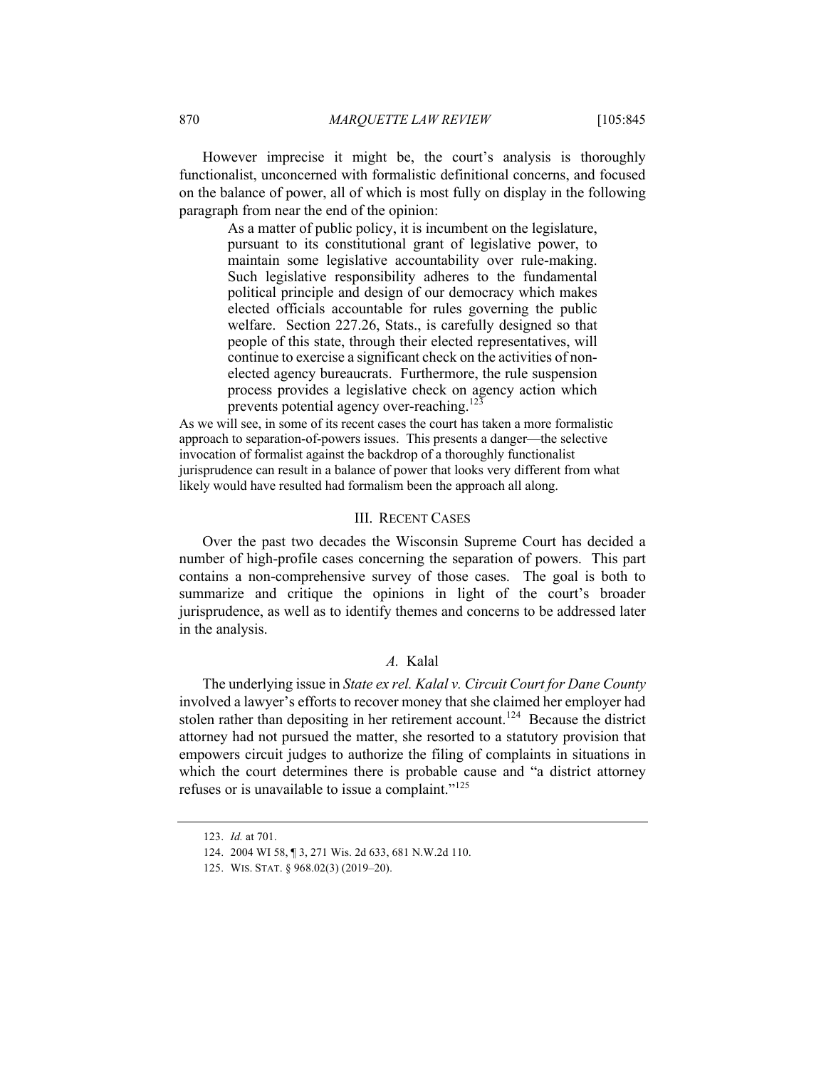However imprecise it might be, the court's analysis is thoroughly functionalist, unconcerned with formalistic definitional concerns, and focused on the balance of power, all of which is most fully on display in the following paragraph from near the end of the opinion:

> As a matter of public policy, it is incumbent on the legislature, pursuant to its constitutional grant of legislative power, to maintain some legislative accountability over rule-making. Such legislative responsibility adheres to the fundamental political principle and design of our democracy which makes elected officials accountable for rules governing the public welfare. Section 227.26, Stats., is carefully designed so that people of this state, through their elected representatives, will continue to exercise a significant check on the activities of non-elected agency bureaucrats. Furthermore, the rule suspension process provides a legislative check on agency action which prevents potential agency over-reaching.[123]

As we will see, in some of its recent cases the court has taken a more formalistic approach to separation-of-powers issues. This presents a danger—the selective invocation of formalist against the backdrop of a thoroughly functionalist jurisprudence can result in a balance of power that looks very different from what likely would have resulted had formalism been the approach all along.

## III. Recent Cases

Over the past two decades the Wisconsin Supreme Court has decided a number of high-profile cases concerning the separation of powers. This part contains a non-comprehensive survey of those cases. The goal is both to summarize and critique the opinions in light of the court's broader jurisprudence, as well as to identify themes and concerns to be addressed later in the analysis.

### *A.* Kalal

The underlying issue in *State ex rel. Kalal v. Circuit Court for Dane County* involved a lawyer's efforts to recover money that she claimed her employer had stolen rather than depositing in her retirement account.[124] Because the district attorney had not pursued the matter, she resorted to a statutory provision that empowers circuit judges to authorize the filing of complaints in situations in which the court determines there is probable cause and "a district attorney refuses or is unavailable to issue a complaint."[125]

---

123. *Id.* at 701.

124. 2004 WI 58, ¶ 3, 271 Wis. 2d 633, 681 N.W.2d 110.

125. Wis. Stat. § 968.02(3) (2019–20).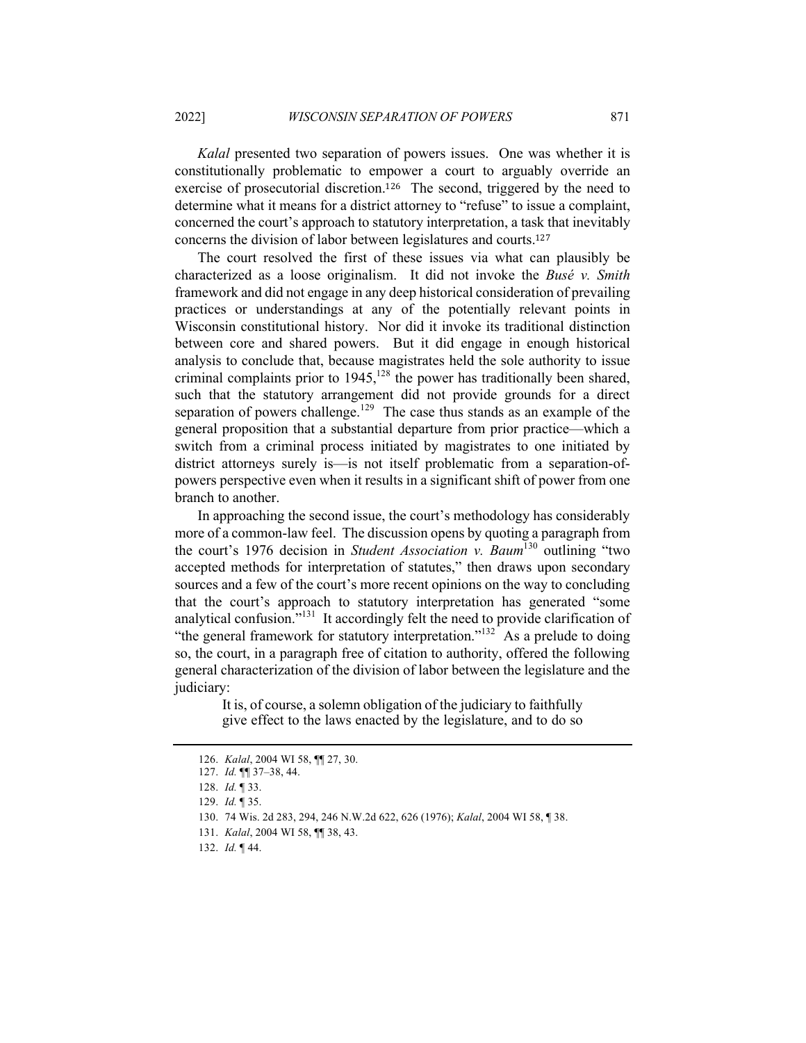*Kalal* presented two separation of powers issues. One was whether it is constitutionally problematic to empower a court to arguably override an exercise of prosecutorial discretion.[126] The second, triggered by the need to determine what it means for a district attorney to "refuse" to issue a complaint, concerned the court's approach to statutory interpretation, a task that inevitably concerns the division of labor between legislatures and courts.[127]

The court resolved the first of these issues via what can plausibly be characterized as a loose originalism. It did not invoke the *Busé v. Smith* framework and did not engage in any deep historical consideration of prevailing practices or understandings at any of the potentially relevant points in Wisconsin constitutional history. Nor did it invoke its traditional distinction between core and shared powers. But it did engage in enough historical analysis to conclude that, because magistrates held the sole authority to issue criminal complaints prior to 1945,[128] the power has traditionally been shared, such that the statutory arrangement did not provide grounds for a direct separation of powers challenge.[129] The case thus stands as an example of the general proposition that a substantial departure from prior practice—which a switch from a criminal process initiated by magistrates to one initiated by district attorneys surely is—is not itself problematic from a separation-of-powers perspective even when it results in a significant shift of power from one branch to another.

In approaching the second issue, the court's methodology has considerably more of a common-law feel. The discussion opens by quoting a paragraph from the court's 1976 decision in *Student Association v. Baum*[130] outlining "two accepted methods for interpretation of statutes," then draws upon secondary sources and a few of the court's more recent opinions on the way to concluding that the court's approach to statutory interpretation has generated "some analytical confusion."[131] It accordingly felt the need to provide clarification of "the general framework for statutory interpretation."[132] As a prelude to doing so, the court, in a paragraph free of citation to authority, offered the following general characterization of the division of labor between the legislature and the judiciary:

> It is, of course, a solemn obligation of the judiciary to faithfully give effect to the laws enacted by the legislature, and to do so

126. *Kalal*, 2004 WI 58, ¶¶ 27, 30.
127. *Id.* ¶¶ 37–38, 44.
128. *Id.* ¶ 33.
129. *Id.* ¶ 35.
130. 74 Wis. 2d 283, 294, 246 N.W.2d 622, 626 (1976); *Kalal*, 2004 WI 58, ¶ 38.
131. *Kalal*, 2004 WI 58, ¶¶ 38, 43.
132. *Id.* ¶ 44.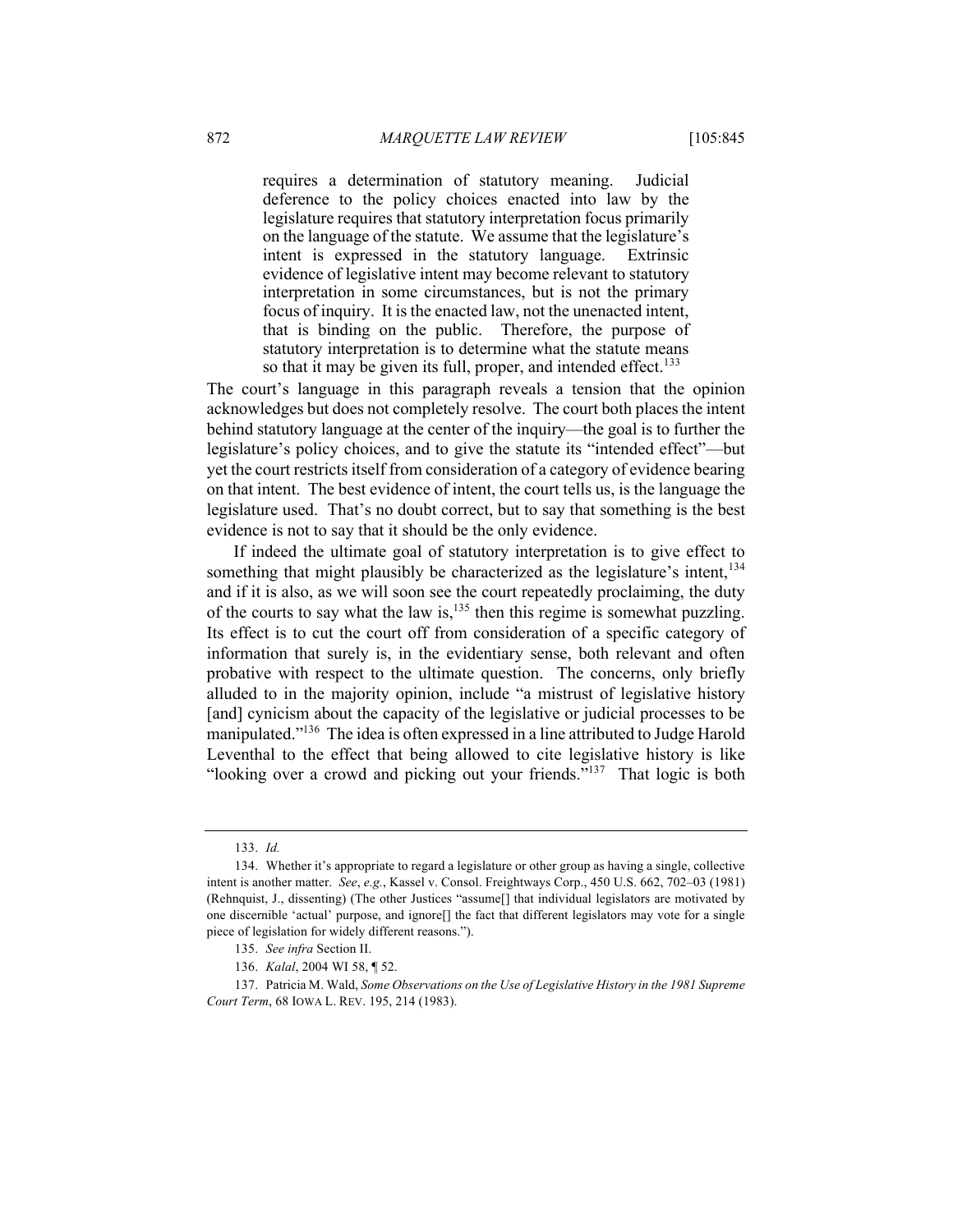> requires a determination of statutory meaning. Judicial deference to the policy choices enacted into law by the legislature requires that statutory interpretation focus primarily on the language of the statute. We assume that the legislature's intent is expressed in the statutory language. Extrinsic evidence of legislative intent may become relevant to statutory interpretation in some circumstances, but is not the primary focus of inquiry. It is the enacted law, not the unenacted intent, that is binding on the public. Therefore, the purpose of statutory interpretation is to determine what the statute means so that it may be given its full, proper, and intended effect.[133]

The court's language in this paragraph reveals a tension that the opinion acknowledges but does not completely resolve. The court both places the intent behind statutory language at the center of the inquiry—the goal is to further the legislature's policy choices, and to give the statute its "intended effect"—but yet the court restricts itself from consideration of a category of evidence bearing on that intent. The best evidence of intent, the court tells us, is the language the legislature used. That's no doubt correct, but to say that something is the best evidence is not to say that it should be the only evidence.

If indeed the ultimate goal of statutory interpretation is to give effect to something that might plausibly be characterized as the legislature's intent,[134] and if it is also, as we will soon see the court repeatedly proclaiming, the duty of the courts to say what the law is,[135] then this regime is somewhat puzzling. Its effect is to cut the court off from consideration of a specific category of information that surely is, in the evidentiary sense, both relevant and often probative with respect to the ultimate question. The concerns, only briefly alluded to in the majority opinion, include "a mistrust of legislative history [and] cynicism about the capacity of the legislative or judicial processes to be manipulated."[136] The idea is often expressed in a line attributed to Judge Harold Leventhal to the effect that being allowed to cite legislative history is like "looking over a crowd and picking out your friends."[137] That logic is both

---

133. *Id.*

134. Whether it's appropriate to regard a legislature or other group as having a single, collective intent is another matter. *See*, *e.g.*, Kassel v. Consol. Freightways Corp., 450 U.S. 662, 702–03 (1981) (Rehnquist, J., dissenting) (The other Justices "assume[] that individual legislators are motivated by one discernible 'actual' purpose, and ignore[] the fact that different legislators may vote for a single piece of legislation for widely different reasons.").

135. *See infra* Section II.

136. *Kalal*, 2004 WI 58, ¶ 52.

137. Patricia M. Wald, *Some Observations on the Use of Legislative History in the 1981 Supreme Court Term*, 68 IOWA L. REV. 195, 214 (1983).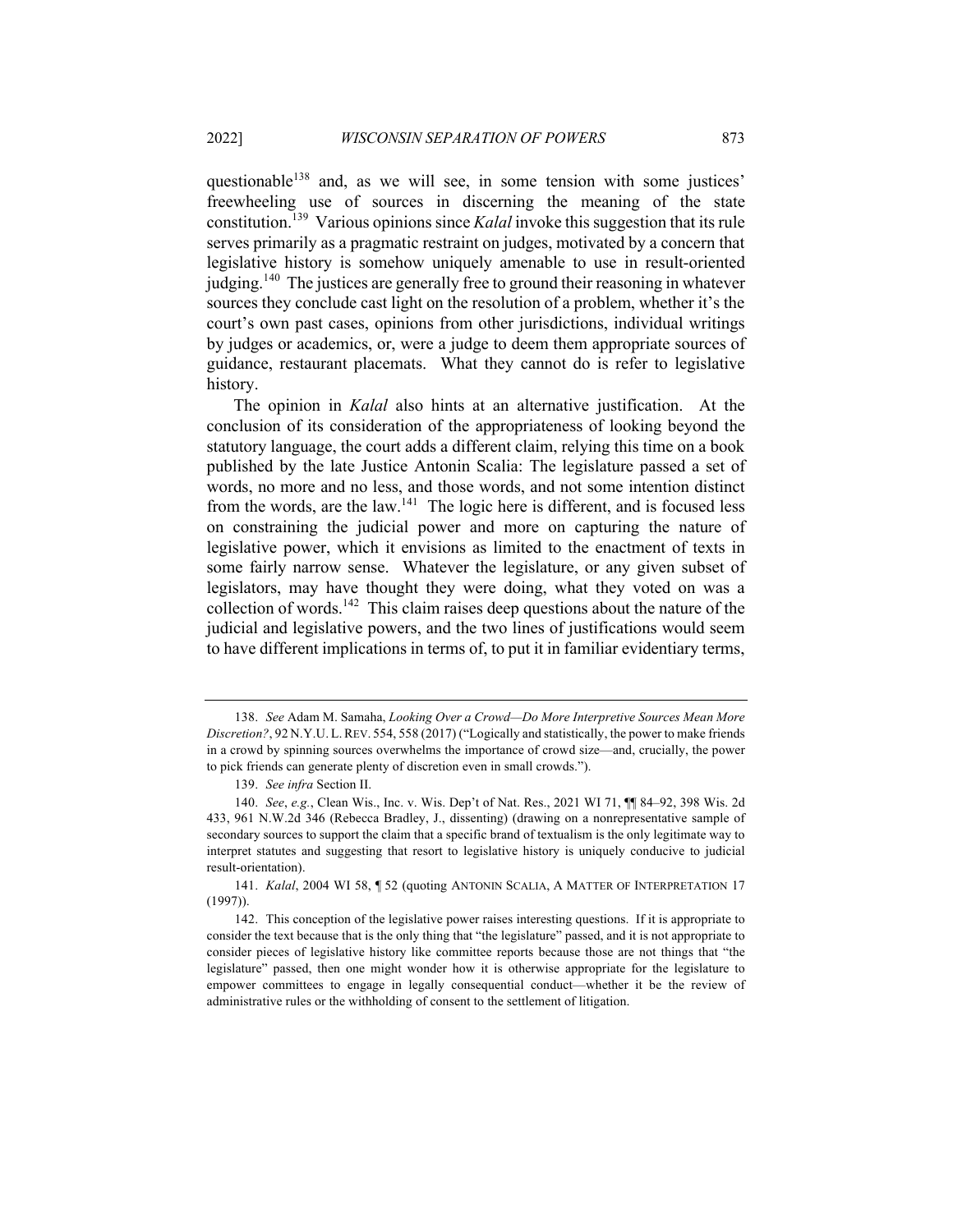questionable[138] and, as we will see, in some tension with some justices' freewheeling use of sources in discerning the meaning of the state constitution.[139] Various opinions since *Kalal* invoke this suggestion that its rule serves primarily as a pragmatic restraint on judges, motivated by a concern that legislative history is somehow uniquely amenable to use in result-oriented judging.[140] The justices are generally free to ground their reasoning in whatever sources they conclude cast light on the resolution of a problem, whether it's the court's own past cases, opinions from other jurisdictions, individual writings by judges or academics, or, were a judge to deem them appropriate sources of guidance, restaurant placemats. What they cannot do is refer to legislative history.

The opinion in *Kalal* also hints at an alternative justification. At the conclusion of its consideration of the appropriateness of looking beyond the statutory language, the court adds a different claim, relying this time on a book published by the late Justice Antonin Scalia: The legislature passed a set of words, no more and no less, and those words, and not some intention distinct from the words, are the law.[141] The logic here is different, and is focused less on constraining the judicial power and more on capturing the nature of legislative power, which it envisions as limited to the enactment of texts in some fairly narrow sense. Whatever the legislature, or any given subset of legislators, may have thought they were doing, what they voted on was a collection of words.[142] This claim raises deep questions about the nature of the judicial and legislative powers, and the two lines of justifications would seem to have different implications in terms of, to put it in familiar evidentiary terms,

---

138. *See* Adam M. Samaha, *Looking Over a Crowd—Do More Interpretive Sources Mean More Discretion?*, 92 N.Y.U. L. REV. 554, 558 (2017) ("Logically and statistically, the power to make friends in a crowd by spinning sources overwhelms the importance of crowd size—and, crucially, the power to pick friends can generate plenty of discretion even in small crowds.").

139. *See infra* Section II.

140. *See*, *e.g.*, Clean Wis., Inc. v. Wis. Dep't of Nat. Res., 2021 WI 71, ¶¶ 84–92, 398 Wis. 2d 433, 961 N.W.2d 346 (Rebecca Bradley, J., dissenting) (drawing on a nonrepresentative sample of secondary sources to support the claim that a specific brand of textualism is the only legitimate way to interpret statutes and suggesting that resort to legislative history is uniquely conducive to judicial result-orientation).

141. *Kalal*, 2004 WI 58, ¶ 52 (quoting ANTONIN SCALIA, A MATTER OF INTERPRETATION 17 (1997)).

142. This conception of the legislative power raises interesting questions. If it is appropriate to consider the text because that is the only thing that "the legislature" passed, and it is not appropriate to consider pieces of legislative history like committee reports because those are not things that "the legislature" passed, then one might wonder how it is otherwise appropriate for the legislature to empower committees to engage in legally consequential conduct—whether it be the review of administrative rules or the withholding of consent to the settlement of litigation.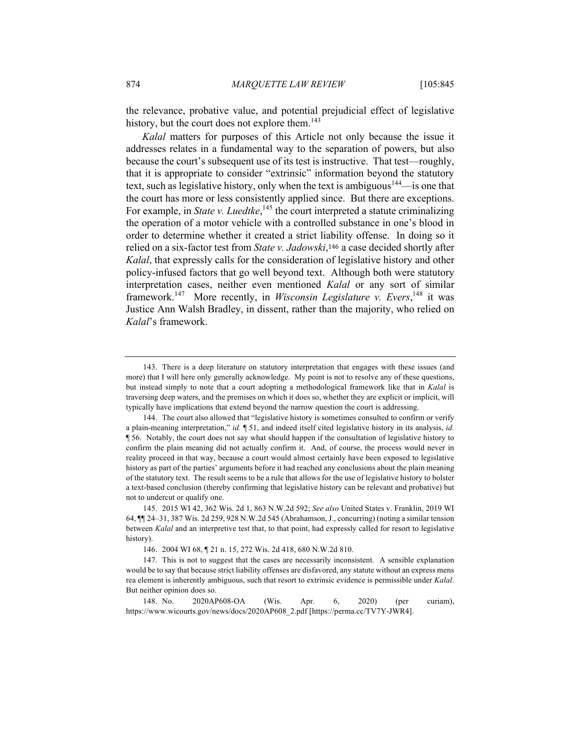the relevance, probative value, and potential prejudicial effect of legislative history, but the court does not explore them.[143]

*Kalal* matters for purposes of this Article not only because the issue it addresses relates in a fundamental way to the separation of powers, but also because the court's subsequent use of its test is instructive. That test—roughly, that it is appropriate to consider "extrinsic" information beyond the statutory text, such as legislative history, only when the text is ambiguous[144]—is one that the court has more or less consistently applied since. But there are exceptions. For example, in *State v. Luedtke*,[145] the court interpreted a statute criminalizing the operation of a motor vehicle with a controlled substance in one's blood in order to determine whether it created a strict liability offense. In doing so it relied on a six-factor test from *State v. Jadowski*,[146] a case decided shortly after *Kalal*, that expressly calls for the consideration of legislative history and other policy-infused factors that go well beyond text. Although both were statutory interpretation cases, neither even mentioned *Kalal* or any sort of similar framework.[147] More recently, in *Wisconsin Legislature v. Evers*,[148] it was Justice Ann Walsh Bradley, in dissent, rather than the majority, who relied on *Kalal*'s framework.

---

143. There is a deep literature on statutory interpretation that engages with these issues (and more) that I will here only generally acknowledge. My point is not to resolve any of these questions, but instead simply to note that a court adopting a methodological framework like that in *Kalal* is traversing deep waters, and the premises on which it does so, whether they are explicit or implicit, will typically have implications that extend beyond the narrow question the court is addressing.

144. The court also allowed that "legislative history is sometimes consulted to confirm or verify a plain-meaning interpretation," *id.* ¶ 51, and indeed itself cited legislative history in its analysis, *id.* ¶ 56. Notably, the court does not say what should happen if the consultation of legislative history to confirm the plain meaning did not actually confirm it. And, of course, the process would never in reality proceed in that way, because a court would almost certainly have been exposed to legislative history as part of the parties' arguments before it had reached any conclusions about the plain meaning of the statutory text. The result seems to be a rule that allows for the use of legislative history to bolster a text-based conclusion (thereby confirming that legislative history can be relevant and probative) but not to undercut or qualify one.

145. 2015 WI 42, 362 Wis. 2d 1, 863 N.W.2d 592; *See also* United States v. Franklin, 2019 WI 64, ¶¶ 24–31, 387 Wis. 2d 259, 928 N.W.2d 545 (Abrahamson, J., concurring) (noting a similar tension between *Kalal* and an interpretive test that, to that point, had expressly called for resort to legislative history).

146. 2004 WI 68, ¶ 21 n. 15, 272 Wis. 2d 418, 680 N.W.2d 810.

147. This is not to suggest that the cases are necessarily inconsistent. A sensible explanation would be to say that because strict liability offenses are disfavored, any statute without an express mens rea element is inherently ambiguous, such that resort to extrinsic evidence is permissible under *Kalal*. But neither opinion does so.

148. No. 2020AP608-OA (Wis. Apr. 6, 2020) (per curiam), https://www.wicourts.gov/news/docs/2020AP608_2.pdf [https://perma.cc/TV7Y-JWR4].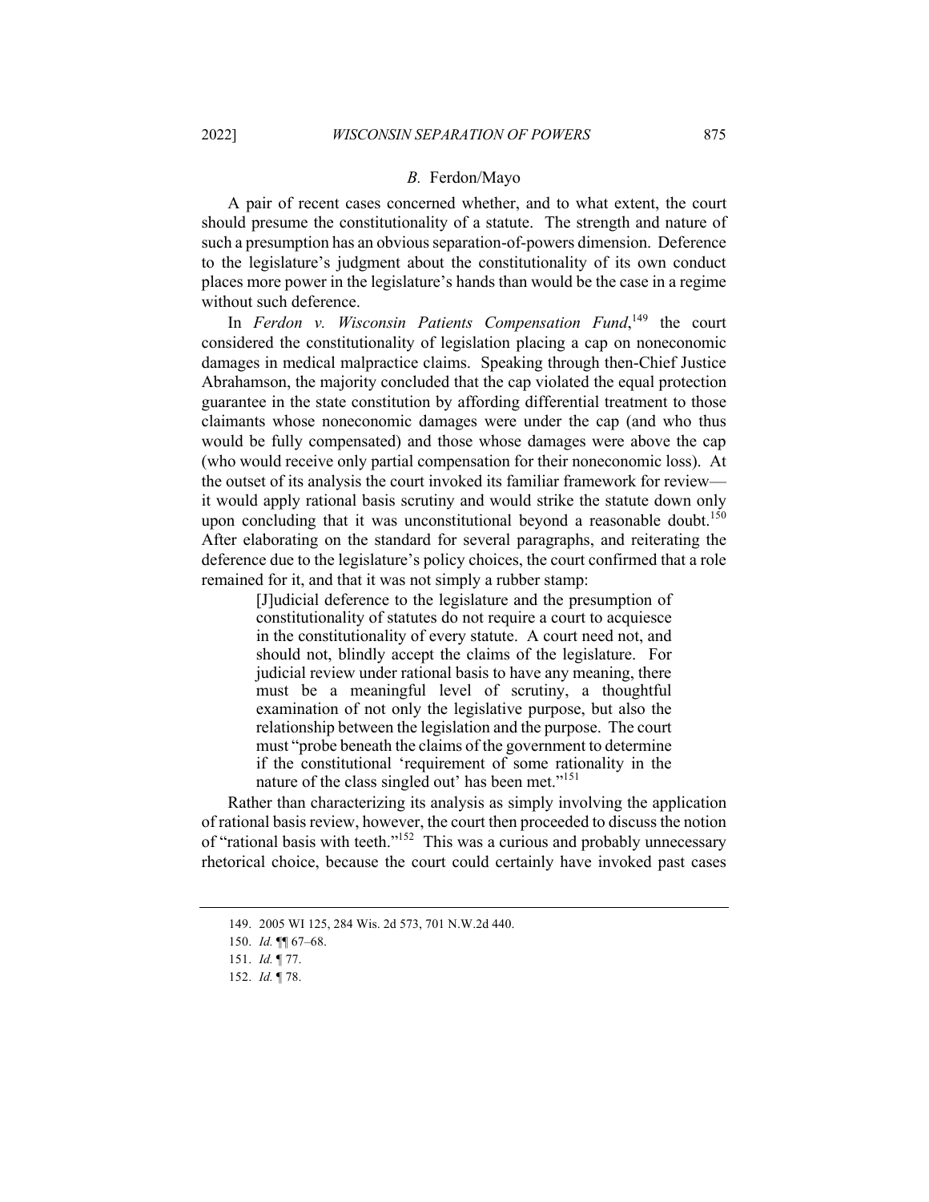### *B.* Ferdon/Mayo

A pair of recent cases concerned whether, and to what extent, the court should presume the constitutionality of a statute. The strength and nature of such a presumption has an obvious separation-of-powers dimension. Deference to the legislature's judgment about the constitutionality of its own conduct places more power in the legislature's hands than would be the case in a regime without such deference.

In *Ferdon v. Wisconsin Patients Compensation Fund*,[149] the court considered the constitutionality of legislation placing a cap on noneconomic damages in medical malpractice claims. Speaking through then-Chief Justice Abrahamson, the majority concluded that the cap violated the equal protection guarantee in the state constitution by affording differential treatment to those claimants whose noneconomic damages were under the cap (and who thus would be fully compensated) and those whose damages were above the cap (who would receive only partial compensation for their noneconomic loss). At the outset of its analysis the court invoked its familiar framework for review—it would apply rational basis scrutiny and would strike the statute down only upon concluding that it was unconstitutional beyond a reasonable doubt.[150] After elaborating on the standard for several paragraphs, and reiterating the deference due to the legislature's policy choices, the court confirmed that a role remained for it, and that it was not simply a rubber stamp:

> [J]udicial deference to the legislature and the presumption of constitutionality of statutes do not require a court to acquiesce in the constitutionality of every statute. A court need not, and should not, blindly accept the claims of the legislature. For judicial review under rational basis to have any meaning, there must be a meaningful level of scrutiny, a thoughtful examination of not only the legislative purpose, but also the relationship between the legislation and the purpose. The court must "probe beneath the claims of the government to determine if the constitutional 'requirement of some rationality in the nature of the class singled out' has been met."[151]

Rather than characterizing its analysis as simply involving the application of rational basis review, however, the court then proceeded to discuss the notion of "rational basis with teeth."[152] This was a curious and probably unnecessary rhetorical choice, because the court could certainly have invoked past cases

149. 2005 WI 125, 284 Wis. 2d 573, 701 N.W.2d 440.

150. *Id.* ¶¶ 67–68.

151. *Id.* ¶ 77.

152. *Id.* ¶ 78.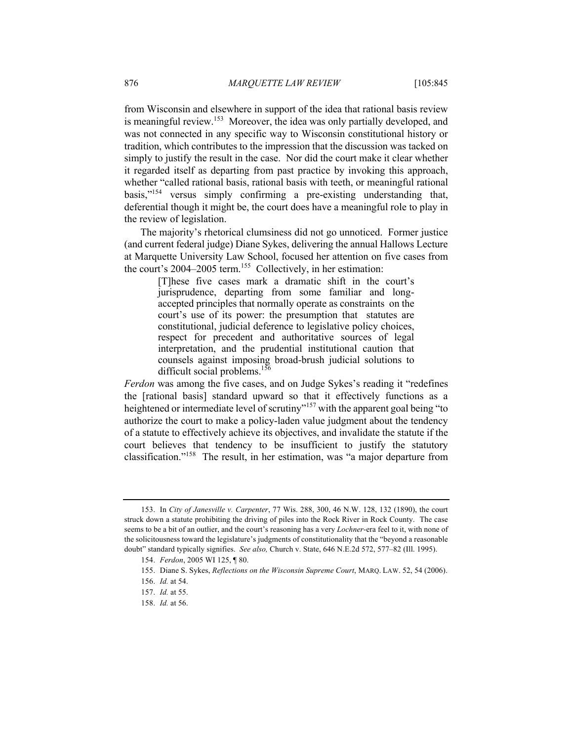from Wisconsin and elsewhere in support of the idea that rational basis review is meaningful review.[153] Moreover, the idea was only partially developed, and was not connected in any specific way to Wisconsin constitutional history or tradition, which contributes to the impression that the discussion was tacked on simply to justify the result in the case. Nor did the court make it clear whether it regarded itself as departing from past practice by invoking this approach, whether "called rational basis, rational basis with teeth, or meaningful rational basis,"[154] versus simply confirming a pre-existing understanding that, deferential though it might be, the court does have a meaningful role to play in the review of legislation.

The majority's rhetorical clumsiness did not go unnoticed. Former justice (and current federal judge) Diane Sykes, delivering the annual Hallows Lecture at Marquette University Law School, focused her attention on five cases from the court's 2004–2005 term.[155] Collectively, in her estimation:

> [T]hese five cases mark a dramatic shift in the court's jurisprudence, departing from some familiar and long-accepted principles that normally operate as constraints on the court's use of its power: the presumption that statutes are constitutional, judicial deference to legislative policy choices, respect for precedent and authoritative sources of legal interpretation, and the prudential institutional caution that counsels against imposing broad-brush judicial solutions to difficult social problems.[156]

*Ferdon* was among the five cases, and on Judge Sykes's reading it "redefines the [rational basis] standard upward so that it effectively functions as a heightened or intermediate level of scrutiny"[157] with the apparent goal being "to authorize the court to make a policy-laden value judgment about the tendency of a statute to effectively achieve its objectives, and invalidate the statute if the court believes that tendency to be insufficient to justify the statutory classification."[158] The result, in her estimation, was "a major departure from

---

153. In *City of Janesville v. Carpenter*, 77 Wis. 288, 300, 46 N.W. 128, 132 (1890), the court struck down a statute prohibiting the driving of piles into the Rock River in Rock County. The case seems to be a bit of an outlier, and the court's reasoning has a very *Lochner*-era feel to it, with none of the solicitousness toward the legislature's judgments of constitutionality that the "beyond a reasonable doubt" standard typically signifies. *See also,* Church v. State, 646 N.E.2d 572, 577–82 (Ill. 1995).

154. *Ferdon*, 2005 WI 125, ¶ 80.

155. Diane S. Sykes, *Reflections on the Wisconsin Supreme Court*, MARQ. LAW. 52, 54 (2006).

156. *Id.* at 54.

157. *Id.* at 55.

158. *Id.* at 56.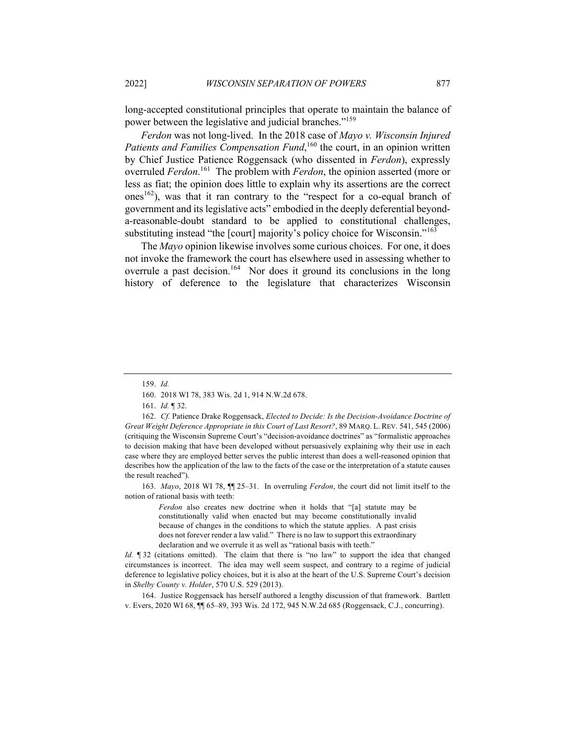long-accepted constitutional principles that operate to maintain the balance of power between the legislative and judicial branches."[159]

*Ferdon* was not long-lived. In the 2018 case of *Mayo v. Wisconsin Injured Patients and Families Compensation Fund*,[160] the court, in an opinion written by Chief Justice Patience Roggensack (who dissented in *Ferdon*), expressly overruled *Ferdon*.[161] The problem with *Ferdon*, the opinion asserted (more or less as fiat; the opinion does little to explain why its assertions are the correct ones[162]), was that it ran contrary to the "respect for a co-equal branch of government and its legislative acts" embodied in the deeply deferential beyond-a-reasonable-doubt standard to be applied to constitutional challenges, substituting instead "the [court] majority's policy choice for Wisconsin."[163]

The *Mayo* opinion likewise involves some curious choices. For one, it does not invoke the framework the court has elsewhere used in assessing whether to overrule a past decision.[164] Nor does it ground its conclusions in the long history of deference to the legislature that characterizes Wisconsin

---

159. *Id.*

160. 2018 WI 78, 383 Wis. 2d 1, 914 N.W.2d 678.

161. *Id.* ¶ 32.

162. *Cf.* Patience Drake Roggensack, *Elected to Decide: Is the Decision-Avoidance Doctrine of Great Weight Deference Appropriate in this Court of Last Resort?*, 89 MARQ. L. REV. 541, 545 (2006) (critiquing the Wisconsin Supreme Court's "decision-avoidance doctrines" as "formalistic approaches to decision making that have been developed without persuasively explaining why their use in each case where they are employed better serves the public interest than does a well-reasoned opinion that describes how the application of the law to the facts of the case or the interpretation of a statute causes the result reached").

163. *Mayo*, 2018 WI 78, ¶¶ 25–31. In overruling *Ferdon*, the court did not limit itself to the notion of rational basis with teeth:

> *Ferdon* also creates new doctrine when it holds that "[a] statute may be constitutionally valid when enacted but may become constitutionally invalid because of changes in the conditions to which the statute applies. A past crisis does not forever render a law valid." There is no law to support this extraordinary declaration and we overrule it as well as "rational basis with teeth."

*Id.* ¶ 32 (citations omitted). The claim that there is "no law" to support the idea that changed circumstances is incorrect. The idea may well seem suspect, and contrary to a regime of judicial deference to legislative policy choices, but it is also at the heart of the U.S. Supreme Court's decision in *Shelby County v. Holder*, 570 U.S. 529 (2013).

164. Justice Roggensack has herself authored a lengthy discussion of that framework. Bartlett v. Evers, 2020 WI 68, ¶¶ 65–89, 393 Wis. 2d 172, 945 N.W.2d 685 (Roggensack, C.J., concurring).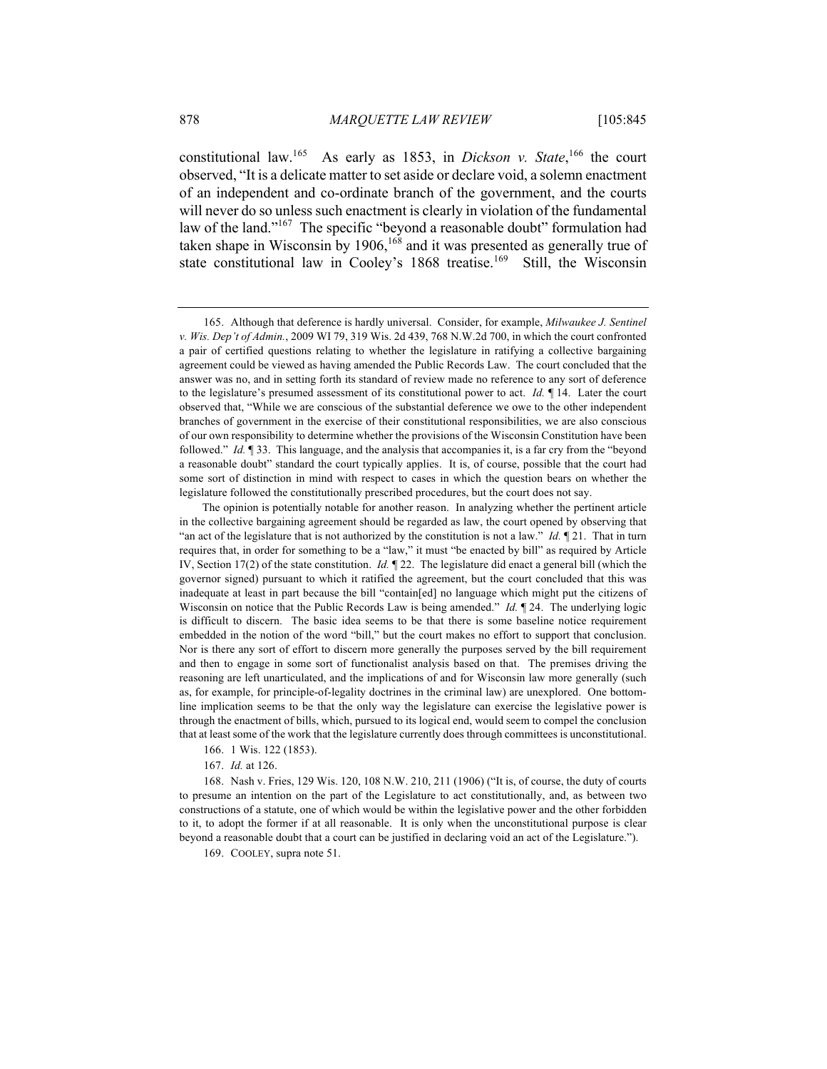constitutional law.[165] As early as 1853, in *Dickson v. State*,[166] the court observed, "It is a delicate matter to set aside or declare void, a solemn enactment of an independent and co-ordinate branch of the government, and the courts will never do so unless such enactment is clearly in violation of the fundamental law of the land."[167] The specific "beyond a reasonable doubt" formulation had taken shape in Wisconsin by 1906,[168] and it was presented as generally true of state constitutional law in Cooley's 1868 treatise.[169] Still, the Wisconsin

---

165. Although that deference is hardly universal. Consider, for example, *Milwaukee J. Sentinel v. Wis. Dep't of Admin.*, 2009 WI 79, 319 Wis. 2d 439, 768 N.W.2d 700, in which the court confronted a pair of certified questions relating to whether the legislature in ratifying a collective bargaining agreement could be viewed as having amended the Public Records Law. The court concluded that the answer was no, and in setting forth its standard of review made no reference to any sort of deference to the legislature's presumed assessment of its constitutional power to act. *Id.* ¶ 14. Later the court observed that, "While we are conscious of the substantial deference we owe to the other independent branches of government in the exercise of their constitutional responsibilities, we are also conscious of our own responsibility to determine whether the provisions of the Wisconsin Constitution have been followed." *Id.* ¶ 33. This language, and the analysis that accompanies it, is a far cry from the "beyond a reasonable doubt" standard the court typically applies. It is, of course, possible that the court had some sort of distinction in mind with respect to cases in which the question bears on whether the legislature followed the constitutionally prescribed procedures, but the court does not say.

The opinion is potentially notable for another reason. In analyzing whether the pertinent article in the collective bargaining agreement should be regarded as law, the court opened by observing that "an act of the legislature that is not authorized by the constitution is not a law." *Id.* ¶ 21. That in turn requires that, in order for something to be a "law," it must "be enacted by bill" as required by Article IV, Section 17(2) of the state constitution. *Id.* ¶ 22. The legislature did enact a general bill (which the governor signed) pursuant to which it ratified the agreement, but the court concluded that this was inadequate at least in part because the bill "contain[ed] no language which might put the citizens of Wisconsin on notice that the Public Records Law is being amended." *Id.* ¶ 24. The underlying logic is difficult to discern. The basic idea seems to be that there is some baseline notice requirement embedded in the notion of the word "bill," but the court makes no effort to support that conclusion. Nor is there any sort of effort to discern more generally the purposes served by the bill requirement and then to engage in some sort of functionalist analysis based on that. The premises driving the reasoning are left unarticulated, and the implications of and for Wisconsin law more generally (such as, for example, for principle-of-legality doctrines in the criminal law) are unexplored. One bottom-line implication seems to be that the only way the legislature can exercise the legislative power is through the enactment of bills, which, pursued to its logical end, would seem to compel the conclusion that at least some of the work that the legislature currently does through committees is unconstitutional.

166. 1 Wis. 122 (1853).

167. *Id.* at 126.

168. Nash v. Fries, 129 Wis. 120, 108 N.W. 210, 211 (1906) ("It is, of course, the duty of courts to presume an intention on the part of the Legislature to act constitutionally, and, as between two constructions of a statute, one of which would be within the legislative power and the other forbidden to it, to adopt the former if at all reasonable. It is only when the unconstitutional purpose is clear beyond a reasonable doubt that a court can be justified in declaring void an act of the Legislature.").

169. COOLEY, supra note 51.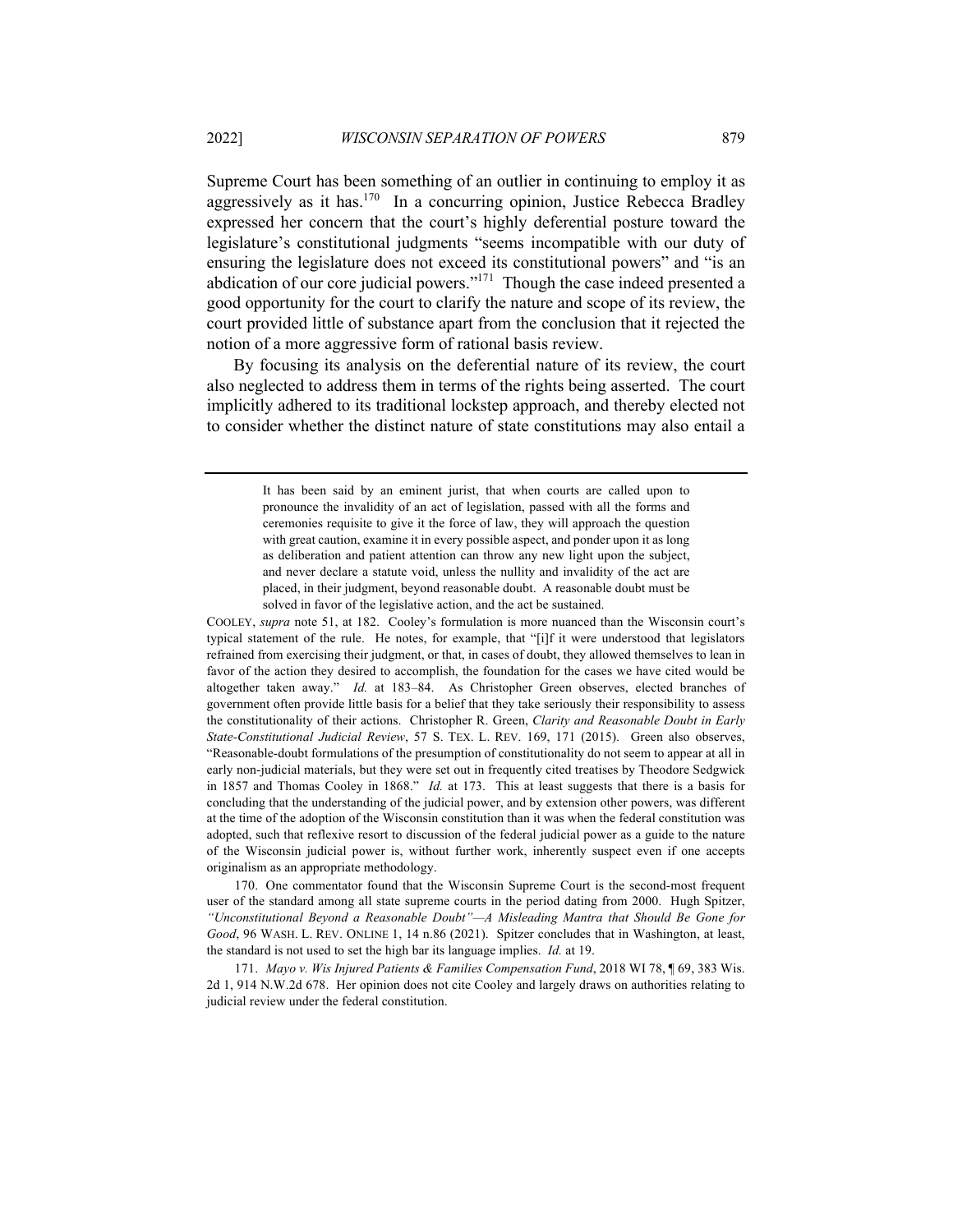Supreme Court has been something of an outlier in continuing to employ it as aggressively as it has.[170] In a concurring opinion, Justice Rebecca Bradley expressed her concern that the court's highly deferential posture toward the legislature's constitutional judgments "seems incompatible with our duty of ensuring the legislature does not exceed its constitutional powers" and "is an abdication of our core judicial powers."[171] Though the case indeed presented a good opportunity for the court to clarify the nature and scope of its review, the court provided little of substance apart from the conclusion that it rejected the notion of a more aggressive form of rational basis review.

By focusing its analysis on the deferential nature of its review, the court also neglected to address them in terms of the rights being asserted. The court implicitly adhered to its traditional lockstep approach, and thereby elected not to consider whether the distinct nature of state constitutions may also entail a

---

> It has been said by an eminent jurist, that when courts are called upon to pronounce the invalidity of an act of legislation, passed with all the forms and ceremonies requisite to give it the force of law, they will approach the question with great caution, examine it in every possible aspect, and ponder upon it as long as deliberation and patient attention can throw any new light upon the subject, and never declare a statute void, unless the nullity and invalidity of the act are placed, in their judgment, beyond reasonable doubt. A reasonable doubt must be solved in favor of the legislative action, and the act be sustained.

COOLEY, *supra* note 51, at 182. Cooley's formulation is more nuanced than the Wisconsin court's typical statement of the rule. He notes, for example, that "[i]f it were understood that legislators refrained from exercising their judgment, or that, in cases of doubt, they allowed themselves to lean in favor of the action they desired to accomplish, the foundation for the cases we have cited would be altogether taken away." *Id.* at 183–84. As Christopher Green observes, elected branches of government often provide little basis for a belief that they take seriously their responsibility to assess the constitutionality of their actions. Christopher R. Green, *Clarity and Reasonable Doubt in Early State-Constitutional Judicial Review*, 57 S. TEX. L. REV. 169, 171 (2015). Green also observes, "Reasonable-doubt formulations of the presumption of constitutionality do not seem to appear at all in early non-judicial materials, but they were set out in frequently cited treatises by Theodore Sedgwick in 1857 and Thomas Cooley in 1868." *Id.* at 173. This at least suggests that there is a basis for concluding that the understanding of the judicial power, and by extension other powers, was different at the time of the adoption of the Wisconsin constitution than it was when the federal constitution was adopted, such that reflexive resort to discussion of the federal judicial power as a guide to the nature of the Wisconsin judicial power is, without further work, inherently suspect even if one accepts originalism as an appropriate methodology.

170. One commentator found that the Wisconsin Supreme Court is the second-most frequent user of the standard among all state supreme courts in the period dating from 2000. Hugh Spitzer, *"Unconstitutional Beyond a Reasonable Doubt"—A Misleading Mantra that Should Be Gone for Good*, 96 WASH. L. REV. ONLINE 1, 14 n.86 (2021). Spitzer concludes that in Washington, at least, the standard is not used to set the high bar its language implies. *Id.* at 19.

171. *Mayo v. Wis Injured Patients & Families Compensation Fund*, 2018 WI 78, ¶ 69, 383 Wis. 2d 1, 914 N.W.2d 678. Her opinion does not cite Cooley and largely draws on authorities relating to judicial review under the federal constitution.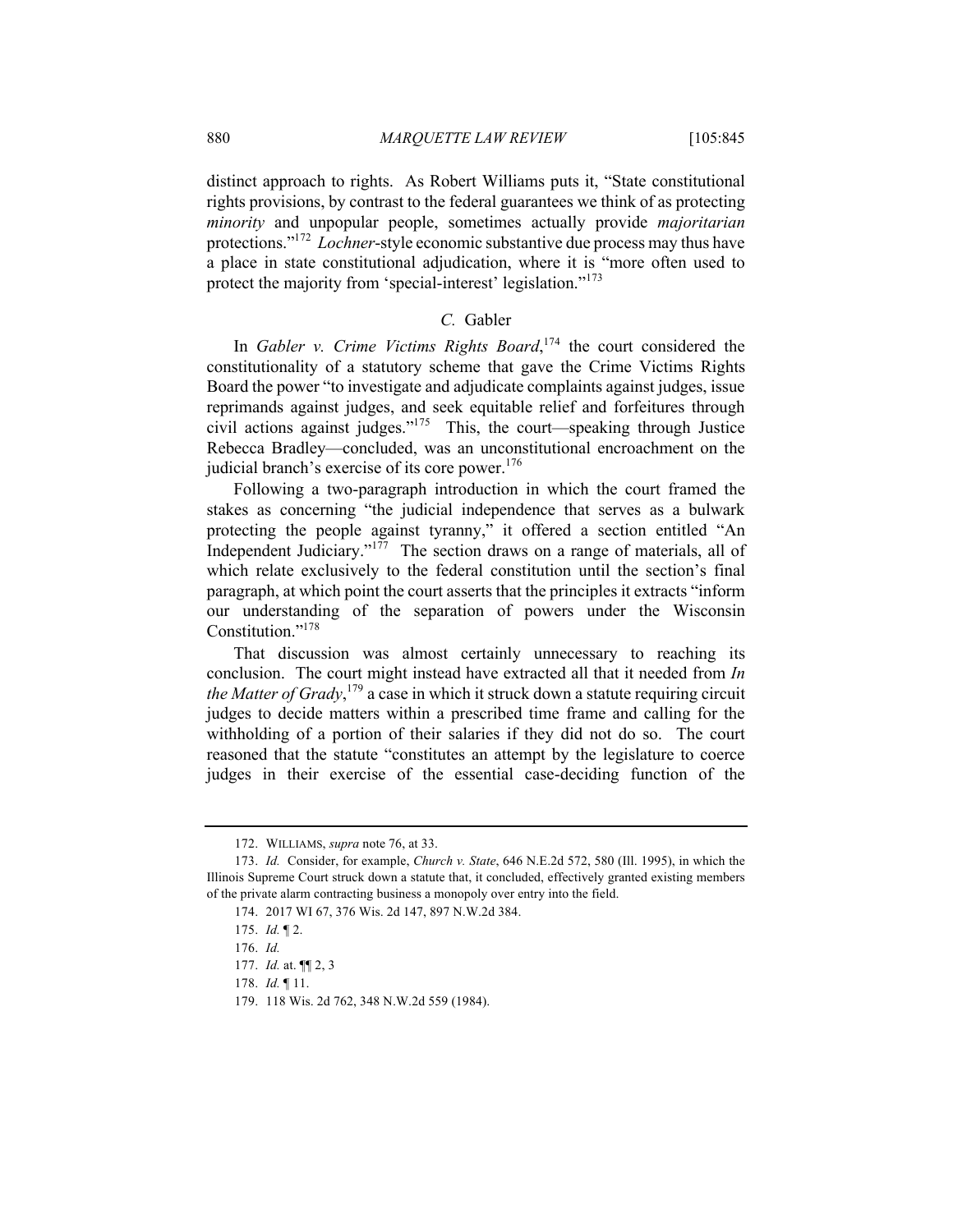distinct approach to rights. As Robert Williams puts it, "State constitutional rights provisions, by contrast to the federal guarantees we think of as protecting *minority* and unpopular people, sometimes actually provide *majoritarian* protections."[172] *Lochner*-style economic substantive due process may thus have a place in state constitutional adjudication, where it is "more often used to protect the majority from 'special-interest' legislation."[173]

### *C.* Gabler

In *Gabler v. Crime Victims Rights Board*,[174] the court considered the constitutionality of a statutory scheme that gave the Crime Victims Rights Board the power "to investigate and adjudicate complaints against judges, issue reprimands against judges, and seek equitable relief and forfeitures through civil actions against judges."[175] This, the court—speaking through Justice Rebecca Bradley—concluded, was an unconstitutional encroachment on the judicial branch's exercise of its core power.[176]

Following a two-paragraph introduction in which the court framed the stakes as concerning "the judicial independence that serves as a bulwark protecting the people against tyranny," it offered a section entitled "An Independent Judiciary."[177] The section draws on a range of materials, all of which relate exclusively to the federal constitution until the section's final paragraph, at which point the court asserts that the principles it extracts "inform our understanding of the separation of powers under the Wisconsin Constitution."[178]

That discussion was almost certainly unnecessary to reaching its conclusion. The court might instead have extracted all that it needed from *In the Matter of Grady*,[179] a case in which it struck down a statute requiring circuit judges to decide matters within a prescribed time frame and calling for the withholding of a portion of their salaries if they did not do so. The court reasoned that the statute "constitutes an attempt by the legislature to coerce judges in their exercise of the essential case-deciding function of the

---

172. WILLIAMS, *supra* note 76, at 33.

173. *Id.* Consider, for example, *Church v. State*, 646 N.E.2d 572, 580 (Ill. 1995), in which the Illinois Supreme Court struck down a statute that, it concluded, effectively granted existing members of the private alarm contracting business a monopoly over entry into the field.

174. 2017 WI 67, 376 Wis. 2d 147, 897 N.W.2d 384.

175. *Id.* ¶ 2.

176. *Id.*

177. *Id.* at. ¶¶ 2, 3

178. *Id.* ¶ 11.

179. 118 Wis. 2d 762, 348 N.W.2d 559 (1984).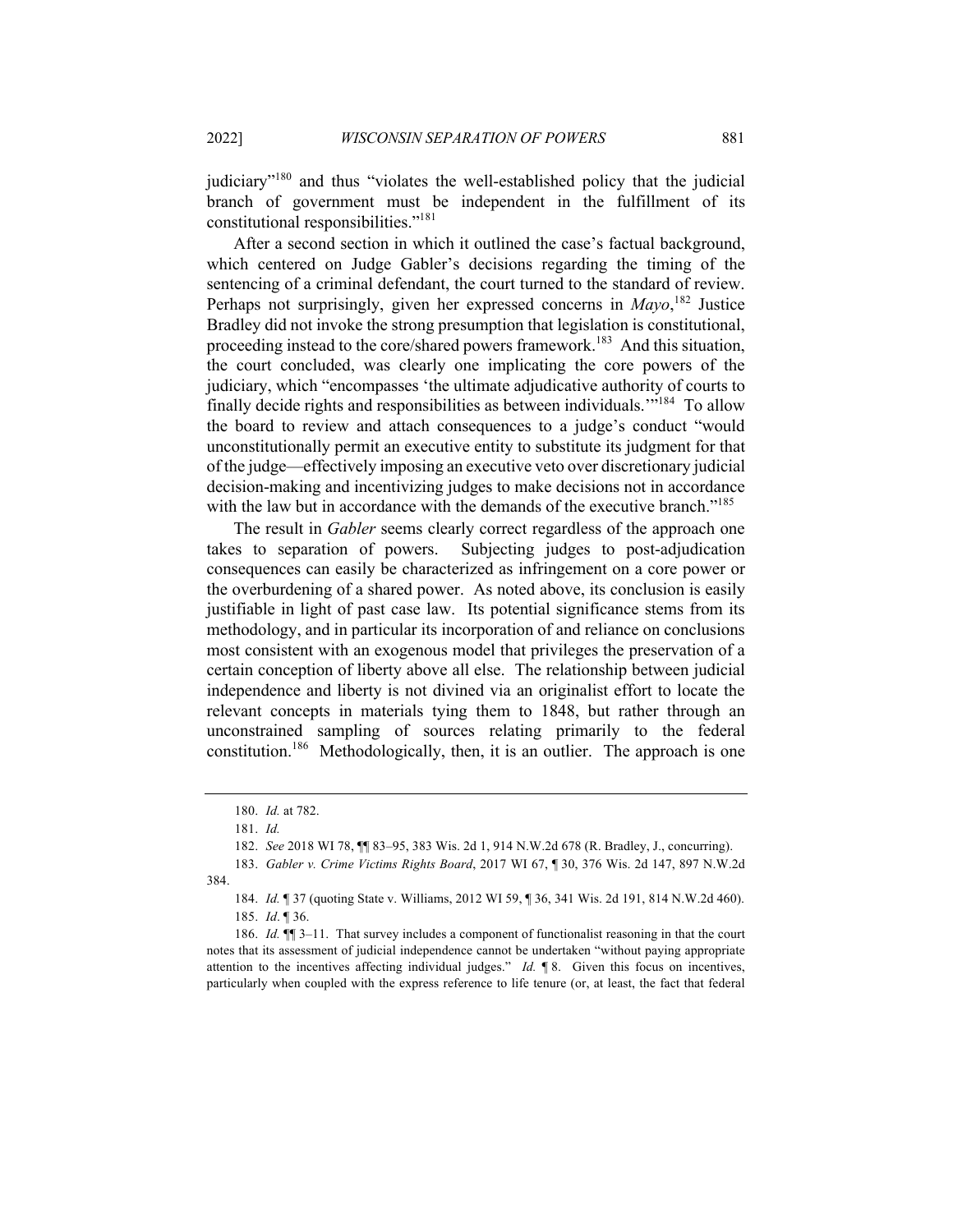judiciary"[180] and thus "violates the well-established policy that the judicial branch of government must be independent in the fulfillment of its constitutional responsibilities."[181]

After a second section in which it outlined the case's factual background, which centered on Judge Gabler's decisions regarding the timing of the sentencing of a criminal defendant, the court turned to the standard of review. Perhaps not surprisingly, given her expressed concerns in *Mayo*,[182] Justice Bradley did not invoke the strong presumption that legislation is constitutional, proceeding instead to the core/shared powers framework.[183] And this situation, the court concluded, was clearly one implicating the core powers of the judiciary, which "encompasses 'the ultimate adjudicative authority of courts to finally decide rights and responsibilities as between individuals.'"[184] To allow the board to review and attach consequences to a judge's conduct "would unconstitutionally permit an executive entity to substitute its judgment for that of the judge—effectively imposing an executive veto over discretionary judicial decision-making and incentivizing judges to make decisions not in accordance with the law but in accordance with the demands of the executive branch."[185]

The result in *Gabler* seems clearly correct regardless of the approach one takes to separation of powers. Subjecting judges to post-adjudication consequences can easily be characterized as infringement on a core power or the overburdening of a shared power. As noted above, its conclusion is easily justifiable in light of past case law. Its potential significance stems from its methodology, and in particular its incorporation of and reliance on conclusions most consistent with an exogenous model that privileges the preservation of a certain conception of liberty above all else. The relationship between judicial independence and liberty is not divined via an originalist effort to locate the relevant concepts in materials tying them to 1848, but rather through an unconstrained sampling of sources relating primarily to the federal constitution.[186] Methodologically, then, it is an outlier. The approach is one

---

180. *Id.* at 782.

181. *Id.*

182. *See* 2018 WI 78, ¶¶ 83–95, 383 Wis. 2d 1, 914 N.W.2d 678 (R. Bradley, J., concurring).

183. *Gabler v. Crime Victims Rights Board*, 2017 WI 67, ¶ 30, 376 Wis. 2d 147, 897 N.W.2d 384.

184. *Id.* ¶ 37 (quoting State v. Williams, 2012 WI 59, ¶ 36, 341 Wis. 2d 191, 814 N.W.2d 460).

185. *Id*. ¶ 36.

186. *Id.* ¶¶ 3–11. That survey includes a component of functionalist reasoning in that the court notes that its assessment of judicial independence cannot be undertaken "without paying appropriate attention to the incentives affecting individual judges." *Id.* ¶ 8. Given this focus on incentives, particularly when coupled with the express reference to life tenure (or, at least, the fact that federal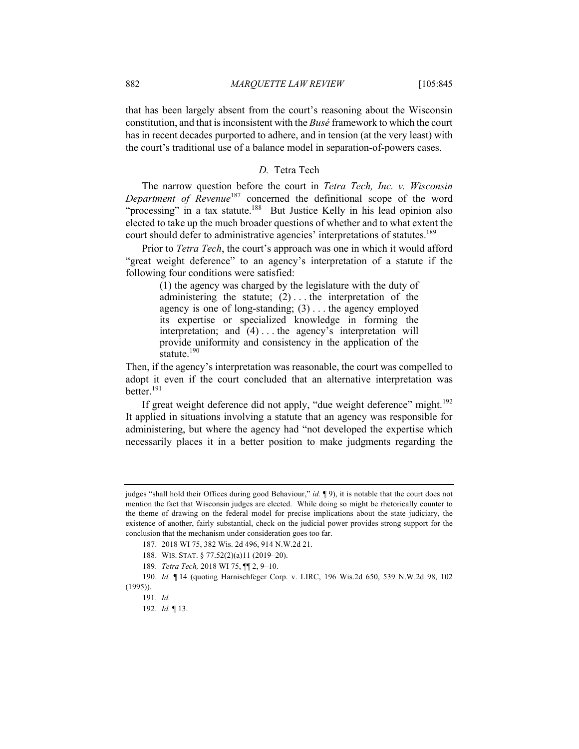that has been largely absent from the court's reasoning about the Wisconsin constitution, and that is inconsistent with the *Busé* framework to which the court has in recent decades purported to adhere, and in tension (at the very least) with the court's traditional use of a balance model in separation-of-powers cases.

### *D.* Tetra Tech

The narrow question before the court in *Tetra Tech, Inc. v. Wisconsin Department of Revenue*[187] concerned the definitional scope of the word "processing" in a tax statute.[188] But Justice Kelly in his lead opinion also elected to take up the much broader questions of whether and to what extent the court should defer to administrative agencies' interpretations of statutes.[189]

Prior to *Tetra Tech*, the court's approach was one in which it would afford "great weight deference" to an agency's interpretation of a statute if the following four conditions were satisfied:

> (1) the agency was charged by the legislature with the duty of administering the statute; (2) . . . the interpretation of the agency is one of long-standing; (3) . . . the agency employed its expertise or specialized knowledge in forming the interpretation; and (4) . . . the agency's interpretation will provide uniformity and consistency in the application of the statute.[190]

Then, if the agency's interpretation was reasonable, the court was compelled to adopt it even if the court concluded that an alternative interpretation was better.[191]

If great weight deference did not apply, "due weight deference" might.[192] It applied in situations involving a statute that an agency was responsible for administering, but where the agency had "not developed the expertise which necessarily places it in a better position to make judgments regarding the

---

judges "shall hold their Offices during good Behaviour," *id.* ¶ 9), it is notable that the court does not mention the fact that Wisconsin judges are elected. While doing so might be rhetorically counter to the theme of drawing on the federal model for precise implications about the state judiciary, the existence of another, fairly substantial, check on the judicial power provides strong support for the conclusion that the mechanism under consideration goes too far.

187. 2018 WI 75, 382 Wis. 2d 496, 914 N.W.2d 21.

188. WIS. STAT. § 77.52(2)(a)11 (2019–20).

189. *Tetra Tech,* 2018 WI 75, ¶¶ 2, 9–10.

190. *Id.* ¶ 14 (quoting Harnischfeger Corp. v. LIRC, 196 Wis.2d 650, 539 N.W.2d 98, 102 (1995)).

191. *Id.*

192. *Id.* ¶ 13.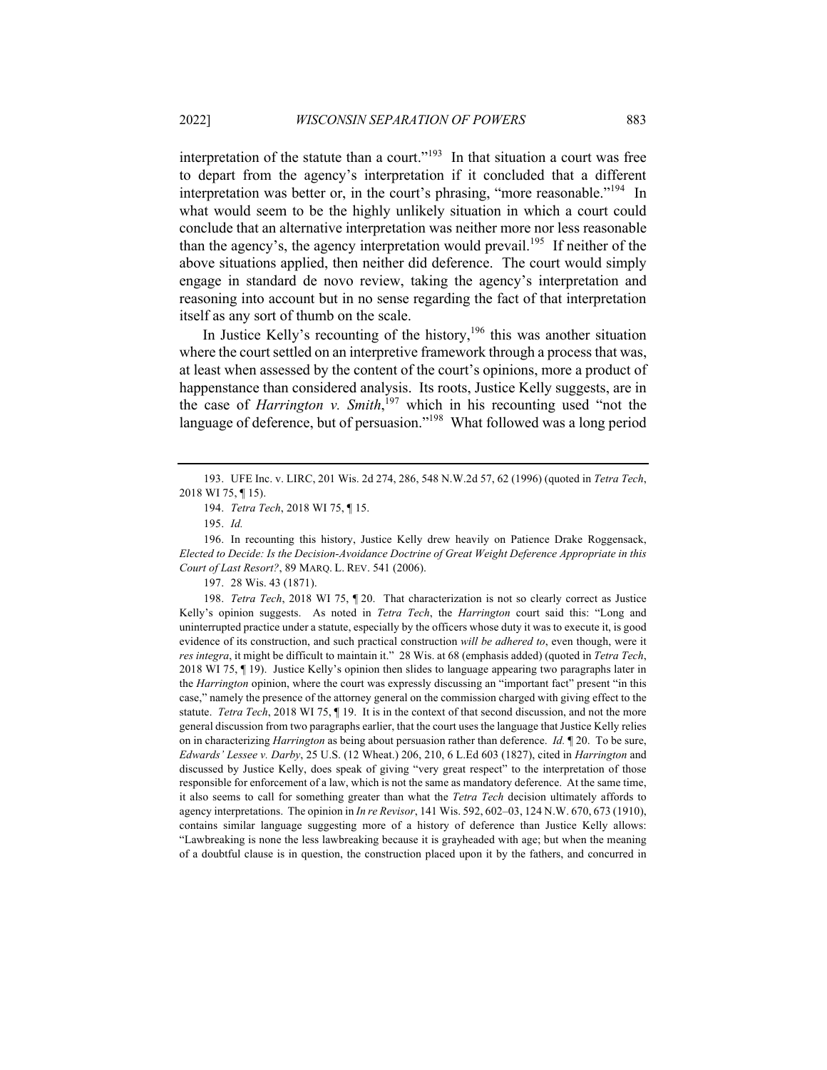interpretation of the statute than a court."[193] In that situation a court was free to depart from the agency's interpretation if it concluded that a different interpretation was better or, in the court's phrasing, "more reasonable."[194] In what would seem to be the highly unlikely situation in which a court could conclude that an alternative interpretation was neither more nor less reasonable than the agency's, the agency interpretation would prevail.[195] If neither of the above situations applied, then neither did deference. The court would simply engage in standard de novo review, taking the agency's interpretation and reasoning into account but in no sense regarding the fact of that interpretation itself as any sort of thumb on the scale.

In Justice Kelly's recounting of the history,[196] this was another situation where the court settled on an interpretive framework through a process that was, at least when assessed by the content of the court's opinions, more a product of happenstance than considered analysis. Its roots, Justice Kelly suggests, are in the case of *Harrington v. Smith*,[197] which in his recounting used "not the language of deference, but of persuasion."[198] What followed was a long period

193. UFE Inc. v. LIRC, 201 Wis. 2d 274, 286, 548 N.W.2d 57, 62 (1996) (quoted in *Tetra Tech*, 2018 WI 75, ¶ 15).

194. *Tetra Tech*, 2018 WI 75, ¶ 15.

195. *Id.*

196. In recounting this history, Justice Kelly drew heavily on Patience Drake Roggensack, *Elected to Decide: Is the Decision-Avoidance Doctrine of Great Weight Deference Appropriate in this Court of Last Resort?*, 89 MARQ. L. REV. 541 (2006).

197. 28 Wis. 43 (1871).

198. *Tetra Tech*, 2018 WI 75, ¶ 20. That characterization is not so clearly correct as Justice Kelly's opinion suggests. As noted in *Tetra Tech*, the *Harrington* court said this: "Long and uninterrupted practice under a statute, especially by the officers whose duty it was to execute it, is good evidence of its construction, and such practical construction *will be adhered to*, even though, were it *res integra*, it might be difficult to maintain it." 28 Wis. at 68 (emphasis added) (quoted in *Tetra Tech*, 2018 WI 75, ¶ 19). Justice Kelly's opinion then slides to language appearing two paragraphs later in the *Harrington* opinion, where the court was expressly discussing an "important fact" present "in this case," namely the presence of the attorney general on the commission charged with giving effect to the statute. *Tetra Tech*, 2018 WI 75, ¶ 19. It is in the context of that second discussion, and not the more general discussion from two paragraphs earlier, that the court uses the language that Justice Kelly relies on in characterizing *Harrington* as being about persuasion rather than deference. *Id.* ¶ 20. To be sure, *Edwards' Lessee v. Darby*, 25 U.S. (12 Wheat.) 206, 210, 6 L.Ed 603 (1827), cited in *Harrington* and discussed by Justice Kelly, does speak of giving "very great respect" to the interpretation of those responsible for enforcement of a law, which is not the same as mandatory deference. At the same time, it also seems to call for something greater than what the *Tetra Tech* decision ultimately affords to agency interpretations. The opinion in *In re Revisor*, 141 Wis. 592, 602–03, 124 N.W. 670, 673 (1910), contains similar language suggesting more of a history of deference than Justice Kelly allows: "Lawbreaking is none the less lawbreaking because it is grayheaded with age; but when the meaning of a doubtful clause is in question, the construction placed upon it by the fathers, and concurred in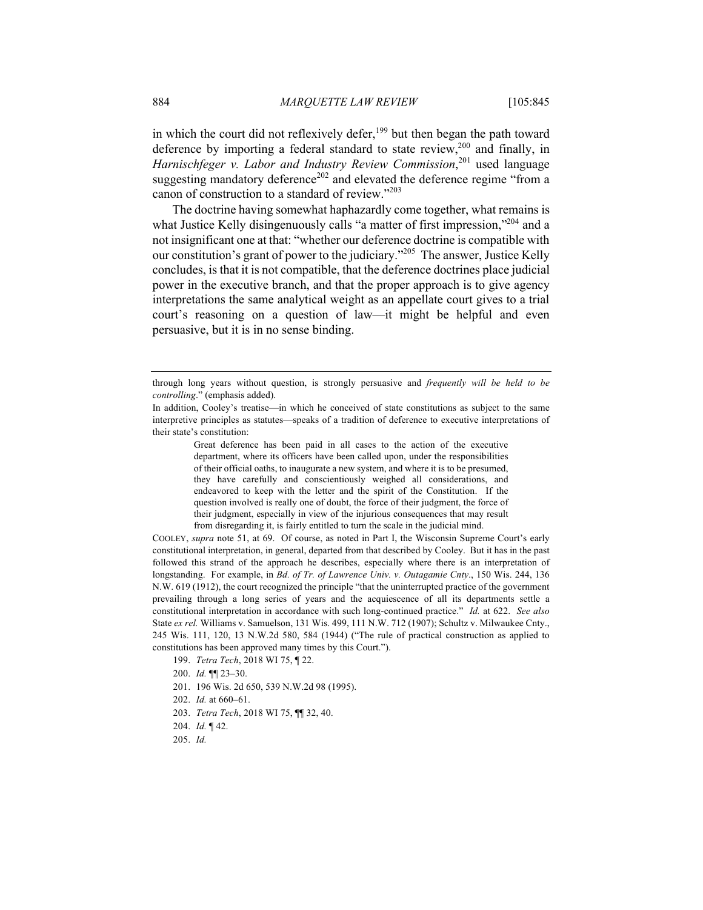in which the court did not reflexively defer,[199] but then began the path toward deference by importing a federal standard to state review,[200] and finally, in *Harnischfeger v. Labor and Industry Review Commission*,[201] used language suggesting mandatory deference[202] and elevated the deference regime "from a canon of construction to a standard of review."[203]

The doctrine having somewhat haphazardly come together, what remains is what Justice Kelly disingenuously calls "a matter of first impression,"[204] and a not insignificant one at that: "whether our deference doctrine is compatible with our constitution's grant of power to the judiciary."[205] The answer, Justice Kelly concludes, is that it is not compatible, that the deference doctrines place judicial power in the executive branch, and that the proper approach is to give agency interpretations the same analytical weight as an appellate court gives to a trial court's reasoning on a question of law—it might be helpful and even persuasive, but it is in no sense binding.

---

through long years without question, is strongly persuasive and *frequently will be held to be controlling*." (emphasis added).

In addition, Cooley's treatise—in which he conceived of state constitutions as subject to the same interpretive principles as statutes—speaks of a tradition of deference to executive interpretations of their state's constitution:

> Great deference has been paid in all cases to the action of the executive department, where its officers have been called upon, under the responsibilities of their official oaths, to inaugurate a new system, and where it is to be presumed, they have carefully and conscientiously weighed all considerations, and endeavored to keep with the letter and the spirit of the Constitution. If the question involved is really one of doubt, the force of their judgment, the force of their judgment, especially in view of the injurious consequences that may result from disregarding it, is fairly entitled to turn the scale in the judicial mind.

COOLEY, *supra* note 51, at 69. Of course, as noted in Part I, the Wisconsin Supreme Court's early constitutional interpretation, in general, departed from that described by Cooley. But it has in the past followed this strand of the approach he describes, especially where there is an interpretation of longstanding. For example, in *Bd. of Tr. of Lawrence Univ. v. Outagamie Cnty*., 150 Wis. 244, 136 N.W. 619 (1912), the court recognized the principle "that the uninterrupted practice of the government prevailing through a long series of years and the acquiescence of all its departments settle a constitutional interpretation in accordance with such long-continued practice." *Id.* at 622. *See also* State *ex rel.* Williams v. Samuelson, 131 Wis. 499, 111 N.W. 712 (1907); Schultz v. Milwaukee Cnty., 245 Wis. 111, 120, 13 N.W.2d 580, 584 (1944) ("The rule of practical construction as applied to constitutions has been approved many times by this Court.").

199. *Tetra Tech*, 2018 WI 75, ¶ 22.

200. *Id.* ¶¶ 23–30.

201. 196 Wis. 2d 650, 539 N.W.2d 98 (1995).

202. *Id.* at 660–61.

203. *Tetra Tech*, 2018 WI 75, ¶¶ 32, 40.

204. *Id.* ¶ 42.

205. *Id.*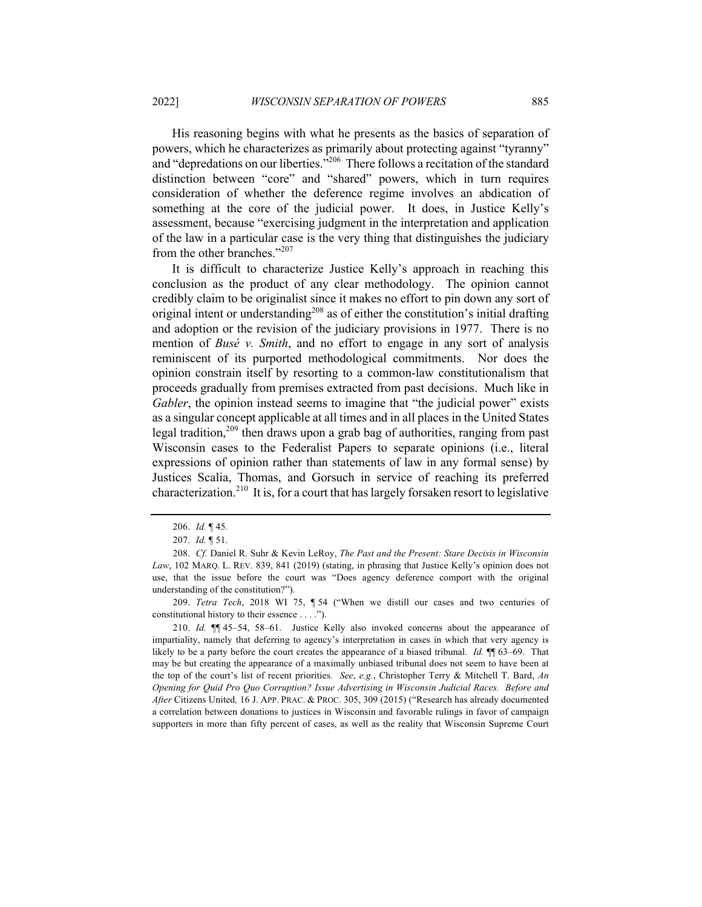His reasoning begins with what he presents as the basics of separation of powers, which he characterizes as primarily about protecting against "tyranny" and "depredations on our liberties."[206] There follows a recitation of the standard distinction between "core" and "shared" powers, which in turn requires consideration of whether the deference regime involves an abdication of something at the core of the judicial power. It does, in Justice Kelly's assessment, because "exercising judgment in the interpretation and application of the law in a particular case is the very thing that distinguishes the judiciary from the other branches."[207]

It is difficult to characterize Justice Kelly's approach in reaching this conclusion as the product of any clear methodology. The opinion cannot credibly claim to be originalist since it makes no effort to pin down any sort of original intent or understanding[208] as of either the constitution's initial drafting and adoption or the revision of the judiciary provisions in 1977. There is no mention of *Busé v. Smith*, and no effort to engage in any sort of analysis reminiscent of its purported methodological commitments. Nor does the opinion constrain itself by resorting to a common-law constitutionalism that proceeds gradually from premises extracted from past decisions. Much like in *Gabler*, the opinion instead seems to imagine that "the judicial power" exists as a singular concept applicable at all times and in all places in the United States legal tradition,[209] then draws upon a grab bag of authorities, ranging from past Wisconsin cases to the Federalist Papers to separate opinions (i.e., literal expressions of opinion rather than statements of law in any formal sense) by Justices Scalia, Thomas, and Gorsuch in service of reaching its preferred characterization.[210] It is, for a court that has largely forsaken resort to legislative

---

206. *Id.* ¶ 45.

207. *Id.* ¶ 51.

208. *Cf.* Daniel R. Suhr & Kevin LeRoy, *The Past and the Present: Stare Decisis in Wisconsin Law*, 102 MARQ. L. REV. 839, 841 (2019) (stating, in phrasing that Justice Kelly's opinion does not use, that the issue before the court was "Does agency deference comport with the original understanding of the constitution?").

209. *Tetra Tech*, 2018 WI 75, ¶ 54 ("When we distill our cases and two centuries of constitutional history to their essence . . . .").

210. *Id.* ¶¶ 45–54, 58–61. Justice Kelly also invoked concerns about the appearance of impartiality, namely that deferring to agency's interpretation in cases in which that very agency is likely to be a party before the court creates the appearance of a biased tribunal. *Id.* ¶¶ 63–69. That may be but creating the appearance of a maximally unbiased tribunal does not seem to have been at the top of the court's list of recent priorities. *See*, *e.g.*, Christopher Terry & Mitchell T. Bard, *An Opening for Quid Pro Quo Corruption? Issue Advertising in Wisconsin Judicial Races. Before and After* Citizens United*,* 16 J. APP. PRAC. & PROC. 305, 309 (2015) ("Research has already documented a correlation between donations to justices in Wisconsin and favorable rulings in favor of campaign supporters in more than fifty percent of cases, as well as the reality that Wisconsin Supreme Court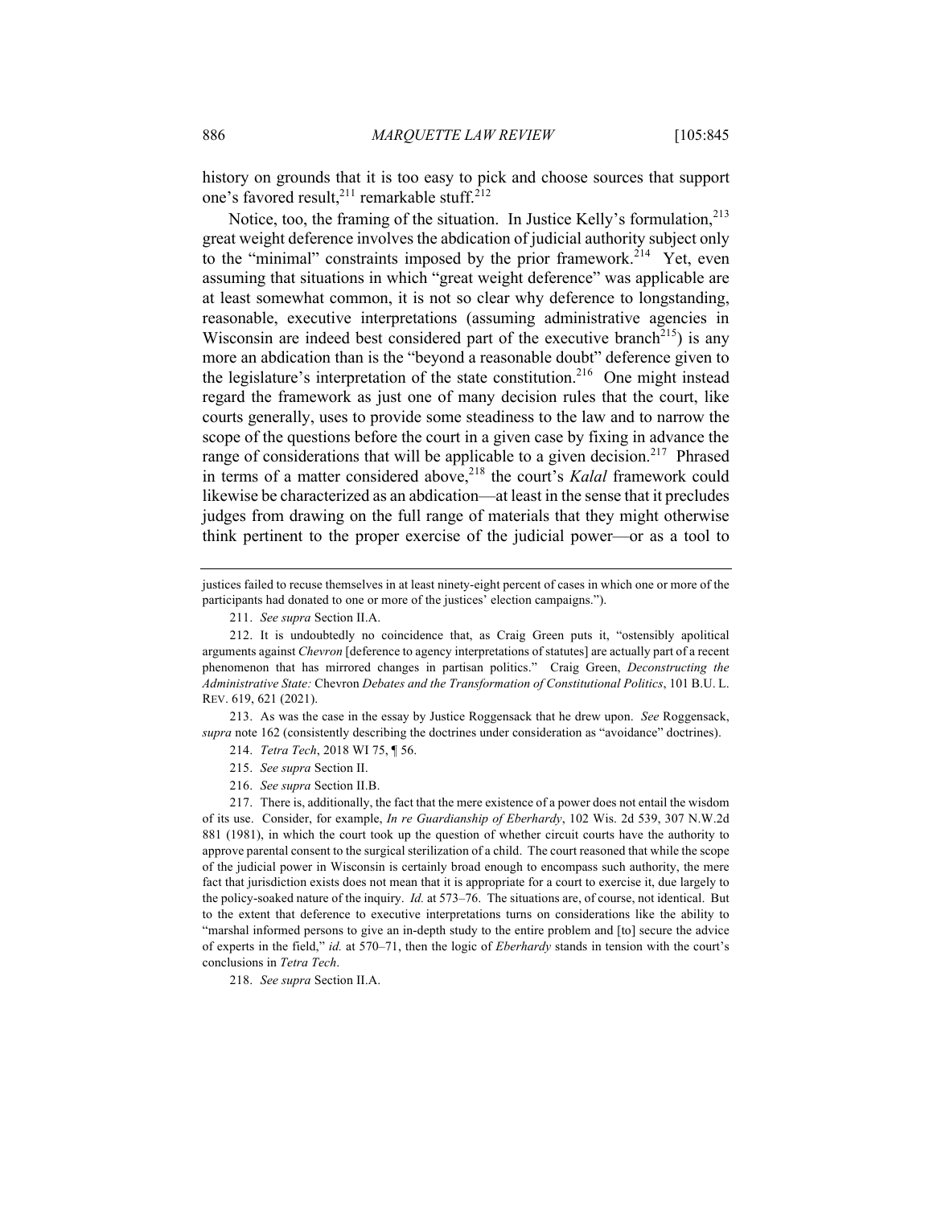history on grounds that it is too easy to pick and choose sources that support one's favored result,[211] remarkable stuff.[212]

Notice, too, the framing of the situation. In Justice Kelly's formulation,[213] great weight deference involves the abdication of judicial authority subject only to the "minimal" constraints imposed by the prior framework.[214] Yet, even assuming that situations in which "great weight deference" was applicable are at least somewhat common, it is not so clear why deference to longstanding, reasonable, executive interpretations (assuming administrative agencies in Wisconsin are indeed best considered part of the executive branch[215]) is any more an abdication than is the "beyond a reasonable doubt" deference given to the legislature's interpretation of the state constitution.[216] One might instead regard the framework as just one of many decision rules that the court, like courts generally, uses to provide some steadiness to the law and to narrow the scope of the questions before the court in a given case by fixing in advance the range of considerations that will be applicable to a given decision.[217] Phrased in terms of a matter considered above,[218] the court's *Kalal* framework could likewise be characterized as an abdication—at least in the sense that it precludes judges from drawing on the full range of materials that they might otherwise think pertinent to the proper exercise of the judicial power—or as a tool to

---

justices failed to recuse themselves in at least ninety-eight percent of cases in which one or more of the participants had donated to one or more of the justices' election campaigns.").

211. *See supra* Section II.A.

212. It is undoubtedly no coincidence that, as Craig Green puts it, "ostensibly apolitical arguments against *Chevron* [deference to agency interpretations of statutes] are actually part of a recent phenomenon that has mirrored changes in partisan politics." Craig Green, *Deconstructing the Administrative State:* Chevron *Debates and the Transformation of Constitutional Politics*, 101 B.U. L. REV. 619, 621 (2021).

213. As was the case in the essay by Justice Roggensack that he drew upon. *See* Roggensack, *supra* note 162 (consistently describing the doctrines under consideration as "avoidance" doctrines).

214. *Tetra Tech*, 2018 WI 75, ¶ 56.

215. *See supra* Section II.

216. *See supra* Section II.B.

217. There is, additionally, the fact that the mere existence of a power does not entail the wisdom of its use. Consider, for example, *In re Guardianship of Eberhardy*, 102 Wis. 2d 539, 307 N.W.2d 881 (1981), in which the court took up the question of whether circuit courts have the authority to approve parental consent to the surgical sterilization of a child. The court reasoned that while the scope of the judicial power in Wisconsin is certainly broad enough to encompass such authority, the mere fact that jurisdiction exists does not mean that it is appropriate for a court to exercise it, due largely to the policy-soaked nature of the inquiry. *Id.* at 573–76. The situations are, of course, not identical. But to the extent that deference to executive interpretations turns on considerations like the ability to "marshal informed persons to give an in-depth study to the entire problem and [to] secure the advice of experts in the field," *id.* at 570–71, then the logic of *Eberhardy* stands in tension with the court's conclusions in *Tetra Tech*.

218. *See supra* Section II.A.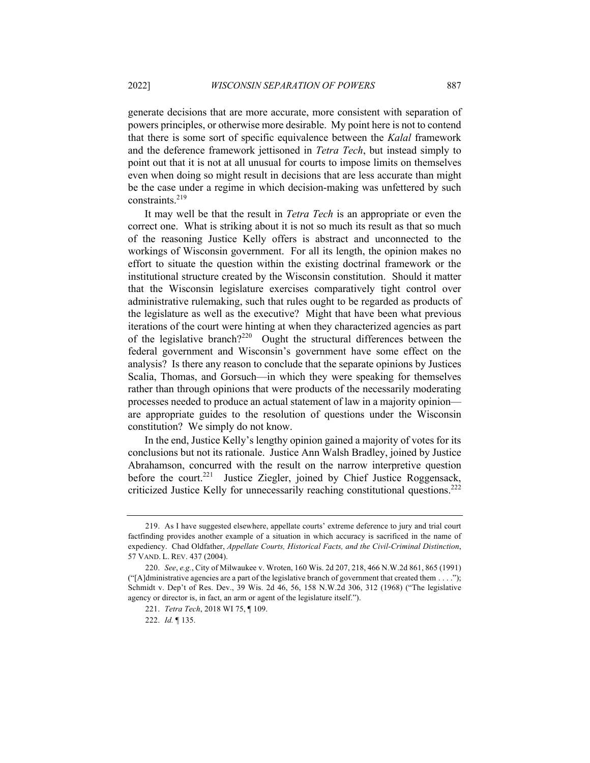generate decisions that are more accurate, more consistent with separation of powers principles, or otherwise more desirable. My point here is not to contend that there is some sort of specific equivalence between the *Kalal* framework and the deference framework jettisoned in *Tetra Tech*, but instead simply to point out that it is not at all unusual for courts to impose limits on themselves even when doing so might result in decisions that are less accurate than might be the case under a regime in which decision-making was unfettered by such constraints.[219]

It may well be that the result in *Tetra Tech* is an appropriate or even the correct one. What is striking about it is not so much its result as that so much of the reasoning Justice Kelly offers is abstract and unconnected to the workings of Wisconsin government. For all its length, the opinion makes no effort to situate the question within the existing doctrinal framework or the institutional structure created by the Wisconsin constitution. Should it matter that the Wisconsin legislature exercises comparatively tight control over administrative rulemaking, such that rules ought to be regarded as products of the legislature as well as the executive? Might that have been what previous iterations of the court were hinting at when they characterized agencies as part of the legislative branch?[220] Ought the structural differences between the federal government and Wisconsin's government have some effect on the analysis? Is there any reason to conclude that the separate opinions by Justices Scalia, Thomas, and Gorsuch—in which they were speaking for themselves rather than through opinions that were products of the necessarily moderating processes needed to produce an actual statement of law in a majority opinion—are appropriate guides to the resolution of questions under the Wisconsin constitution? We simply do not know.

In the end, Justice Kelly's lengthy opinion gained a majority of votes for its conclusions but not its rationale. Justice Ann Walsh Bradley, joined by Justice Abrahamson, concurred with the result on the narrow interpretive question before the court.[221] Justice Ziegler, joined by Chief Justice Roggensack, criticized Justice Kelly for unnecessarily reaching constitutional questions.[222]

---

219. As I have suggested elsewhere, appellate courts' extreme deference to jury and trial court factfinding provides another example of a situation in which accuracy is sacrificed in the name of expediency. Chad Oldfather, *Appellate Courts, Historical Facts, and the Civil-Criminal Distinction*, 57 VAND. L. REV. 437 (2004).

220. *See*, *e.g.*, City of Milwaukee v. Wroten, 160 Wis. 2d 207, 218, 466 N.W.2d 861, 865 (1991) ("[A]dministrative agencies are a part of the legislative branch of government that created them . . . ."); Schmidt v. Dep't of Res. Dev., 39 Wis. 2d 46, 56, 158 N.W.2d 306, 312 (1968) ("The legislative agency or director is, in fact, an arm or agent of the legislature itself.").

221. *Tetra Tech*, 2018 WI 75, ¶ 109.

222. *Id.* ¶ 135.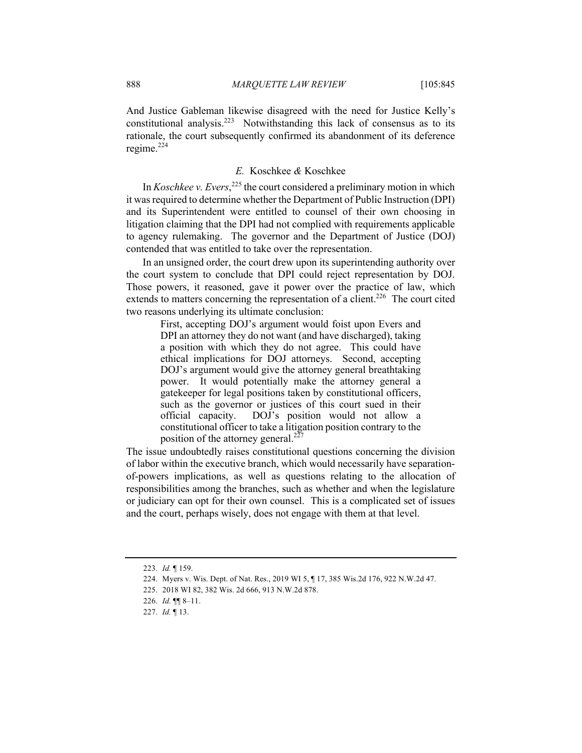And Justice Gableman likewise disagreed with the need for Justice Kelly's constitutional analysis.[223] Notwithstanding this lack of consensus as to its rationale, the court subsequently confirmed its abandonment of its deference regime.[224]

### *E.* Koschkee *&* Koschkee

In *Koschkee v. Evers*,[225] the court considered a preliminary motion in which it was required to determine whether the Department of Public Instruction (DPI) and its Superintendent were entitled to counsel of their own choosing in litigation claiming that the DPI had not complied with requirements applicable to agency rulemaking. The governor and the Department of Justice (DOJ) contended that was entitled to take over the representation.

In an unsigned order, the court drew upon its superintending authority over the court system to conclude that DPI could reject representation by DOJ. Those powers, it reasoned, gave it power over the practice of law, which extends to matters concerning the representation of a client.[226] The court cited two reasons underlying its ultimate conclusion:

> First, accepting DOJ's argument would foist upon Evers and DPI an attorney they do not want (and have discharged), taking a position with which they do not agree. This could have ethical implications for DOJ attorneys. Second, accepting DOJ's argument would give the attorney general breathtaking power. It would potentially make the attorney general a gatekeeper for legal positions taken by constitutional officers, such as the governor or justices of this court sued in their official capacity. DOJ's position would not allow a constitutional officer to take a litigation position contrary to the position of the attorney general.[227]

The issue undoubtedly raises constitutional questions concerning the division of labor within the executive branch, which would necessarily have separation-of-powers implications, as well as questions relating to the allocation of responsibilities among the branches, such as whether and when the legislature or judiciary can opt for their own counsel. This is a complicated set of issues and the court, perhaps wisely, does not engage with them at that level.

---

223. *Id.* ¶ 159.

224. Myers v. Wis. Dept. of Nat. Res., 2019 WI 5, ¶ 17, 385 Wis.2d 176, 922 N.W.2d 47.

225. 2018 WI 82, 382 Wis. 2d 666, 913 N.W.2d 878.

226. *Id.* ¶¶ 8–11.

227. *Id.* ¶ 13.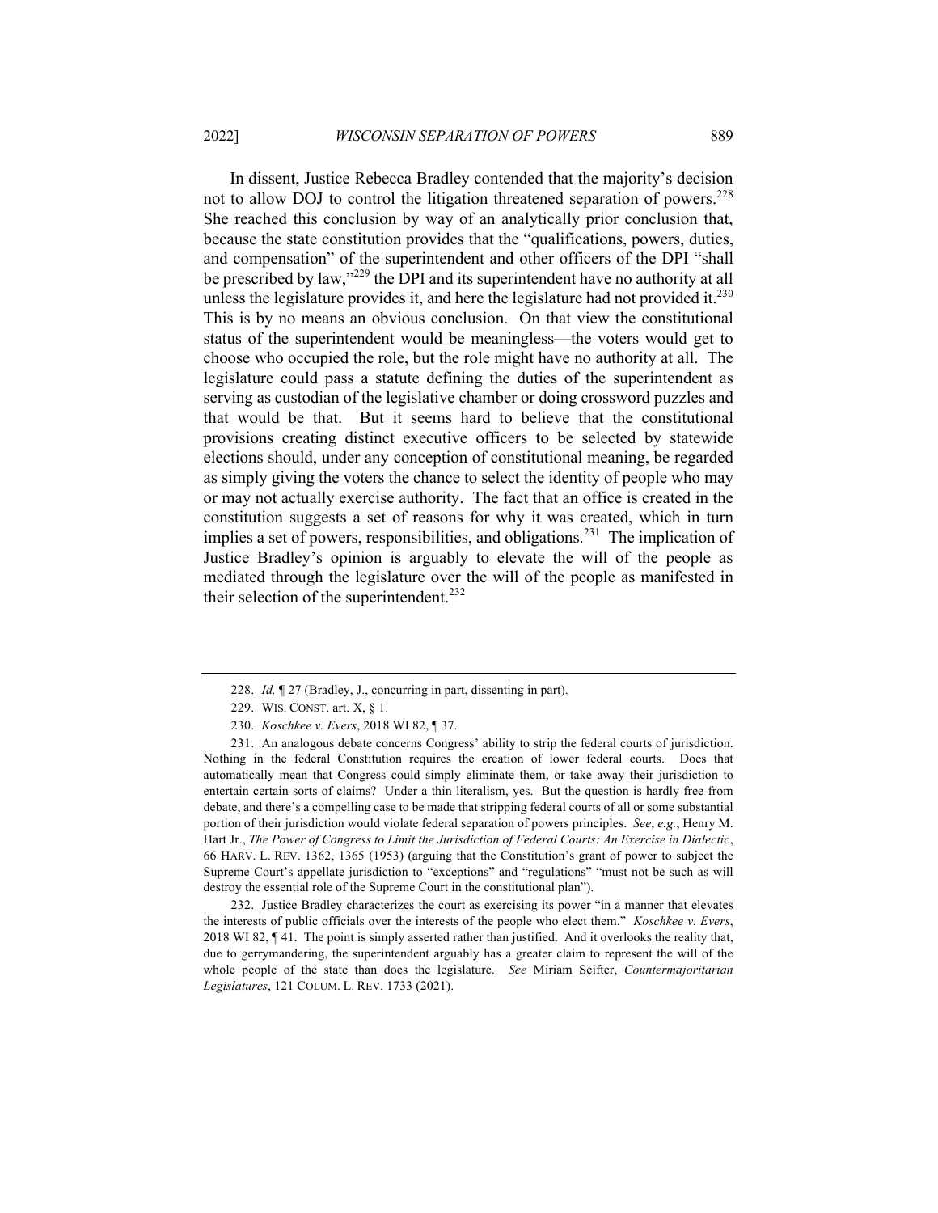In dissent, Justice Rebecca Bradley contended that the majority's decision not to allow DOJ to control the litigation threatened separation of powers.[228] She reached this conclusion by way of an analytically prior conclusion that, because the state constitution provides that the "qualifications, powers, duties, and compensation" of the superintendent and other officers of the DPI "shall be prescribed by law,"[229] the DPI and its superintendent have no authority at all unless the legislature provides it, and here the legislature had not provided it.[230] This is by no means an obvious conclusion. On that view the constitutional status of the superintendent would be meaningless—the voters would get to choose who occupied the role, but the role might have no authority at all. The legislature could pass a statute defining the duties of the superintendent as serving as custodian of the legislative chamber or doing crossword puzzles and that would be that. But it seems hard to believe that the constitutional provisions creating distinct executive officers to be selected by statewide elections should, under any conception of constitutional meaning, be regarded as simply giving the voters the chance to select the identity of people who may or may not actually exercise authority. The fact that an office is created in the constitution suggests a set of reasons for why it was created, which in turn implies a set of powers, responsibilities, and obligations.[231] The implication of Justice Bradley's opinion is arguably to elevate the will of the people as mediated through the legislature over the will of the people as manifested in their selection of the superintendent.[232]

---

228. *Id.* ¶ 27 (Bradley, J., concurring in part, dissenting in part).

229. WIS. CONST. art. X, § 1.

230. *Koschkee v. Evers*, 2018 WI 82, ¶ 37.

231. An analogous debate concerns Congress' ability to strip the federal courts of jurisdiction. Nothing in the federal Constitution requires the creation of lower federal courts. Does that automatically mean that Congress could simply eliminate them, or take away their jurisdiction to entertain certain sorts of claims? Under a thin literalism, yes. But the question is hardly free from debate, and there's a compelling case to be made that stripping federal courts of all or some substantial portion of their jurisdiction would violate federal separation of powers principles. *See*, *e.g.*, Henry M. Hart Jr., *The Power of Congress to Limit the Jurisdiction of Federal Courts: An Exercise in Dialectic*, 66 HARV. L. REV. 1362, 1365 (1953) (arguing that the Constitution's grant of power to subject the Supreme Court's appellate jurisdiction to "exceptions" and "regulations" "must not be such as will destroy the essential role of the Supreme Court in the constitutional plan").

232. Justice Bradley characterizes the court as exercising its power "in a manner that elevates the interests of public officials over the interests of the people who elect them." *Koschkee v. Evers*, 2018 WI 82, ¶ 41. The point is simply asserted rather than justified. And it overlooks the reality that, due to gerrymandering, the superintendent arguably has a greater claim to represent the will of the whole people of the state than does the legislature. *See* Miriam Seifter, *Countermajoritarian Legislatures*, 121 COLUM. L. REV. 1733 (2021).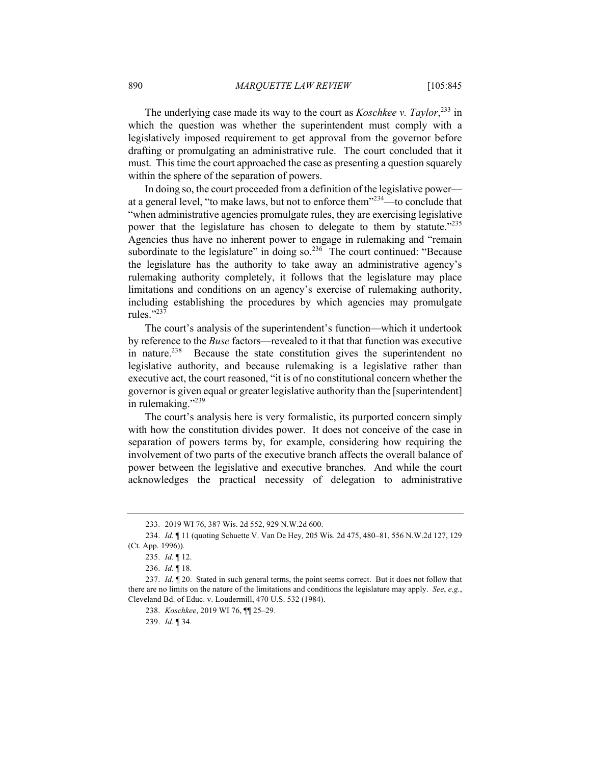The underlying case made its way to the court as *Koschkee v. Taylor*,[233] in which the question was whether the superintendent must comply with a legislatively imposed requirement to get approval from the governor before drafting or promulgating an administrative rule. The court concluded that it must. This time the court approached the case as presenting a question squarely within the sphere of the separation of powers.

In doing so, the court proceeded from a definition of the legislative power—at a general level, "to make laws, but not to enforce them"[234]—to conclude that "when administrative agencies promulgate rules, they are exercising legislative power that the legislature has chosen to delegate to them by statute."[235] Agencies thus have no inherent power to engage in rulemaking and "remain subordinate to the legislature" in doing so.[236] The court continued: "Because the legislature has the authority to take away an administrative agency's rulemaking authority completely, it follows that the legislature may place limitations and conditions on an agency's exercise of rulemaking authority, including establishing the procedures by which agencies may promulgate rules."[237]

The court's analysis of the superintendent's function—which it undertook by reference to the *Buse* factors—revealed to it that that function was executive in nature.[238] Because the state constitution gives the superintendent no legislative authority, and because rulemaking is a legislative rather than executive act, the court reasoned, "it is of no constitutional concern whether the governor is given equal or greater legislative authority than the [superintendent] in rulemaking."[239]

The court's analysis here is very formalistic, its purported concern simply with how the constitution divides power. It does not conceive of the case in separation of powers terms by, for example, considering how requiring the involvement of two parts of the executive branch affects the overall balance of power between the legislative and executive branches. And while the court acknowledges the practical necessity of delegation to administrative

---

233. 2019 WI 76, 387 Wis. 2d 552, 929 N.W.2d 600.

234. *Id.* ¶ 11 (quoting Schuette V. Van De Hey*,* 205 Wis. 2d 475, 480–81, 556 N.W.2d 127, 129 (Ct. App. 1996)).

235. *Id.* ¶ 12.

236. *Id.* ¶ 18.

237. *Id.* ¶ 20. Stated in such general terms, the point seems correct. But it does not follow that there are no limits on the nature of the limitations and conditions the legislature may apply. *See*, *e.g.*, Cleveland Bd. of Educ. v. Loudermill, 470 U.S. 532 (1984).

238. *Koschkee*, 2019 WI 76, ¶¶ 25–29.

239. *Id.* ¶ 34.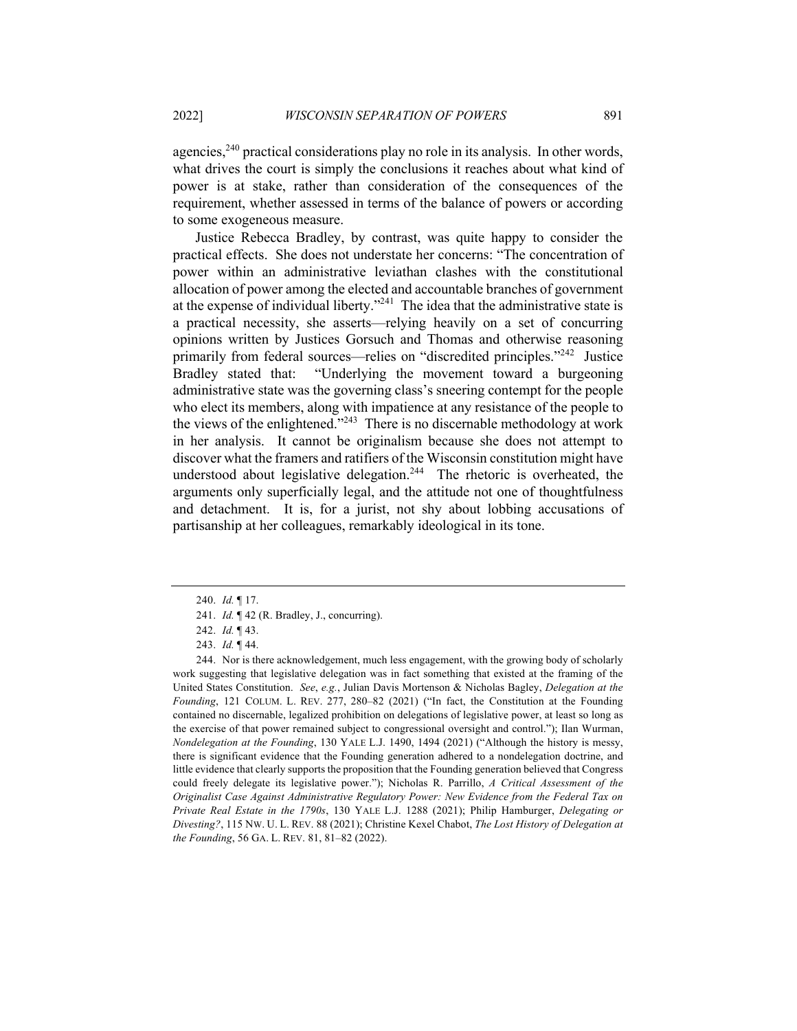agencies,[240] practical considerations play no role in its analysis. In other words, what drives the court is simply the conclusions it reaches about what kind of power is at stake, rather than consideration of the consequences of the requirement, whether assessed in terms of the balance of powers or according to some exogeneous measure.

Justice Rebecca Bradley, by contrast, was quite happy to consider the practical effects. She does not understate her concerns: "The concentration of power within an administrative leviathan clashes with the constitutional allocation of power among the elected and accountable branches of government at the expense of individual liberty."[241] The idea that the administrative state is a practical necessity, she asserts—relying heavily on a set of concurring opinions written by Justices Gorsuch and Thomas and otherwise reasoning primarily from federal sources—relies on "discredited principles."[242] Justice Bradley stated that: "Underlying the movement toward a burgeoning administrative state was the governing class's sneering contempt for the people who elect its members, along with impatience at any resistance of the people to the views of the enlightened."[243] There is no discernable methodology at work in her analysis. It cannot be originalism because she does not attempt to discover what the framers and ratifiers of the Wisconsin constitution might have understood about legislative delegation.[244] The rhetoric is overheated, the arguments only superficially legal, and the attitude not one of thoughtfulness and detachment. It is, for a jurist, not shy about lobbing accusations of partisanship at her colleagues, remarkably ideological in its tone.

---

240. *Id.* ¶ 17.

241. *Id.* ¶ 42 (R. Bradley, J., concurring).

242. *Id.* ¶ 43.

243. *Id.* ¶ 44.

244. Nor is there acknowledgement, much less engagement, with the growing body of scholarly work suggesting that legislative delegation was in fact something that existed at the framing of the United States Constitution. *See*, *e.g.*, Julian Davis Mortenson & Nicholas Bagley, *Delegation at the Founding*, 121 COLUM. L. REV. 277, 280–82 (2021) ("In fact, the Constitution at the Founding contained no discernable, legalized prohibition on delegations of legislative power, at least so long as the exercise of that power remained subject to congressional oversight and control."); Ilan Wurman, *Nondelegation at the Founding*, 130 YALE L.J. 1490, 1494 (2021) ("Although the history is messy, there is significant evidence that the Founding generation adhered to a nondelegation doctrine, and little evidence that clearly supports the proposition that the Founding generation believed that Congress could freely delegate its legislative power."); Nicholas R. Parrillo, *A Critical Assessment of the Originalist Case Against Administrative Regulatory Power: New Evidence from the Federal Tax on Private Real Estate in the 1790s*, 130 YALE L.J. 1288 (2021); Philip Hamburger, *Delegating or Divesting?*, 115 NW. U. L. REV. 88 (2021); Christine Kexel Chabot, *The Lost History of Delegation at the Founding*, 56 GA. L. REV. 81, 81–82 (2022).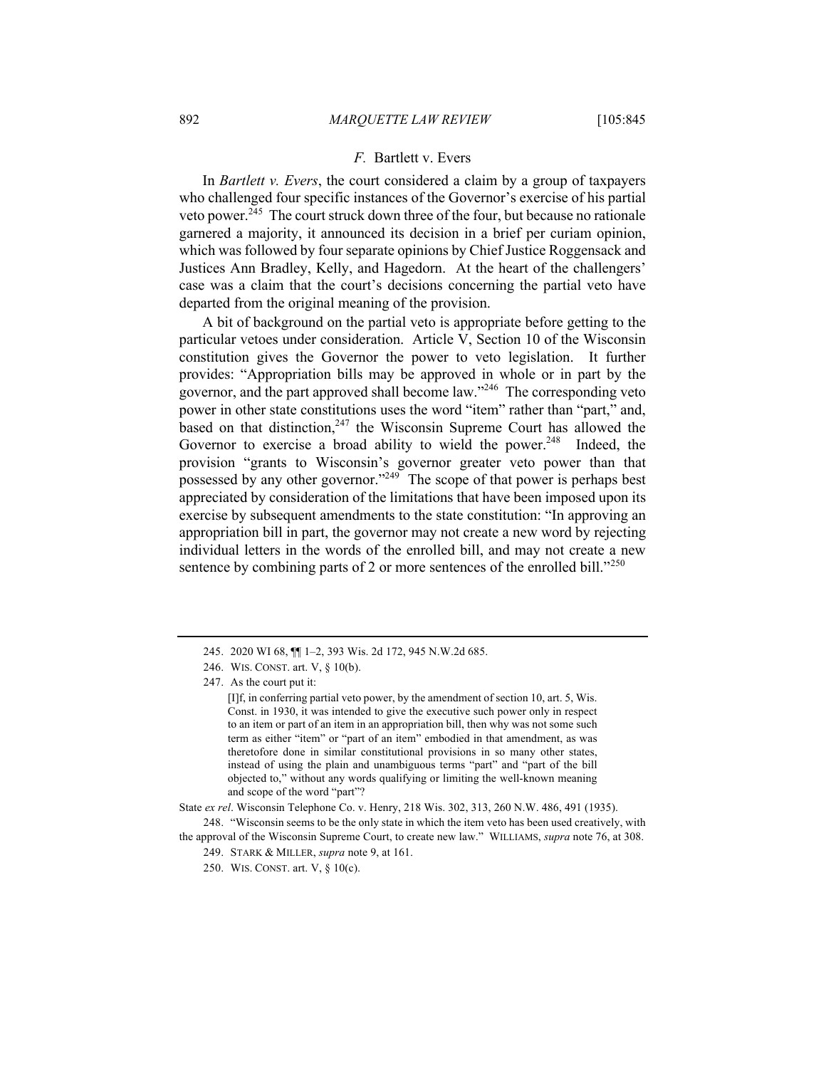### *F.* Bartlett v. Evers

In *Bartlett v. Evers*, the court considered a claim by a group of taxpayers who challenged four specific instances of the Governor's exercise of his partial veto power.[245] The court struck down three of the four, but because no rationale garnered a majority, it announced its decision in a brief per curiam opinion, which was followed by four separate opinions by Chief Justice Roggensack and Justices Ann Bradley, Kelly, and Hagedorn. At the heart of the challengers' case was a claim that the court's decisions concerning the partial veto have departed from the original meaning of the provision.

A bit of background on the partial veto is appropriate before getting to the particular vetoes under consideration. Article V, Section 10 of the Wisconsin constitution gives the Governor the power to veto legislation. It further provides: "Appropriation bills may be approved in whole or in part by the governor, and the part approved shall become law."[246] The corresponding veto power in other state constitutions uses the word "item" rather than "part," and, based on that distinction,[247] the Wisconsin Supreme Court has allowed the Governor to exercise a broad ability to wield the power.[248] Indeed, the provision "grants to Wisconsin's governor greater veto power than that possessed by any other governor."[249] The scope of that power is perhaps best appreciated by consideration of the limitations that have been imposed upon its exercise by subsequent amendments to the state constitution: "In approving an appropriation bill in part, the governor may not create a new word by rejecting individual letters in the words of the enrolled bill, and may not create a new sentence by combining parts of 2 or more sentences of the enrolled bill."[250]

---

245. 2020 WI 68, ¶¶ 1–2, 393 Wis. 2d 172, 945 N.W.2d 685.

246. WIS. CONST. art. V, § 10(b).

247. As the court put it:

> [I]f, in conferring partial veto power, by the amendment of section 10, art. 5, Wis. Const. in 1930, it was intended to give the executive such power only in respect to an item or part of an item in an appropriation bill, then why was not some such term as either "item" or "part of an item" embodied in that amendment, as was theretofore done in similar constitutional provisions in so many other states, instead of using the plain and unambiguous terms "part" and "part of the bill objected to," without any words qualifying or limiting the well-known meaning and scope of the word "part"?

State *ex rel*. Wisconsin Telephone Co. v. Henry, 218 Wis. 302, 313, 260 N.W. 486, 491 (1935).

248. "Wisconsin seems to be the only state in which the item veto has been used creatively, with the approval of the Wisconsin Supreme Court, to create new law." WILLIAMS, *supra* note 76, at 308.

249. STARK & MILLER, *supra* note 9, at 161.

250. WIS. CONST. art. V, § 10(c).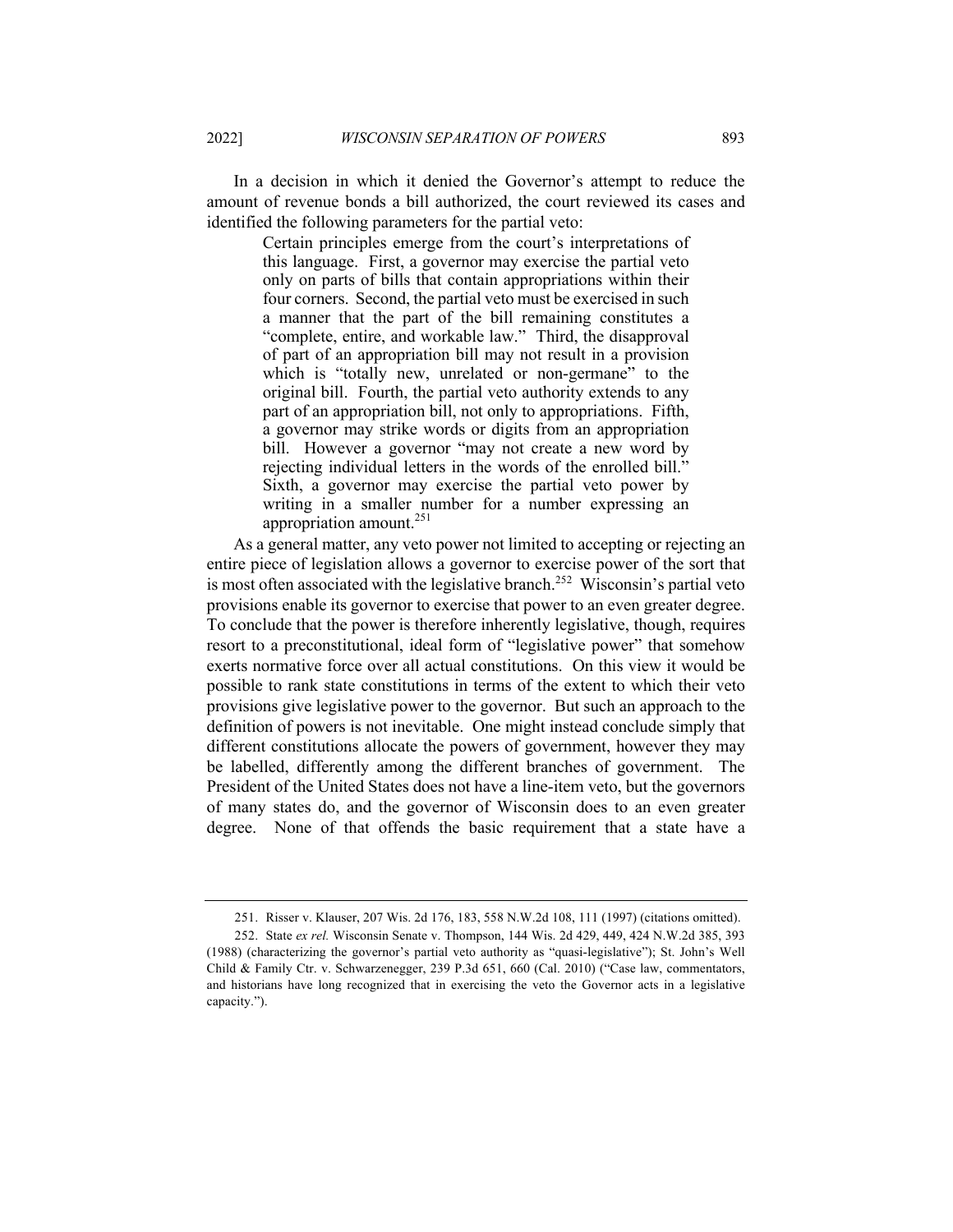In a decision in which it denied the Governor's attempt to reduce the amount of revenue bonds a bill authorized, the court reviewed its cases and identified the following parameters for the partial veto:

> Certain principles emerge from the court's interpretations of this language. First, a governor may exercise the partial veto only on parts of bills that contain appropriations within their four corners. Second, the partial veto must be exercised in such a manner that the part of the bill remaining constitutes a "complete, entire, and workable law." Third, the disapproval of part of an appropriation bill may not result in a provision which is "totally new, unrelated or non-germane" to the original bill. Fourth, the partial veto authority extends to any part of an appropriation bill, not only to appropriations. Fifth, a governor may strike words or digits from an appropriation bill. However a governor "may not create a new word by rejecting individual letters in the words of the enrolled bill." Sixth, a governor may exercise the partial veto power by writing in a smaller number for a number expressing an appropriation amount.[251]

As a general matter, any veto power not limited to accepting or rejecting an entire piece of legislation allows a governor to exercise power of the sort that is most often associated with the legislative branch.[252] Wisconsin's partial veto provisions enable its governor to exercise that power to an even greater degree. To conclude that the power is therefore inherently legislative, though, requires resort to a preconstitutional, ideal form of "legislative power" that somehow exerts normative force over all actual constitutions. On this view it would be possible to rank state constitutions in terms of the extent to which their veto provisions give legislative power to the governor. But such an approach to the definition of powers is not inevitable. One might instead conclude simply that different constitutions allocate the powers of government, however they may be labelled, differently among the different branches of government. The President of the United States does not have a line-item veto, but the governors of many states do, and the governor of Wisconsin does to an even greater degree. None of that offends the basic requirement that a state have a

---

251. Risser v. Klauser, 207 Wis. 2d 176, 183, 558 N.W.2d 108, 111 (1997) (citations omitted).

252. State *ex rel.* Wisconsin Senate v. Thompson, 144 Wis. 2d 429, 449, 424 N.W.2d 385, 393 (1988) (characterizing the governor's partial veto authority as "quasi-legislative"); St. John's Well Child & Family Ctr. v. Schwarzenegger, 239 P.3d 651, 660 (Cal. 2010) ("Case law, commentators, and historians have long recognized that in exercising the veto the Governor acts in a legislative capacity.").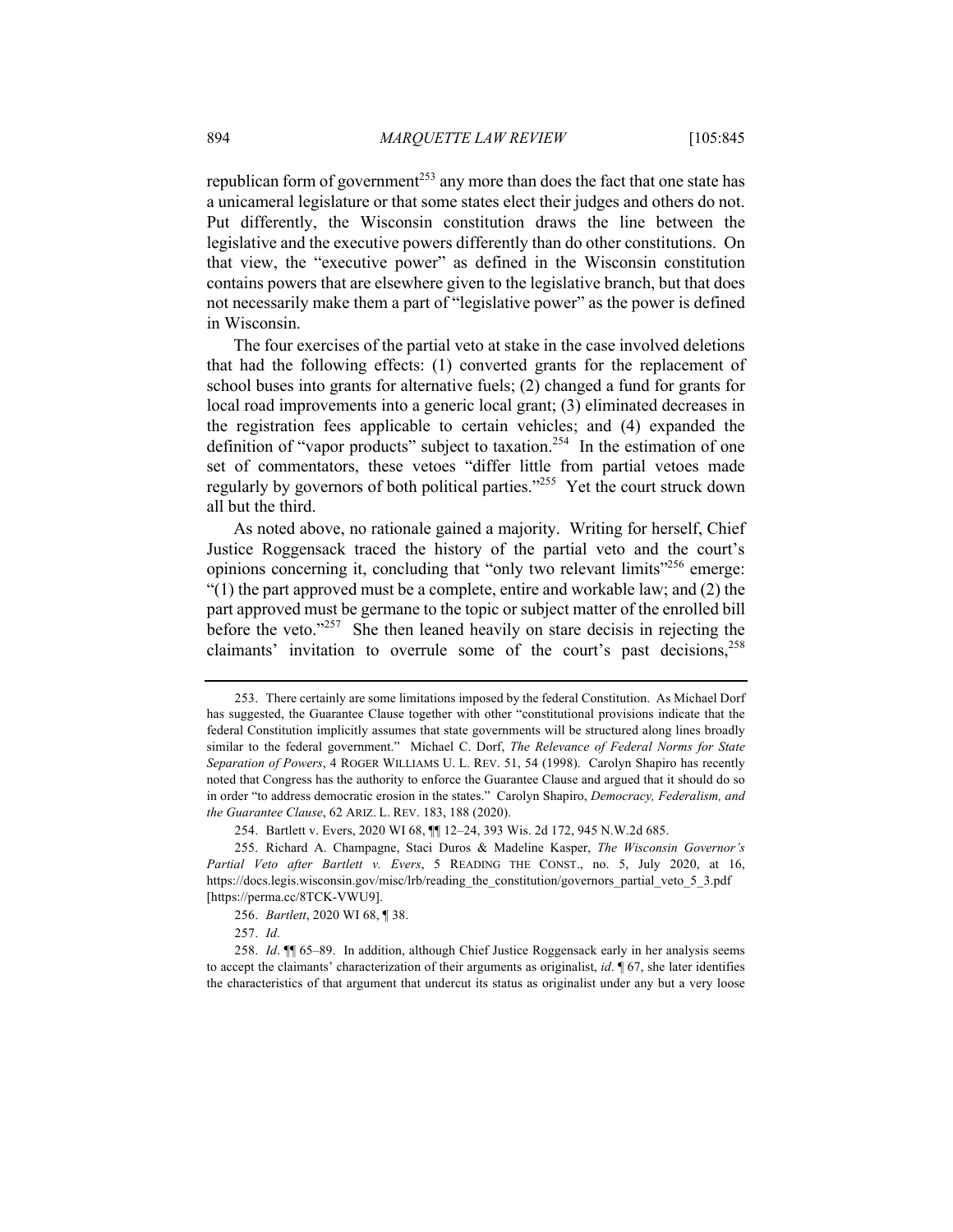republican form of government[253] any more than does the fact that one state has a unicameral legislature or that some states elect their judges and others do not. Put differently, the Wisconsin constitution draws the line between the legislative and the executive powers differently than do other constitutions. On that view, the "executive power" as defined in the Wisconsin constitution contains powers that are elsewhere given to the legislative branch, but that does not necessarily make them a part of "legislative power" as the power is defined in Wisconsin.

The four exercises of the partial veto at stake in the case involved deletions that had the following effects: (1) converted grants for the replacement of school buses into grants for alternative fuels; (2) changed a fund for grants for local road improvements into a generic local grant; (3) eliminated decreases in the registration fees applicable to certain vehicles; and (4) expanded the definition of "vapor products" subject to taxation.[254] In the estimation of one set of commentators, these vetoes "differ little from partial vetoes made regularly by governors of both political parties."[255] Yet the court struck down all but the third.

As noted above, no rationale gained a majority. Writing for herself, Chief Justice Roggensack traced the history of the partial veto and the court's opinions concerning it, concluding that "only two relevant limits"[256] emerge: "(1) the part approved must be a complete, entire and workable law; and (2) the part approved must be germane to the topic or subject matter of the enrolled bill before the veto."[257] She then leaned heavily on stare decisis in rejecting the claimants' invitation to overrule some of the court's past decisions,[258]

---

253. There certainly are some limitations imposed by the federal Constitution. As Michael Dorf has suggested, the Guarantee Clause together with other "constitutional provisions indicate that the federal Constitution implicitly assumes that state governments will be structured along lines broadly similar to the federal government." Michael C. Dorf, *The Relevance of Federal Norms for State Separation of Powers*, 4 ROGER WILLIAMS U. L. REV. 51, 54 (1998). Carolyn Shapiro has recently noted that Congress has the authority to enforce the Guarantee Clause and argued that it should do so in order "to address democratic erosion in the states." Carolyn Shapiro, *Democracy, Federalism, and the Guarantee Clause*, 62 ARIZ. L. REV. 183, 188 (2020).

254. Bartlett v. Evers, 2020 WI 68, ¶¶ 12–24, 393 Wis. 2d 172, 945 N.W.2d 685.

255. Richard A. Champagne, Staci Duros & Madeline Kasper, *The Wisconsin Governor's Partial Veto after Bartlett v. Evers*, 5 READING THE CONST., no. 5, July 2020, at 16, https://docs.legis.wisconsin.gov/misc/lrb/reading_the_constitution/governors_partial_veto_5_3.pdf [https://perma.cc/8TCK-VWU9].

256. *Bartlett*, 2020 WI 68, ¶ 38.

257. *Id*.

258. *Id*. ¶¶ 65–89. In addition, although Chief Justice Roggensack early in her analysis seems to accept the claimants' characterization of their arguments as originalist, *id*. ¶ 67, she later identifies the characteristics of that argument that undercut its status as originalist under any but a very loose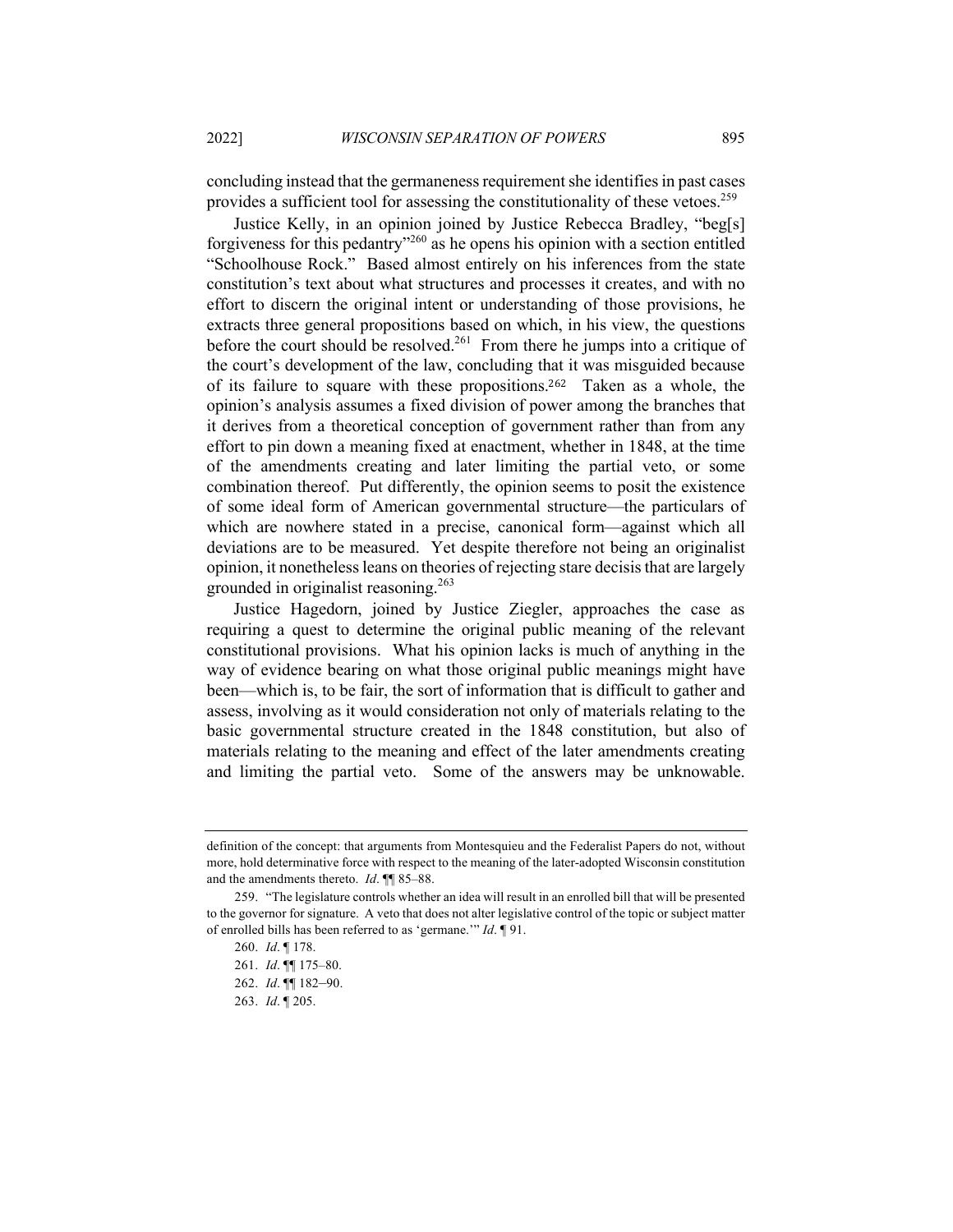concluding instead that the germaneness requirement she identifies in past cases provides a sufficient tool for assessing the constitutionality of these vetoes.[259]

Justice Kelly, in an opinion joined by Justice Rebecca Bradley, "beg[s] forgiveness for this pedantry"[260] as he opens his opinion with a section entitled "Schoolhouse Rock." Based almost entirely on his inferences from the state constitution's text about what structures and processes it creates, and with no effort to discern the original intent or understanding of those provisions, he extracts three general propositions based on which, in his view, the questions before the court should be resolved.[261] From there he jumps into a critique of the court's development of the law, concluding that it was misguided because of its failure to square with these propositions.[262] Taken as a whole, the opinion's analysis assumes a fixed division of power among the branches that it derives from a theoretical conception of government rather than from any effort to pin down a meaning fixed at enactment, whether in 1848, at the time of the amendments creating and later limiting the partial veto, or some combination thereof. Put differently, the opinion seems to posit the existence of some ideal form of American governmental structure—the particulars of which are nowhere stated in a precise, canonical form—against which all deviations are to be measured. Yet despite therefore not being an originalist opinion, it nonetheless leans on theories of rejecting stare decisis that are largely grounded in originalist reasoning.[263]

Justice Hagedorn, joined by Justice Ziegler, approaches the case as requiring a quest to determine the original public meaning of the relevant constitutional provisions. What his opinion lacks is much of anything in the way of evidence bearing on what those original public meanings might have been—which is, to be fair, the sort of information that is difficult to gather and assess, involving as it would consideration not only of materials relating to the basic governmental structure created in the 1848 constitution, but also of materials relating to the meaning and effect of the later amendments creating and limiting the partial veto. Some of the answers may be unknowable.

---

definition of the concept: that arguments from Montesquieu and the Federalist Papers do not, without more, hold determinative force with respect to the meaning of the later-adopted Wisconsin constitution and the amendments thereto. *Id*. ¶¶ 85–88.

259. "The legislature controls whether an idea will result in an enrolled bill that will be presented to the governor for signature. A veto that does not alter legislative control of the topic or subject matter of enrolled bills has been referred to as 'germane.'" *Id*. ¶ 91.

260. *Id*. ¶ 178.

261. *Id*. ¶¶ 175–80.

262. *Id*. ¶¶ 182–90.

263. *Id*. ¶ 205.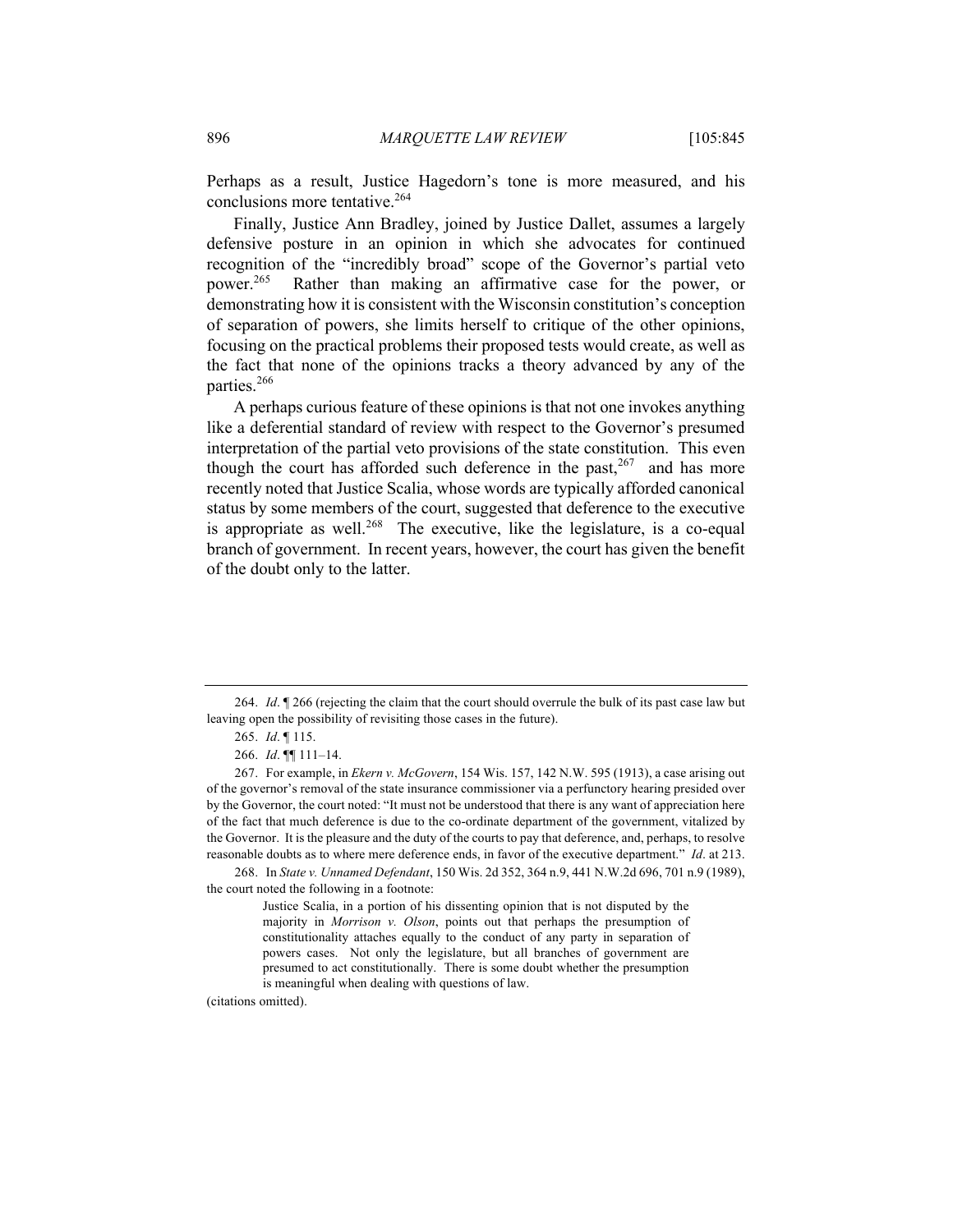Perhaps as a result, Justice Hagedorn's tone is more measured, and his conclusions more tentative.[264]

Finally, Justice Ann Bradley, joined by Justice Dallet, assumes a largely defensive posture in an opinion in which she advocates for continued recognition of the "incredibly broad" scope of the Governor's partial veto power.[265] Rather than making an affirmative case for the power, or demonstrating how it is consistent with the Wisconsin constitution's conception of separation of powers, she limits herself to critique of the other opinions, focusing on the practical problems their proposed tests would create, as well as the fact that none of the opinions tracks a theory advanced by any of the parties.[266]

A perhaps curious feature of these opinions is that not one invokes anything like a deferential standard of review with respect to the Governor's presumed interpretation of the partial veto provisions of the state constitution. This even though the court has afforded such deference in the past,[267] and has more recently noted that Justice Scalia, whose words are typically afforded canonical status by some members of the court, suggested that deference to the executive is appropriate as well.[268] The executive, like the legislature, is a co-equal branch of government. In recent years, however, the court has given the benefit of the doubt only to the latter.

---

264. *Id*. ¶ 266 (rejecting the claim that the court should overrule the bulk of its past case law but leaving open the possibility of revisiting those cases in the future).

265. *Id*. ¶ 115.

266. *Id*. ¶¶ 111–14.

267. For example, in *Ekern v. McGovern*, 154 Wis. 157, 142 N.W. 595 (1913), a case arising out of the governor's removal of the state insurance commissioner via a perfunctory hearing presided over by the Governor, the court noted: "It must not be understood that there is any want of appreciation here of the fact that much deference is due to the co-ordinate department of the government, vitalized by the Governor. It is the pleasure and the duty of the courts to pay that deference, and, perhaps, to resolve reasonable doubts as to where mere deference ends, in favor of the executive department." *Id*. at 213.

268. In *State v. Unnamed Defendant*, 150 Wis. 2d 352, 364 n.9, 441 N.W.2d 696, 701 n.9 (1989), the court noted the following in a footnote:

> Justice Scalia, in a portion of his dissenting opinion that is not disputed by the majority in *Morrison v. Olson*, points out that perhaps the presumption of constitutionality attaches equally to the conduct of any party in separation of powers cases. Not only the legislature, but all branches of government are presumed to act constitutionally. There is some doubt whether the presumption is meaningful when dealing with questions of law.

(citations omitted).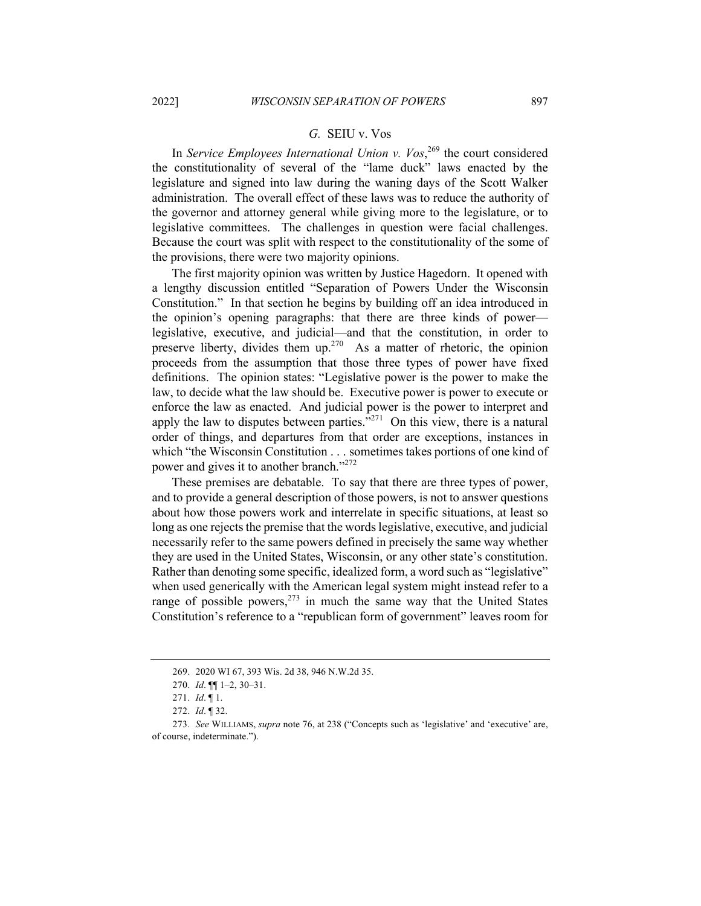### *G.* SEIU v. Vos

In *Service Employees International Union v. Vos*,[269] the court considered the constitutionality of several of the "lame duck" laws enacted by the legislature and signed into law during the waning days of the Scott Walker administration. The overall effect of these laws was to reduce the authority of the governor and attorney general while giving more to the legislature, or to legislative committees. The challenges in question were facial challenges. Because the court was split with respect to the constitutionality of the some of the provisions, there were two majority opinions.

The first majority opinion was written by Justice Hagedorn. It opened with a lengthy discussion entitled "Separation of Powers Under the Wisconsin Constitution." In that section he begins by building off an idea introduced in the opinion's opening paragraphs: that there are three kinds of power—legislative, executive, and judicial—and that the constitution, in order to preserve liberty, divides them up.[270] As a matter of rhetoric, the opinion proceeds from the assumption that those three types of power have fixed definitions. The opinion states: "Legislative power is the power to make the law, to decide what the law should be. Executive power is power to execute or enforce the law as enacted. And judicial power is the power to interpret and apply the law to disputes between parties."[271] On this view, there is a natural order of things, and departures from that order are exceptions, instances in which "the Wisconsin Constitution . . . sometimes takes portions of one kind of power and gives it to another branch."[272]

These premises are debatable. To say that there are three types of power, and to provide a general description of those powers, is not to answer questions about how those powers work and interrelate in specific situations, at least so long as one rejects the premise that the words legislative, executive, and judicial necessarily refer to the same powers defined in precisely the same way whether they are used in the United States, Wisconsin, or any other state's constitution. Rather than denoting some specific, idealized form, a word such as "legislative" when used generically with the American legal system might instead refer to a range of possible powers,[273] in much the same way that the United States Constitution's reference to a "republican form of government" leaves room for

---

269. 2020 WI 67, 393 Wis. 2d 38, 946 N.W.2d 35.

270. *Id*. ¶¶ 1–2, 30–31.

271. *Id*. ¶ 1.

272. *Id*. ¶ 32.

273. *See* WILLIAMS, *supra* note 76, at 238 ("Concepts such as 'legislative' and 'executive' are, of course, indeterminate.").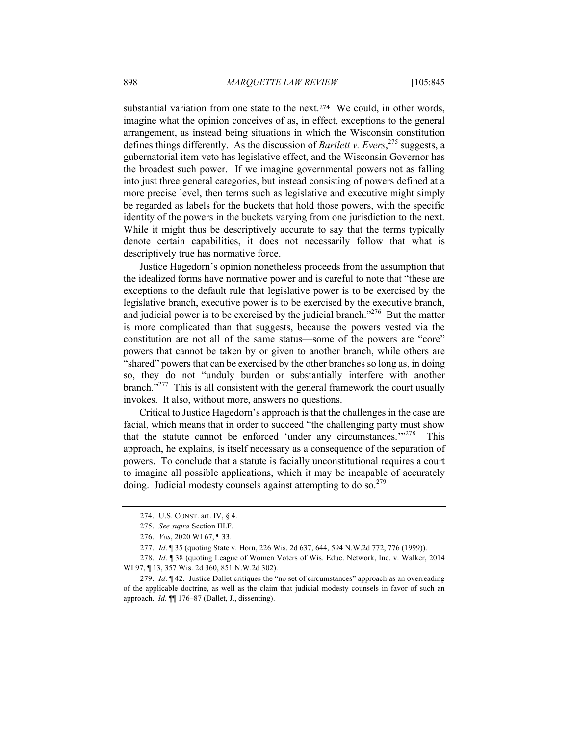substantial variation from one state to the next.[274] We could, in other words, imagine what the opinion conceives of as, in effect, exceptions to the general arrangement, as instead being situations in which the Wisconsin constitution defines things differently. As the discussion of *Bartlett v. Evers*,[275] suggests, a gubernatorial item veto has legislative effect, and the Wisconsin Governor has the broadest such power. If we imagine governmental powers not as falling into just three general categories, but instead consisting of powers defined at a more precise level, then terms such as legislative and executive might simply be regarded as labels for the buckets that hold those powers, with the specific identity of the powers in the buckets varying from one jurisdiction to the next. While it might thus be descriptively accurate to say that the terms typically denote certain capabilities, it does not necessarily follow that what is descriptively true has normative force.

Justice Hagedorn's opinion nonetheless proceeds from the assumption that the idealized forms have normative power and is careful to note that "these are exceptions to the default rule that legislative power is to be exercised by the legislative branch, executive power is to be exercised by the executive branch, and judicial power is to be exercised by the judicial branch."[276] But the matter is more complicated than that suggests, because the powers vested via the constitution are not all of the same status—some of the powers are "core" powers that cannot be taken by or given to another branch, while others are "shared" powers that can be exercised by the other branches so long as, in doing so, they do not "unduly burden or substantially interfere with another branch."[277] This is all consistent with the general framework the court usually invokes. It also, without more, answers no questions.

Critical to Justice Hagedorn's approach is that the challenges in the case are facial, which means that in order to succeed "the challenging party must show that the statute cannot be enforced 'under any circumstances.'"[278] This approach, he explains, is itself necessary as a consequence of the separation of powers. To conclude that a statute is facially unconstitutional requires a court to imagine all possible applications, which it may be incapable of accurately doing. Judicial modesty counsels against attempting to do so.[279]

---

274. U.S. CONST. art. IV, § 4.

275. *See supra* Section III.F.

276. *Vos*, 2020 WI 67, ¶ 33.

277. *Id*. ¶ 35 (quoting State v. Horn, 226 Wis. 2d 637, 644, 594 N.W.2d 772, 776 (1999)).

278. *Id*. ¶ 38 (quoting League of Women Voters of Wis. Educ. Network, Inc. v. Walker, 2014 WI 97, ¶ 13, 357 Wis. 2d 360, 851 N.W.2d 302).

279. *Id*. ¶ 42. Justice Dallet critiques the "no set of circumstances" approach as an overreading of the applicable doctrine, as well as the claim that judicial modesty counsels in favor of such an approach. *Id*. ¶¶ 176–87 (Dallet, J., dissenting).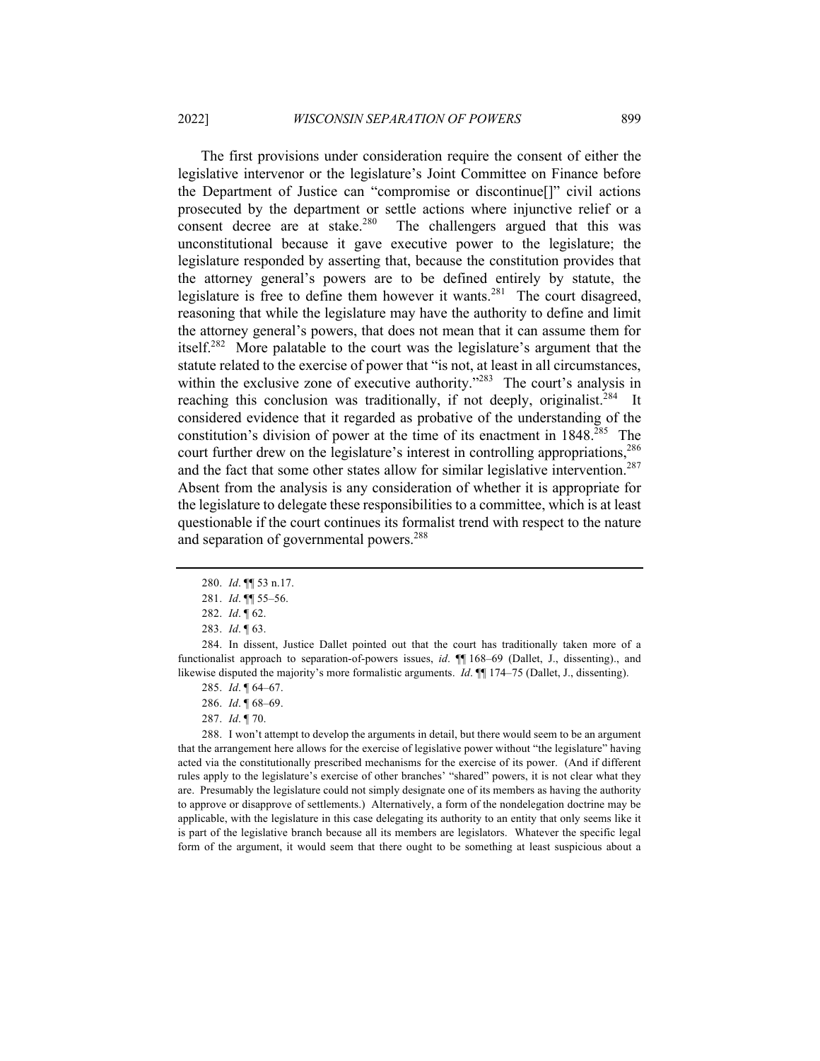The first provisions under consideration require the consent of either the legislative intervenor or the legislature's Joint Committee on Finance before the Department of Justice can "compromise or discontinue[]" civil actions prosecuted by the department or settle actions where injunctive relief or a consent decree are at stake.[280] The challengers argued that this was unconstitutional because it gave executive power to the legislature; the legislature responded by asserting that, because the constitution provides that the attorney general's powers are to be defined entirely by statute, the legislature is free to define them however it wants.[281] The court disagreed, reasoning that while the legislature may have the authority to define and limit the attorney general's powers, that does not mean that it can assume them for itself.[282] More palatable to the court was the legislature's argument that the statute related to the exercise of power that "is not, at least in all circumstances, within the exclusive zone of executive authority."[283] The court's analysis in reaching this conclusion was traditionally, if not deeply, originalist.[284] It considered evidence that it regarded as probative of the understanding of the constitution's division of power at the time of its enactment in 1848.[285] The court further drew on the legislature's interest in controlling appropriations,[286] and the fact that some other states allow for similar legislative intervention.[287] Absent from the analysis is any consideration of whether it is appropriate for the legislature to delegate these responsibilities to a committee, which is at least questionable if the court continues its formalist trend with respect to the nature and separation of governmental powers.[288]

---

280. *Id*. ¶¶ 53 n.17.

281. *Id*. ¶¶ 55–56.

282. *Id*. ¶ 62.

283. *Id*. ¶ 63.

284. In dissent, Justice Dallet pointed out that the court has traditionally taken more of a functionalist approach to separation-of-powers issues, *id*. ¶¶ 168–69 (Dallet, J., dissenting)., and likewise disputed the majority's more formalistic arguments. *Id*. ¶¶ 174–75 (Dallet, J., dissenting).

285. *Id*. ¶ 64–67.

286. *Id*. ¶ 68–69.

287. *Id*. ¶ 70.

288. I won't attempt to develop the arguments in detail, but there would seem to be an argument that the arrangement here allows for the exercise of legislative power without "the legislature" having acted via the constitutionally prescribed mechanisms for the exercise of its power. (And if different rules apply to the legislature's exercise of other branches' "shared" powers, it is not clear what they are. Presumably the legislature could not simply designate one of its members as having the authority to approve or disapprove of settlements.) Alternatively, a form of the nondelegation doctrine may be applicable, with the legislature in this case delegating its authority to an entity that only seems like it is part of the legislative branch because all its members are legislators. Whatever the specific legal form of the argument, it would seem that there ought to be something at least suspicious about a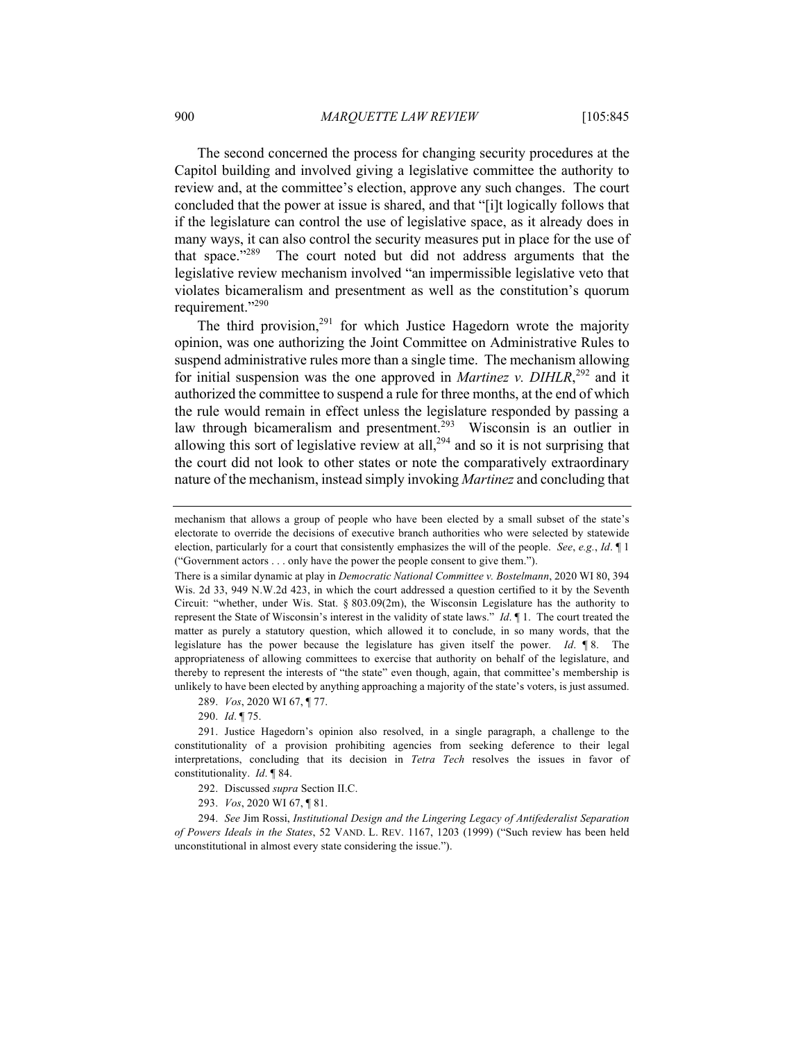The second concerned the process for changing security procedures at the Capitol building and involved giving a legislative committee the authority to review and, at the committee's election, approve any such changes. The court concluded that the power at issue is shared, and that "[i]t logically follows that if the legislature can control the use of legislative space, as it already does in many ways, it can also control the security measures put in place for the use of that space."[289] The court noted but did not address arguments that the legislative review mechanism involved "an impermissible legislative veto that violates bicameralism and presentment as well as the constitution's quorum requirement."[290]

The third provision,[291] for which Justice Hagedorn wrote the majority opinion, was one authorizing the Joint Committee on Administrative Rules to suspend administrative rules more than a single time. The mechanism allowing for initial suspension was the one approved in *Martinez v. DIHLR*,[292] and it authorized the committee to suspend a rule for three months, at the end of which the rule would remain in effect unless the legislature responded by passing a law through bicameralism and presentment.[293] Wisconsin is an outlier in allowing this sort of legislative review at all,[294] and so it is not surprising that the court did not look to other states or note the comparatively extraordinary nature of the mechanism, instead simply invoking *Martinez* and concluding that

---

mechanism that allows a group of people who have been elected by a small subset of the state's electorate to override the decisions of executive branch authorities who were selected by statewide election, particularly for a court that consistently emphasizes the will of the people. *See*, *e.g.*, *Id*. ¶ 1 ("Government actors . . . only have the power the people consent to give them.").

There is a similar dynamic at play in *Democratic National Committee v. Bostelmann*, 2020 WI 80, 394 Wis. 2d 33, 949 N.W.2d 423, in which the court addressed a question certified to it by the Seventh Circuit: "whether, under Wis. Stat. § 803.09(2m), the Wisconsin Legislature has the authority to represent the State of Wisconsin's interest in the validity of state laws." *Id*. ¶ 1. The court treated the matter as purely a statutory question, which allowed it to conclude, in so many words, that the legislature has the power because the legislature has given itself the power. *Id*. ¶ 8. The appropriateness of allowing committees to exercise that authority on behalf of the legislature, and thereby to represent the interests of "the state" even though, again, that committee's membership is unlikely to have been elected by anything approaching a majority of the state's voters, is just assumed.

289. *Vos*, 2020 WI 67, ¶ 77.

290. *Id*. ¶ 75.

291. Justice Hagedorn's opinion also resolved, in a single paragraph, a challenge to the constitutionality of a provision prohibiting agencies from seeking deference to their legal interpretations, concluding that its decision in *Tetra Tech* resolves the issues in favor of constitutionality. *Id*. ¶ 84.

292. Discussed *supra* Section II.C.

293. *Vos*, 2020 WI 67, ¶ 81.

294. *See* Jim Rossi, *Institutional Design and the Lingering Legacy of Antifederalist Separation of Powers Ideals in the States*, 52 VAND. L. REV. 1167, 1203 (1999) ("Such review has been held unconstitutional in almost every state considering the issue.").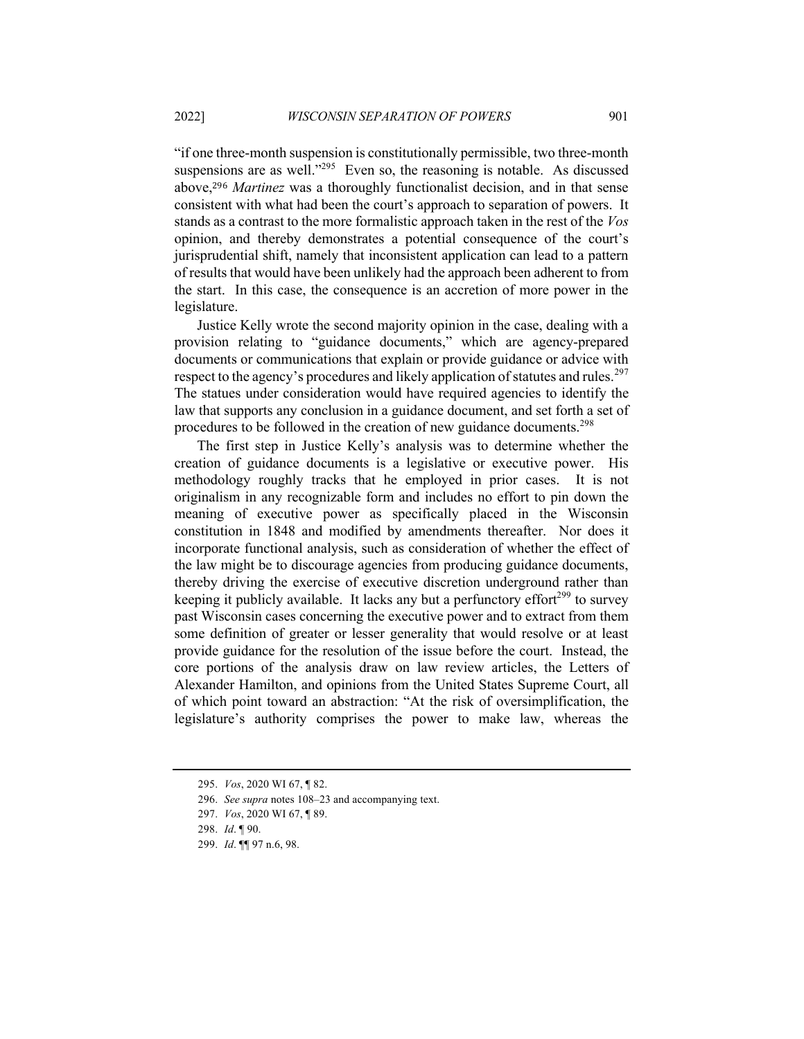"if one three-month suspension is constitutionally permissible, two three-month suspensions are as well."[295] Even so, the reasoning is notable. As discussed above,[296] *Martinez* was a thoroughly functionalist decision, and in that sense consistent with what had been the court's approach to separation of powers. It stands as a contrast to the more formalistic approach taken in the rest of the *Vos* opinion, and thereby demonstrates a potential consequence of the court's jurisprudential shift, namely that inconsistent application can lead to a pattern of results that would have been unlikely had the approach been adherent to from the start. In this case, the consequence is an accretion of more power in the legislature.

Justice Kelly wrote the second majority opinion in the case, dealing with a provision relating to "guidance documents," which are agency-prepared documents or communications that explain or provide guidance or advice with respect to the agency's procedures and likely application of statutes and rules.[297] The statues under consideration would have required agencies to identify the law that supports any conclusion in a guidance document, and set forth a set of procedures to be followed in the creation of new guidance documents.[298]

The first step in Justice Kelly's analysis was to determine whether the creation of guidance documents is a legislative or executive power. His methodology roughly tracks that he employed in prior cases. It is not originalism in any recognizable form and includes no effort to pin down the meaning of executive power as specifically placed in the Wisconsin constitution in 1848 and modified by amendments thereafter. Nor does it incorporate functional analysis, such as consideration of whether the effect of the law might be to discourage agencies from producing guidance documents, thereby driving the exercise of executive discretion underground rather than keeping it publicly available. It lacks any but a perfunctory effort[299] to survey past Wisconsin cases concerning the executive power and to extract from them some definition of greater or lesser generality that would resolve or at least provide guidance for the resolution of the issue before the court. Instead, the core portions of the analysis draw on law review articles, the Letters of Alexander Hamilton, and opinions from the United States Supreme Court, all of which point toward an abstraction: "At the risk of oversimplification, the legislature's authority comprises the power to make law, whereas the

295. *Vos*, 2020 WI 67, ¶ 82.

296. *See supra* notes 108–23 and accompanying text.

297. *Vos*, 2020 WI 67, ¶ 89.

298. *Id*. ¶ 90.

299. *Id*. ¶¶ 97 n.6, 98.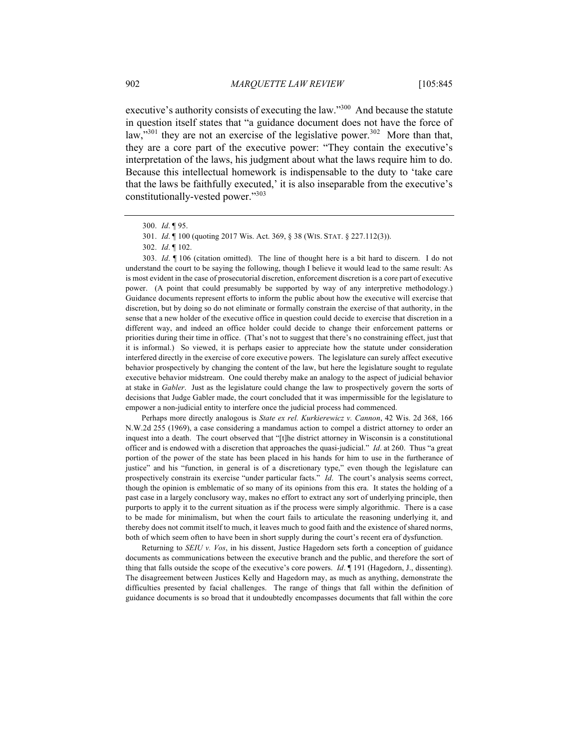executive's authority consists of executing the law."[300] And because the statute in question itself states that "a guidance document does not have the force of law,"[301] they are not an exercise of the legislative power.[302] More than that, they are a core part of the executive power: "They contain the executive's interpretation of the laws, his judgment about what the laws require him to do. Because this intellectual homework is indispensable to the duty to 'take care that the laws be faithfully executed,' it is also inseparable from the executive's constitutionally-vested power."[303]

---

300. *Id*. ¶ 95.

301. *Id*. ¶ 100 (quoting 2017 Wis. Act. 369, § 38 (WIS. STAT. § 227.112(3)).

302. *Id*. ¶ 102.

303. *Id*. ¶ 106 (citation omitted). The line of thought here is a bit hard to discern. I do not understand the court to be saying the following, though I believe it would lead to the same result: As is most evident in the case of prosecutorial discretion, enforcement discretion is a core part of executive power. (A point that could presumably be supported by way of any interpretive methodology.) Guidance documents represent efforts to inform the public about how the executive will exercise that discretion, but by doing so do not eliminate or formally constrain the exercise of that authority, in the sense that a new holder of the executive office in question could decide to exercise that discretion in a different way, and indeed an office holder could decide to change their enforcement patterns or priorities during their time in office. (That's not to suggest that there's no constraining effect, just that it is informal.) So viewed, it is perhaps easier to appreciate how the statute under consideration interfered directly in the exercise of core executive powers. The legislature can surely affect executive behavior prospectively by changing the content of the law, but here the legislature sought to regulate executive behavior midstream. One could thereby make an analogy to the aspect of judicial behavior at stake in *Gabler*. Just as the legislature could change the law to prospectively govern the sorts of decisions that Judge Gabler made, the court concluded that it was impermissible for the legislature to empower a non-judicial entity to interfere once the judicial process had commenced.

Perhaps more directly analogous is *State ex rel. Kurkierewicz v. Cannon*, 42 Wis. 2d 368, 166 N.W.2d 255 (1969), a case considering a mandamus action to compel a district attorney to order an inquest into a death. The court observed that "[t]he district attorney in Wisconsin is a constitutional officer and is endowed with a discretion that approaches the quasi-judicial." *Id*. at 260. Thus "a great portion of the power of the state has been placed in his hands for him to use in the furtherance of justice" and his "function, in general is of a discretionary type," even though the legislature can prospectively constrain its exercise "under particular facts." *Id*. The court's analysis seems correct, though the opinion is emblematic of so many of its opinions from this era. It states the holding of a past case in a largely conclusory way, makes no effort to extract any sort of underlying principle, then purports to apply it to the current situation as if the process were simply algorithmic. There is a case to be made for minimalism, but when the court fails to articulate the reasoning underlying it, and thereby does not commit itself to much, it leaves much to good faith and the existence of shared norms, both of which seem often to have been in short supply during the court's recent era of dysfunction.

Returning to *SEIU v. Vos*, in his dissent, Justice Hagedorn sets forth a conception of guidance documents as communications between the executive branch and the public, and therefore the sort of thing that falls outside the scope of the executive's core powers. *Id*. ¶ 191 (Hagedorn, J., dissenting). The disagreement between Justices Kelly and Hagedorn may, as much as anything, demonstrate the difficulties presented by facial challenges. The range of things that fall within the definition of guidance documents is so broad that it undoubtedly encompasses documents that fall within the core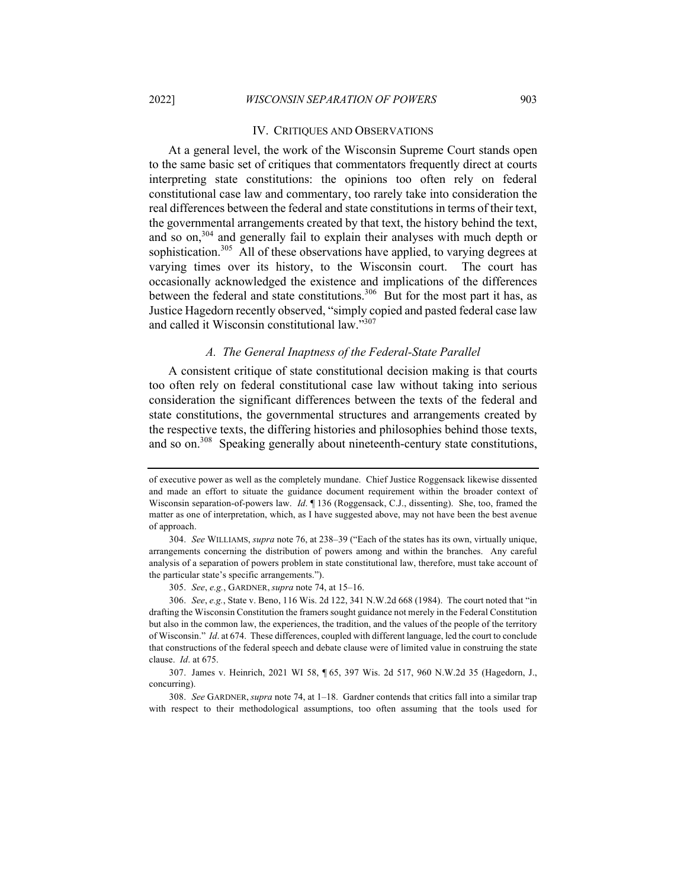## IV. Critiques and Observations

At a general level, the work of the Wisconsin Supreme Court stands open to the same basic set of critiques that commentators frequently direct at courts interpreting state constitutions: the opinions too often rely on federal constitutional case law and commentary, too rarely take into consideration the real differences between the federal and state constitutions in terms of their text, the governmental arrangements created by that text, the history behind the text, and so on,[304] and generally fail to explain their analyses with much depth or sophistication.[305] All of these observations have applied, to varying degrees at varying times over its history, to the Wisconsin court. The court has occasionally acknowledged the existence and implications of the differences between the federal and state constitutions.[306] But for the most part it has, as Justice Hagedorn recently observed, "simply copied and pasted federal case law and called it Wisconsin constitutional law."[307]

### *A. The General Inaptness of the Federal-State Parallel*

A consistent critique of state constitutional decision making is that courts too often rely on federal constitutional case law without taking into serious consideration the significant differences between the texts of the federal and state constitutions, the governmental structures and arrangements created by the respective texts, the differing histories and philosophies behind those texts, and so on.[308] Speaking generally about nineteenth-century state constitutions,

---

of executive power as well as the completely mundane. Chief Justice Roggensack likewise dissented and made an effort to situate the guidance document requirement within the broader context of Wisconsin separation-of-powers law. *Id*. ¶ 136 (Roggensack, C.J., dissenting). She, too, framed the matter as one of interpretation, which, as I have suggested above, may not have been the best avenue of approach.

304. *See* WILLIAMS, *supra* note 76, at 238–39 ("Each of the states has its own, virtually unique, arrangements concerning the distribution of powers among and within the branches. Any careful analysis of a separation of powers problem in state constitutional law, therefore, must take account of the particular state's specific arrangements.").

305. *See*, *e.g.*, GARDNER, *supra* note 74, at 15–16.

306. *See*, *e.g.*, State v. Beno, 116 Wis. 2d 122, 341 N.W.2d 668 (1984). The court noted that "in drafting the Wisconsin Constitution the framers sought guidance not merely in the Federal Constitution but also in the common law, the experiences, the tradition, and the values of the people of the territory of Wisconsin." *Id*. at 674. These differences, coupled with different language, led the court to conclude that constructions of the federal speech and debate clause were of limited value in construing the state clause. *Id*. at 675.

307. James v. Heinrich, 2021 WI 58, ¶ 65, 397 Wis. 2d 517, 960 N.W.2d 35 (Hagedorn, J., concurring).

308. *See* GARDNER, *supra* note 74, at 1–18. Gardner contends that critics fall into a similar trap with respect to their methodological assumptions, too often assuming that the tools used for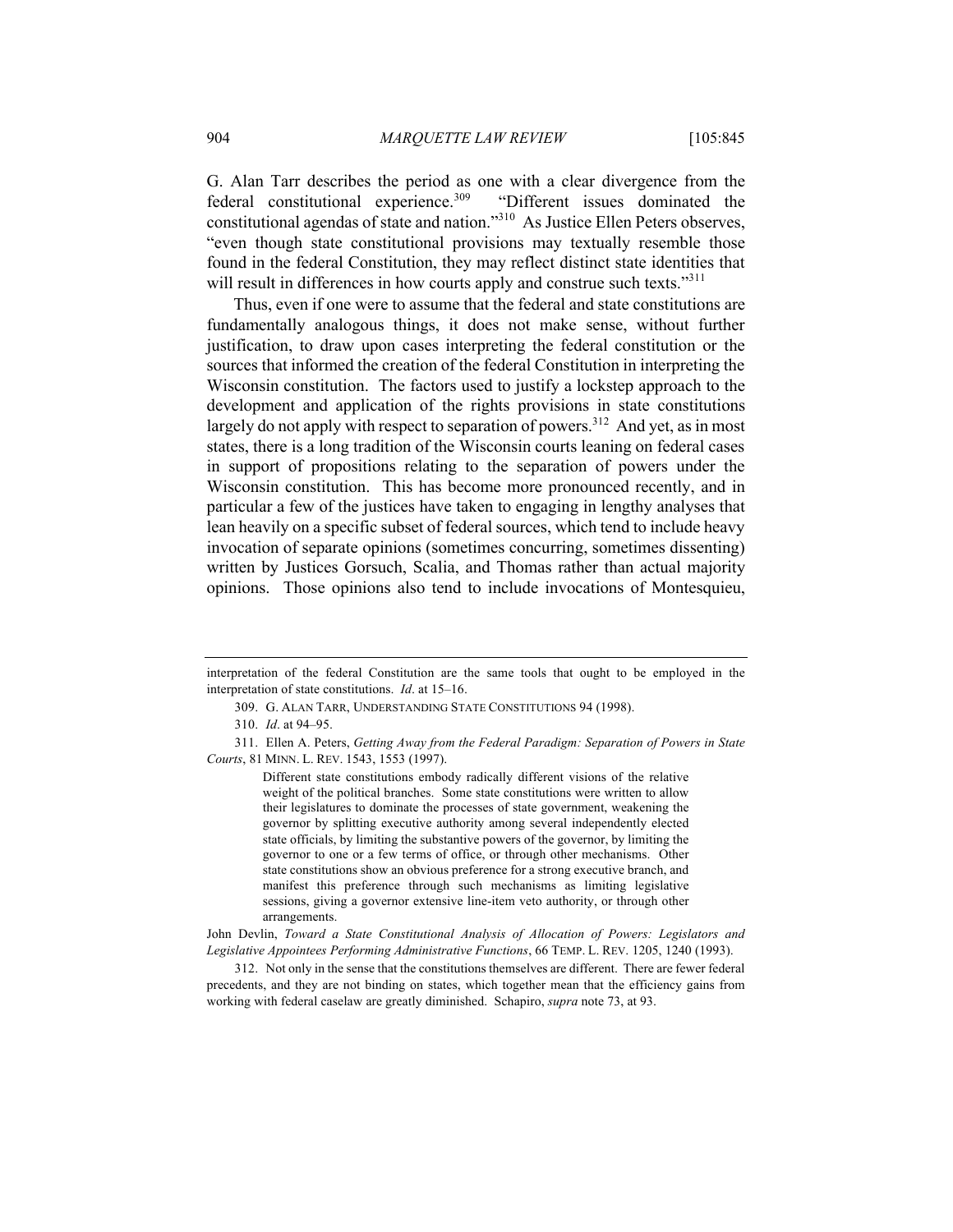G. Alan Tarr describes the period as one with a clear divergence from the federal constitutional experience.[309] "Different issues dominated the constitutional agendas of state and nation."[310] As Justice Ellen Peters observes, "even though state constitutional provisions may textually resemble those found in the federal Constitution, they may reflect distinct state identities that will result in differences in how courts apply and construe such texts."[311]

Thus, even if one were to assume that the federal and state constitutions are fundamentally analogous things, it does not make sense, without further justification, to draw upon cases interpreting the federal constitution or the sources that informed the creation of the federal Constitution in interpreting the Wisconsin constitution. The factors used to justify a lockstep approach to the development and application of the rights provisions in state constitutions largely do not apply with respect to separation of powers.[312] And yet, as in most states, there is a long tradition of the Wisconsin courts leaning on federal cases in support of propositions relating to the separation of powers under the Wisconsin constitution. This has become more pronounced recently, and in particular a few of the justices have taken to engaging in lengthy analyses that lean heavily on a specific subset of federal sources, which tend to include heavy invocation of separate opinions (sometimes concurring, sometimes dissenting) written by Justices Gorsuch, Scalia, and Thomas rather than actual majority opinions. Those opinions also tend to include invocations of Montesquieu,

---

interpretation of the federal Constitution are the same tools that ought to be employed in the interpretation of state constitutions. *Id*. at 15–16.

309. G. ALAN TARR, UNDERSTANDING STATE CONSTITUTIONS 94 (1998).

310. *Id*. at 94–95.

311. Ellen A. Peters, *Getting Away from the Federal Paradigm: Separation of Powers in State Courts*, 81 MINN. L. REV. 1543, 1553 (1997).

> Different state constitutions embody radically different visions of the relative weight of the political branches. Some state constitutions were written to allow their legislatures to dominate the processes of state government, weakening the governor by splitting executive authority among several independently elected state officials, by limiting the substantive powers of the governor, by limiting the governor to one or a few terms of office, or through other mechanisms. Other state constitutions show an obvious preference for a strong executive branch, and manifest this preference through such mechanisms as limiting legislative sessions, giving a governor extensive line-item veto authority, or through other arrangements.

John Devlin, *Toward a State Constitutional Analysis of Allocation of Powers: Legislators and Legislative Appointees Performing Administrative Functions*, 66 TEMP. L. REV. 1205, 1240 (1993).

312. Not only in the sense that the constitutions themselves are different. There are fewer federal precedents, and they are not binding on states, which together mean that the efficiency gains from working with federal caselaw are greatly diminished. Schapiro, *supra* note 73, at 93.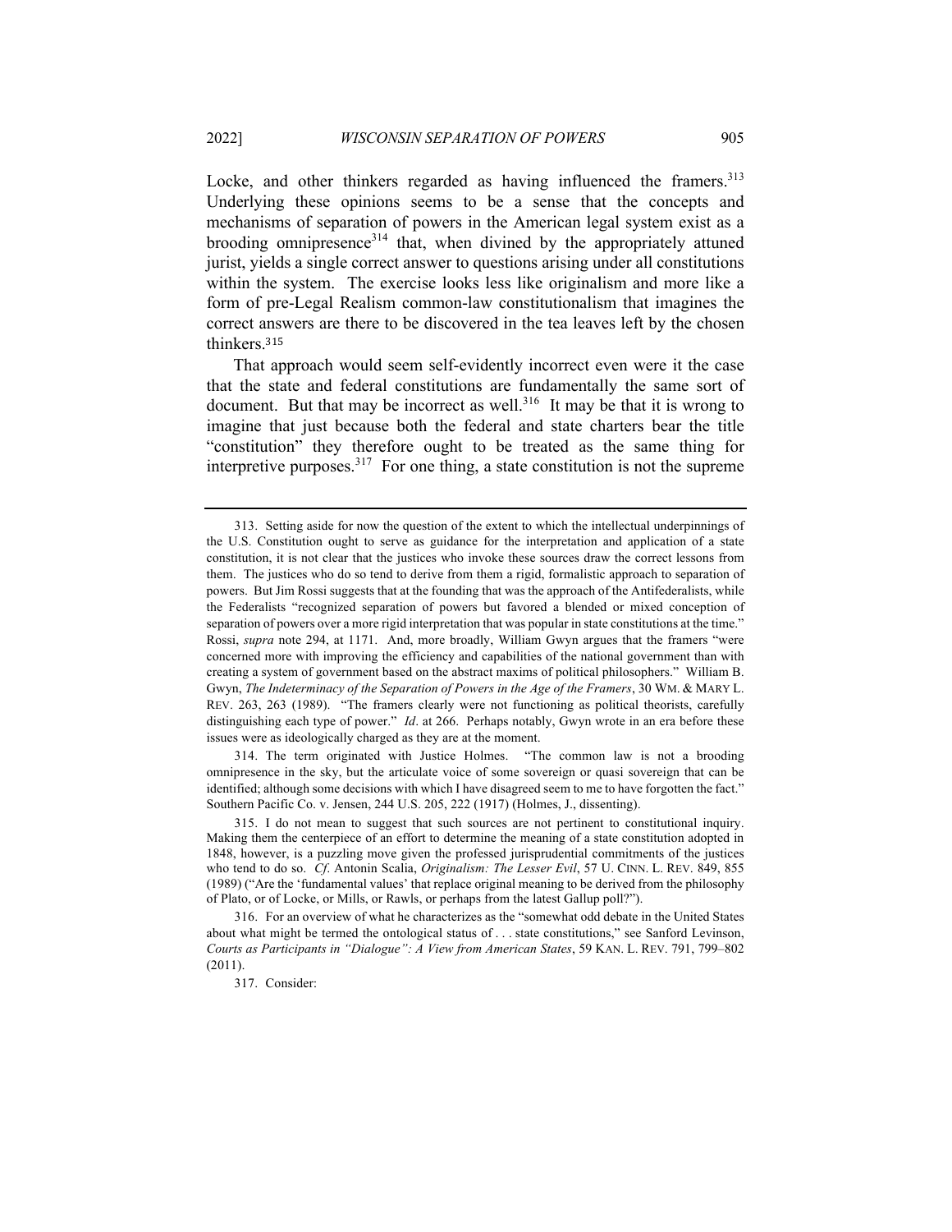Locke, and other thinkers regarded as having influenced the framers.[313] Underlying these opinions seems to be a sense that the concepts and mechanisms of separation of powers in the American legal system exist as a brooding omnipresence[314] that, when divined by the appropriately attuned jurist, yields a single correct answer to questions arising under all constitutions within the system. The exercise looks less like originalism and more like a form of pre-Legal Realism common-law constitutionalism that imagines the correct answers are there to be discovered in the tea leaves left by the chosen thinkers.[315]

That approach would seem self-evidently incorrect even were it the case that the state and federal constitutions are fundamentally the same sort of document. But that may be incorrect as well.[316] It may be that it is wrong to imagine that just because both the federal and state charters bear the title "constitution" they therefore ought to be treated as the same thing for interpretive purposes.[317] For one thing, a state constitution is not the supreme

---

313. Setting aside for now the question of the extent to which the intellectual underpinnings of the U.S. Constitution ought to serve as guidance for the interpretation and application of a state constitution, it is not clear that the justices who invoke these sources draw the correct lessons from them. The justices who do so tend to derive from them a rigid, formalistic approach to separation of powers. But Jim Rossi suggests that at the founding that was the approach of the Antifederalists, while the Federalists "recognized separation of powers but favored a blended or mixed conception of separation of powers over a more rigid interpretation that was popular in state constitutions at the time." Rossi, *supra* note 294, at 1171. And, more broadly, William Gwyn argues that the framers "were concerned more with improving the efficiency and capabilities of the national government than with creating a system of government based on the abstract maxims of political philosophers." William B. Gwyn, *The Indeterminacy of the Separation of Powers in the Age of the Framers*, 30 WM. & MARY L. REV. 263, 263 (1989). "The framers clearly were not functioning as political theorists, carefully distinguishing each type of power." *Id*. at 266. Perhaps notably, Gwyn wrote in an era before these issues were as ideologically charged as they are at the moment.

314. The term originated with Justice Holmes. "The common law is not a brooding omnipresence in the sky, but the articulate voice of some sovereign or quasi sovereign that can be identified; although some decisions with which I have disagreed seem to me to have forgotten the fact." Southern Pacific Co. v. Jensen, 244 U.S. 205, 222 (1917) (Holmes, J., dissenting).

315. I do not mean to suggest that such sources are not pertinent to constitutional inquiry. Making them the centerpiece of an effort to determine the meaning of a state constitution adopted in 1848, however, is a puzzling move given the professed jurisprudential commitments of the justices who tend to do so. *Cf*. Antonin Scalia, *Originalism: The Lesser Evil*, 57 U. CINN. L. REV. 849, 855 (1989) ("Are the 'fundamental values' that replace original meaning to be derived from the philosophy of Plato, or of Locke, or Mills, or Rawls, or perhaps from the latest Gallup poll?").

316. For an overview of what he characterizes as the "somewhat odd debate in the United States about what might be termed the ontological status of . . . state constitutions," see Sanford Levinson, *Courts as Participants in "Dialogue": A View from American States*, 59 KAN. L. REV. 791, 799–802 (2011).

317. Consider: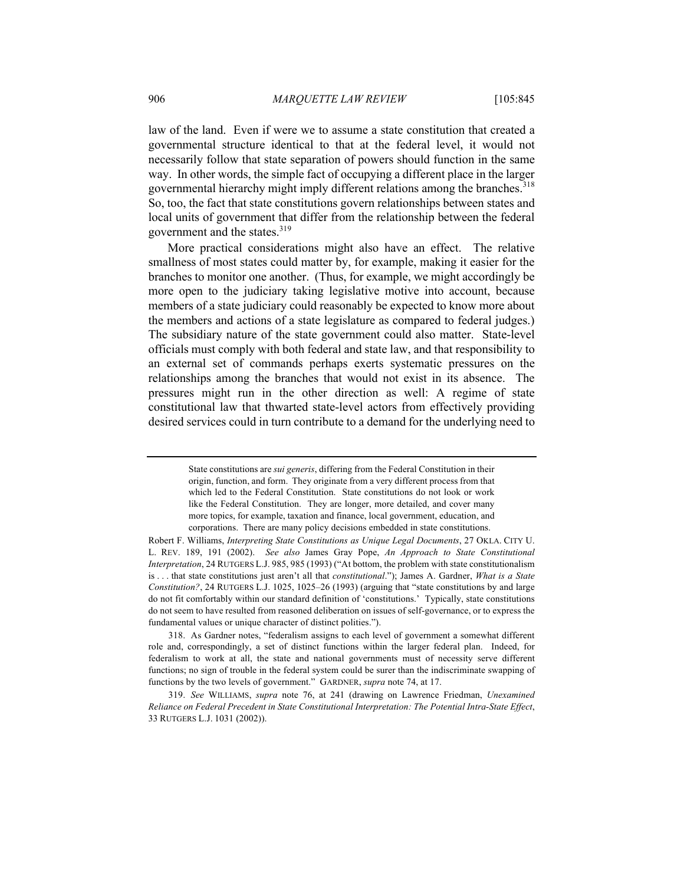law of the land. Even if were we to assume a state constitution that created a governmental structure identical to that at the federal level, it would not necessarily follow that state separation of powers should function in the same way. In other words, the simple fact of occupying a different place in the larger governmental hierarchy might imply different relations among the branches.[318] So, too, the fact that state constitutions govern relationships between states and local units of government that differ from the relationship between the federal government and the states.[319]

More practical considerations might also have an effect. The relative smallness of most states could matter by, for example, making it easier for the branches to monitor one another. (Thus, for example, we might accordingly be more open to the judiciary taking legislative motive into account, because members of a state judiciary could reasonably be expected to know more about the members and actions of a state legislature as compared to federal judges.) The subsidiary nature of the state government could also matter. State-level officials must comply with both federal and state law, and that responsibility to an external set of commands perhaps exerts systematic pressures on the relationships among the branches that would not exist in its absence. The pressures might run in the other direction as well: A regime of state constitutional law that thwarted state-level actors from effectively providing desired services could in turn contribute to a demand for the underlying need to

---

> State constitutions are *sui generis*, differing from the Federal Constitution in their origin, function, and form. They originate from a very different process from that which led to the Federal Constitution. State constitutions do not look or work like the Federal Constitution. They are longer, more detailed, and cover many more topics, for example, taxation and finance, local government, education, and corporations. There are many policy decisions embedded in state constitutions.

Robert F. Williams, *Interpreting State Constitutions as Unique Legal Documents*, 27 OKLA. CITY U. L. REV. 189, 191 (2002). *See also* James Gray Pope, *An Approach to State Constitutional Interpretation*, 24 RUTGERS L.J. 985, 985 (1993) ("At bottom, the problem with state constitutionalism is . . . that state constitutions just aren't all that *constitutional*."); James A. Gardner, *What is a State Constitution?*, 24 RUTGERS L.J. 1025, 1025–26 (1993) (arguing that "state constitutions by and large do not fit comfortably within our standard definition of 'constitutions.' Typically, state constitutions do not seem to have resulted from reasoned deliberation on issues of self-governance, or to express the fundamental values or unique character of distinct polities.").

318. As Gardner notes, "federalism assigns to each level of government a somewhat different role and, correspondingly, a set of distinct functions within the larger federal plan. Indeed, for federalism to work at all, the state and national governments must of necessity serve different functions; no sign of trouble in the federal system could be surer than the indiscriminate swapping of functions by the two levels of government." GARDNER, *supra* note 74, at 17.

319. *See* WILLIAMS, *supra* note 76, at 241 (drawing on Lawrence Friedman, *Unexamined Reliance on Federal Precedent in State Constitutional Interpretation: The Potential Intra-State Effect*, 33 RUTGERS L.J. 1031 (2002)).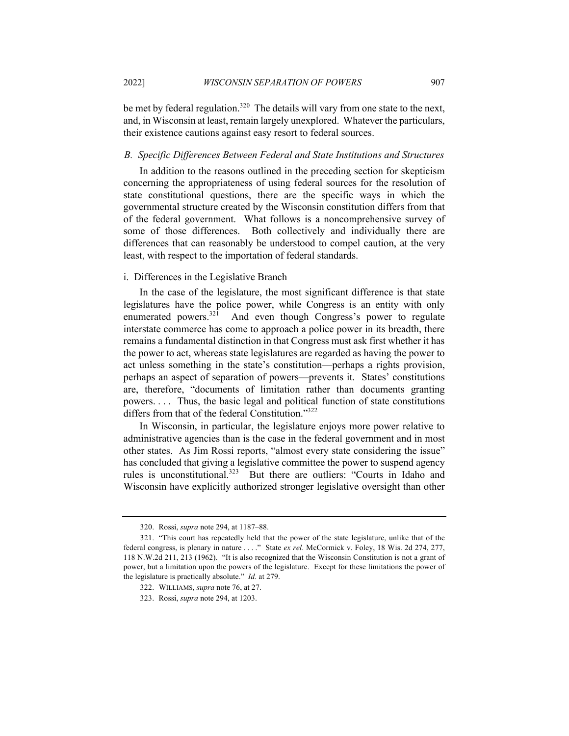be met by federal regulation.[320] The details will vary from one state to the next, and, in Wisconsin at least, remain largely unexplored. Whatever the particulars, their existence cautions against easy resort to federal sources.

### *B. Specific Differences Between Federal and State Institutions and Structures*

In addition to the reasons outlined in the preceding section for skepticism concerning the appropriateness of using federal sources for the resolution of state constitutional questions, there are the specific ways in which the governmental structure created by the Wisconsin constitution differs from that of the federal government. What follows is a noncomprehensive survey of some of those differences. Both collectively and individually there are differences that can reasonably be understood to compel caution, at the very least, with respect to the importation of federal standards.

#### i. Differences in the Legislative Branch

In the case of the legislature, the most significant difference is that state legislatures have the police power, while Congress is an entity with only enumerated powers.[321] And even though Congress's power to regulate interstate commerce has come to approach a police power in its breadth, there remains a fundamental distinction in that Congress must ask first whether it has the power to act, whereas state legislatures are regarded as having the power to act unless something in the state's constitution—perhaps a rights provision, perhaps an aspect of separation of powers—prevents it. States' constitutions are, therefore, "documents of limitation rather than documents granting powers. . . . Thus, the basic legal and political function of state constitutions differs from that of the federal Constitution."[322]

In Wisconsin, in particular, the legislature enjoys more power relative to administrative agencies than is the case in the federal government and in most other states. As Jim Rossi reports, "almost every state considering the issue" has concluded that giving a legislative committee the power to suspend agency rules is unconstitutional.[323] But there are outliers: "Courts in Idaho and Wisconsin have explicitly authorized stronger legislative oversight than other

---

320. Rossi, *supra* note 294, at 1187–88.

321. "This court has repeatedly held that the power of the state legislature, unlike that of the federal congress, is plenary in nature . . . ." State *ex rel*. McCormick v. Foley, 18 Wis. 2d 274, 277, 118 N.W.2d 211, 213 (1962). "It is also recognized that the Wisconsin Constitution is not a grant of power, but a limitation upon the powers of the legislature. Except for these limitations the power of the legislature is practically absolute." *Id*. at 279.

322. WILLIAMS, *supra* note 76, at 27.

323. Rossi, *supra* note 294, at 1203.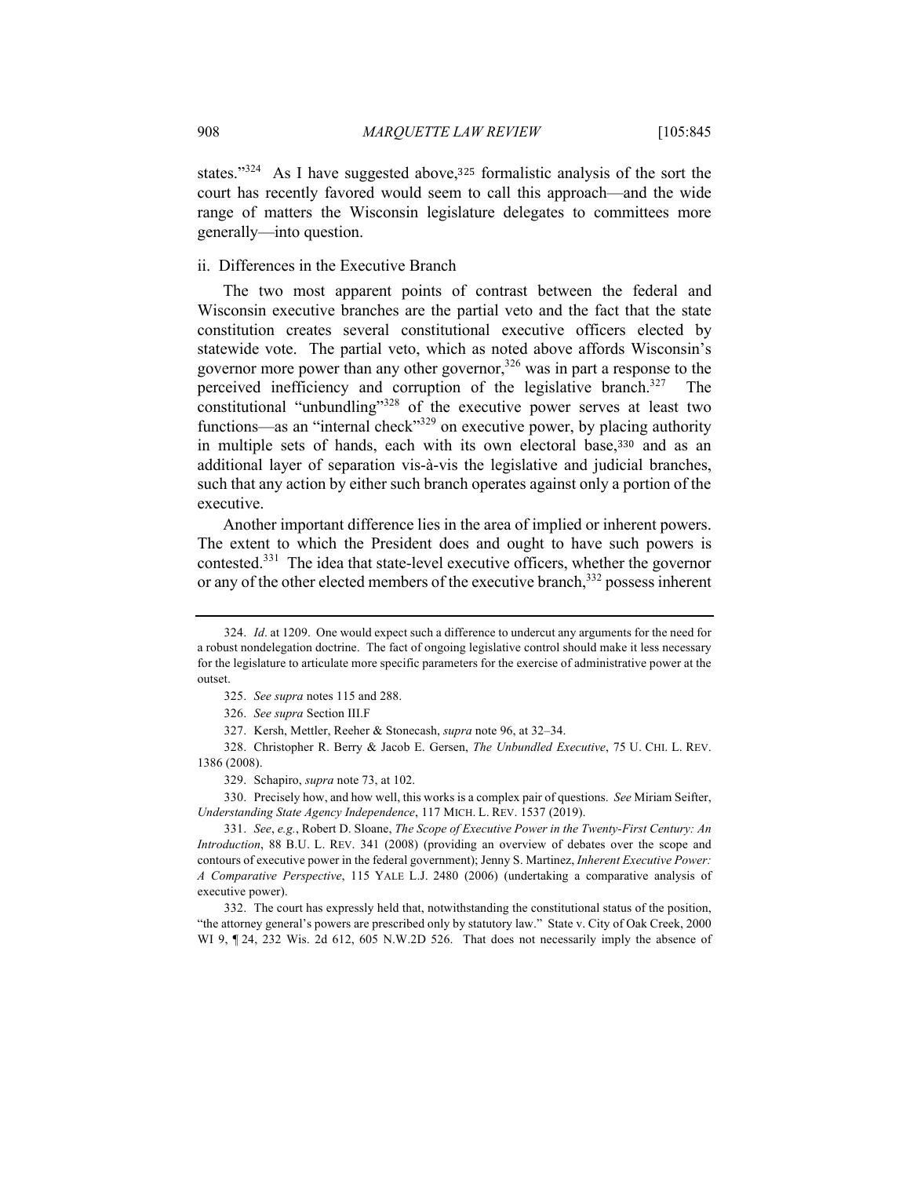states."[324] As I have suggested above,[325] formalistic analysis of the sort the court has recently favored would seem to call this approach—and the wide range of matters the Wisconsin legislature delegates to committees more generally—into question.

ii. Differences in the Executive Branch

The two most apparent points of contrast between the federal and Wisconsin executive branches are the partial veto and the fact that the state constitution creates several constitutional executive officers elected by statewide vote. The partial veto, which as noted above affords Wisconsin's governor more power than any other governor,[326] was in part a response to the perceived inefficiency and corruption of the legislative branch.[327] The constitutional "unbundling"[328] of the executive power serves at least two functions—as an "internal check"[329] on executive power, by placing authority in multiple sets of hands, each with its own electoral base,[330] and as an additional layer of separation vis-à-vis the legislative and judicial branches, such that any action by either such branch operates against only a portion of the executive.

Another important difference lies in the area of implied or inherent powers. The extent to which the President does and ought to have such powers is contested.[331] The idea that state-level executive officers, whether the governor or any of the other elected members of the executive branch,[332] possess inherent

---

324. *Id*. at 1209. One would expect such a difference to undercut any arguments for the need for a robust nondelegation doctrine. The fact of ongoing legislative control should make it less necessary for the legislature to articulate more specific parameters for the exercise of administrative power at the outset.

325. *See supra* notes 115 and 288.

326. *See supra* Section III.F

327. Kersh, Mettler, Reeher & Stonecash, *supra* note 96, at 32–34.

328. Christopher R. Berry & Jacob E. Gersen, *The Unbundled Executive*, 75 U. CHI. L. REV. 1386 (2008).

329. Schapiro, *supra* note 73, at 102.

330. Precisely how, and how well, this works is a complex pair of questions. *See* Miriam Seifter, *Understanding State Agency Independence*, 117 MICH. L. REV. 1537 (2019).

331. *See*, *e.g.*, Robert D. Sloane, *The Scope of Executive Power in the Twenty-First Century: An Introduction*, 88 B.U. L. REV. 341 (2008) (providing an overview of debates over the scope and contours of executive power in the federal government); Jenny S. Martinez, *Inherent Executive Power: A Comparative Perspective*, 115 YALE L.J. 2480 (2006) (undertaking a comparative analysis of executive power).

332. The court has expressly held that, notwithstanding the constitutional status of the position, "the attorney general's powers are prescribed only by statutory law." State v. City of Oak Creek, 2000 WI 9, ¶ 24, 232 Wis. 2d 612, 605 N.W.2D 526. That does not necessarily imply the absence of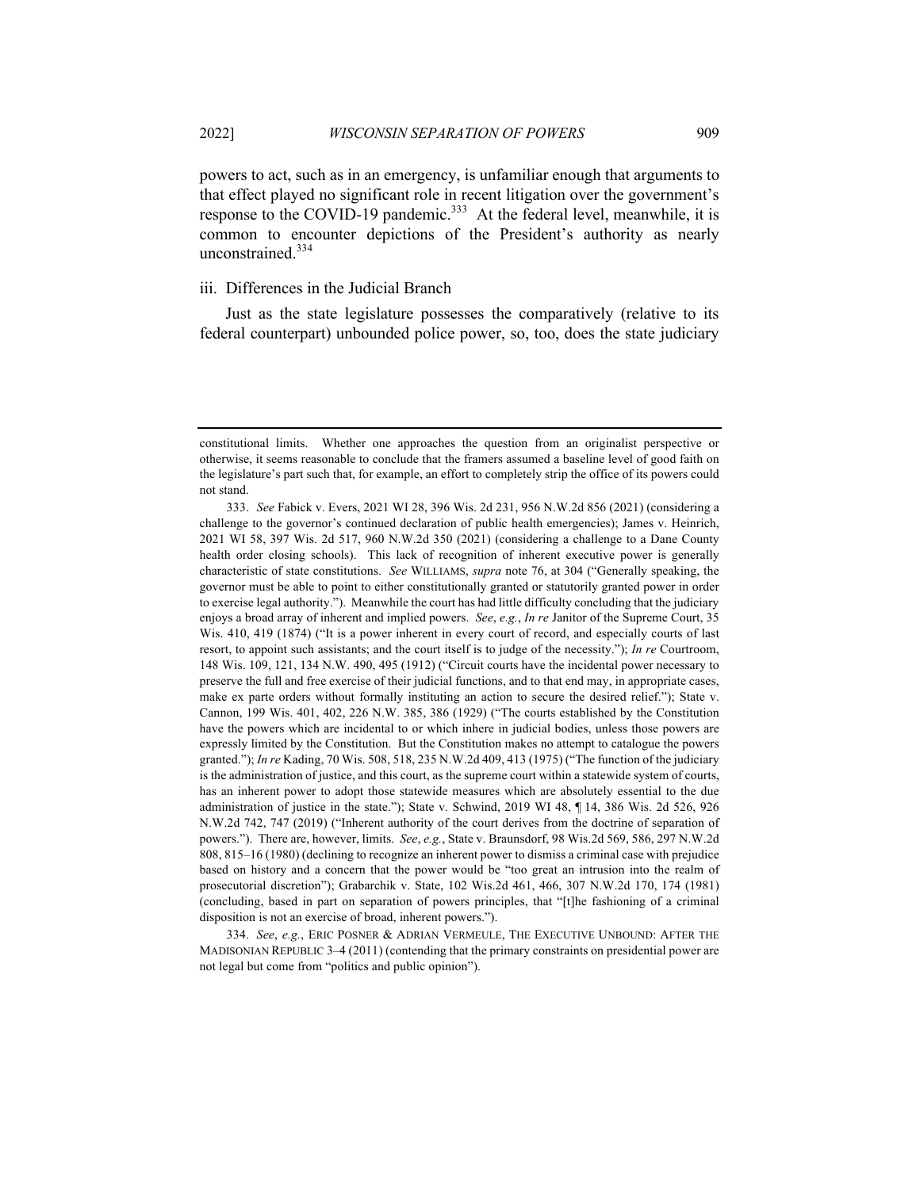powers to act, such as in an emergency, is unfamiliar enough that arguments to that effect played no significant role in recent litigation over the government's response to the COVID-19 pandemic.[333] At the federal level, meanwhile, it is common to encounter depictions of the President's authority as nearly unconstrained.[334]

### iii. Differences in the Judicial Branch

Just as the state legislature possesses the comparatively (relative to its federal counterpart) unbounded police power, so, too, does the state judiciary

---

constitutional limits. Whether one approaches the question from an originalist perspective or otherwise, it seems reasonable to conclude that the framers assumed a baseline level of good faith on the legislature's part such that, for example, an effort to completely strip the office of its powers could not stand.

333. *See* Fabick v. Evers, 2021 WI 28, 396 Wis. 2d 231, 956 N.W.2d 856 (2021) (considering a challenge to the governor's continued declaration of public health emergencies); James v. Heinrich, 2021 WI 58, 397 Wis. 2d 517, 960 N.W.2d 350 (2021) (considering a challenge to a Dane County health order closing schools). This lack of recognition of inherent executive power is generally characteristic of state constitutions. *See* WILLIAMS, *supra* note 76, at 304 ("Generally speaking, the governor must be able to point to either constitutionally granted or statutorily granted power in order to exercise legal authority."). Meanwhile the court has had little difficulty concluding that the judiciary enjoys a broad array of inherent and implied powers. *See*, *e.g.*, *In re* Janitor of the Supreme Court, 35 Wis. 410, 419 (1874) ("It is a power inherent in every court of record, and especially courts of last resort, to appoint such assistants; and the court itself is to judge of the necessity."); *In re* Courtroom, 148 Wis. 109, 121, 134 N.W. 490, 495 (1912) ("Circuit courts have the incidental power necessary to preserve the full and free exercise of their judicial functions, and to that end may, in appropriate cases, make ex parte orders without formally instituting an action to secure the desired relief."); State v. Cannon, 199 Wis. 401, 402, 226 N.W. 385, 386 (1929) ("The courts established by the Constitution have the powers which are incidental to or which inhere in judicial bodies, unless those powers are expressly limited by the Constitution. But the Constitution makes no attempt to catalogue the powers granted."); *In re* Kading, 70 Wis. 508, 518, 235 N.W.2d 409, 413 (1975) ("The function of the judiciary is the administration of justice, and this court, as the supreme court within a statewide system of courts, has an inherent power to adopt those statewide measures which are absolutely essential to the due administration of justice in the state."); State v. Schwind, 2019 WI 48, ¶ 14, 386 Wis. 2d 526, 926 N.W.2d 742, 747 (2019) ("Inherent authority of the court derives from the doctrine of separation of powers."). There are, however, limits. *See*, *e.g.*, State v. Braunsdorf, 98 Wis.2d 569, 586, 297 N.W.2d 808, 815–16 (1980) (declining to recognize an inherent power to dismiss a criminal case with prejudice based on history and a concern that the power would be "too great an intrusion into the realm of prosecutorial discretion"); Grabarchik v. State, 102 Wis.2d 461, 466, 307 N.W.2d 170, 174 (1981) (concluding, based in part on separation of powers principles, that "[t]he fashioning of a criminal disposition is not an exercise of broad, inherent powers.").

334. *See*, *e.g.*, ERIC POSNER & ADRIAN VERMEULE, THE EXECUTIVE UNBOUND: AFTER THE MADISONIAN REPUBLIC 3–4 (2011) (contending that the primary constraints on presidential power are not legal but come from "politics and public opinion").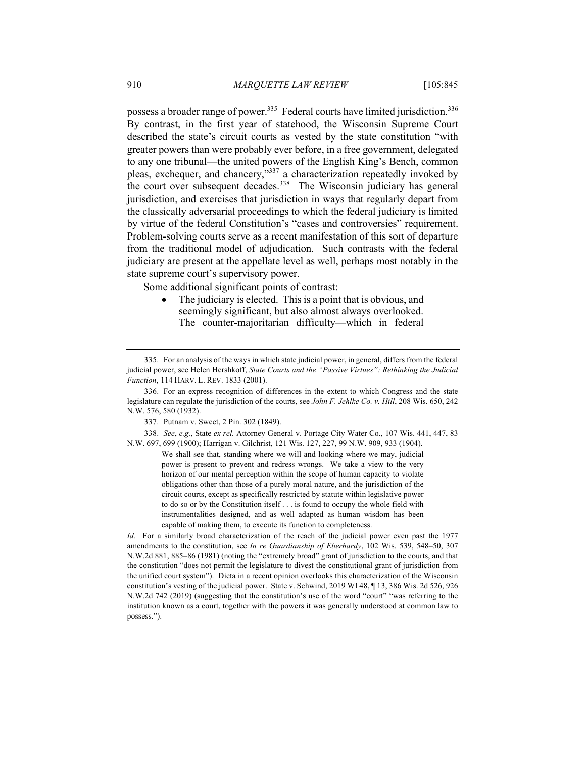possess a broader range of power.[335] Federal courts have limited jurisdiction.[336] By contrast, in the first year of statehood, the Wisconsin Supreme Court described the state's circuit courts as vested by the state constitution "with greater powers than were probably ever before, in a free government, delegated to any one tribunal—the united powers of the English King's Bench, common pleas, exchequer, and chancery,"[337] a characterization repeatedly invoked by the court over subsequent decades.[338] The Wisconsin judiciary has general jurisdiction, and exercises that jurisdiction in ways that regularly depart from the classically adversarial proceedings to which the federal judiciary is limited by virtue of the federal Constitution's "cases and controversies" requirement. Problem-solving courts serve as a recent manifestation of this sort of departure from the traditional model of adjudication. Such contrasts with the federal judiciary are present at the appellate level as well, perhaps most notably in the state supreme court's supervisory power.

Some additional significant points of contrast:

- The judiciary is elected. This is a point that is obvious, and seemingly significant, but also almost always overlooked. The counter-majoritarian difficulty—which in federal

---

335. For an analysis of the ways in which state judicial power, in general, differs from the federal judicial power, see Helen Hershkoff, *State Courts and the "Passive Virtues": Rethinking the Judicial Function*, 114 HARV. L. REV. 1833 (2001).

336. For an express recognition of differences in the extent to which Congress and the state legislature can regulate the jurisdiction of the courts, see *John F. Jehlke Co. v. Hill*, 208 Wis. 650, 242 N.W. 576, 580 (1932).

337. Putnam v. Sweet, 2 Pin. 302 (1849).

338. *See*, *e.g.*, State *ex rel.* Attorney General v. Portage City Water Co., 107 Wis. 441, 447, 83 N.W. 697, 699 (1900); Harrigan v. Gilchrist, 121 Wis. 127, 227, 99 N.W. 909, 933 (1904).

> We shall see that, standing where we will and looking where we may, judicial power is present to prevent and redress wrongs. We take a view to the very horizon of our mental perception within the scope of human capacity to violate obligations other than those of a purely moral nature, and the jurisdiction of the circuit courts, except as specifically restricted by statute within legislative power to do so or by the Constitution itself . . . is found to occupy the whole field with instrumentalities designed, and as well adapted as human wisdom has been capable of making them, to execute its function to completeness.

*Id*. For a similarly broad characterization of the reach of the judicial power even past the 1977 amendments to the constitution, see *In re Guardianship of Eberhardy*, 102 Wis. 539, 548–50, 307 N.W.2d 881, 885–86 (1981) (noting the "extremely broad" grant of jurisdiction to the courts, and that the constitution "does not permit the legislature to divest the constitutional grant of jurisdiction from the unified court system"). Dicta in a recent opinion overlooks this characterization of the Wisconsin constitution's vesting of the judicial power. State v. Schwind, 2019 WI 48, ¶ 13, 386 Wis. 2d 526, 926 N.W.2d 742 (2019) (suggesting that the constitution's use of the word "court" "was referring to the institution known as a court, together with the powers it was generally understood at common law to possess.").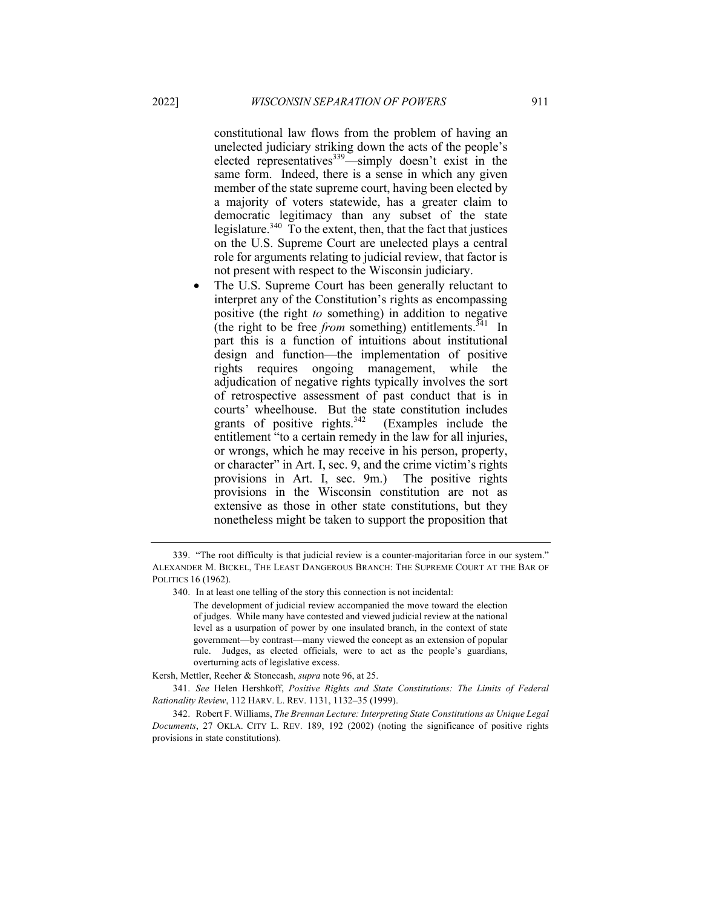constitutional law flows from the problem of having an unelected judiciary striking down the acts of the people's elected representatives[339]—simply doesn't exist in the same form. Indeed, there is a sense in which any given member of the state supreme court, having been elected by a majority of voters statewide, has a greater claim to democratic legitimacy than any subset of the state legislature.[340] To the extent, then, that the fact that justices on the U.S. Supreme Court are unelected plays a central role for arguments relating to judicial review, that factor is not present with respect to the Wisconsin judiciary.

- The U.S. Supreme Court has been generally reluctant to interpret any of the Constitution's rights as encompassing positive (the right *to* something) in addition to negative (the right to be free *from* something) entitlements.[341] In part this is a function of intuitions about institutional design and function—the implementation of positive rights requires ongoing management, while the adjudication of negative rights typically involves the sort of retrospective assessment of past conduct that is in courts' wheelhouse. But the state constitution includes grants of positive rights.[342] (Examples include the entitlement "to a certain remedy in the law for all injuries, or wrongs, which he may receive in his person, property, or character" in Art. I, sec. 9, and the crime victim's rights provisions in Art. I, sec. 9m.) The positive rights provisions in the Wisconsin constitution are not as extensive as those in other state constitutions, but they nonetheless might be taken to support the proposition that

---

339. "The root difficulty is that judicial review is a counter-majoritarian force in our system." ALEXANDER M. BICKEL, THE LEAST DANGEROUS BRANCH: THE SUPREME COURT AT THE BAR OF POLITICS 16 (1962).

340. In at least one telling of the story this connection is not incidental:

> The development of judicial review accompanied the move toward the election of judges. While many have contested and viewed judicial review at the national level as a usurpation of power by one insulated branch, in the context of state government—by contrast—many viewed the concept as an extension of popular rule. Judges, as elected officials, were to act as the people's guardians, overturning acts of legislative excess.

Kersh, Mettler, Reeher & Stonecash, *supra* note 96, at 25.

341. *See* Helen Hershkoff, *Positive Rights and State Constitutions: The Limits of Federal Rationality Review*, 112 HARV. L. REV. 1131, 1132–35 (1999).

342. Robert F. Williams, *The Brennan Lecture: Interpreting State Constitutions as Unique Legal Documents*, 27 OKLA. CITY L. REV. 189, 192 (2002) (noting the significance of positive rights provisions in state constitutions).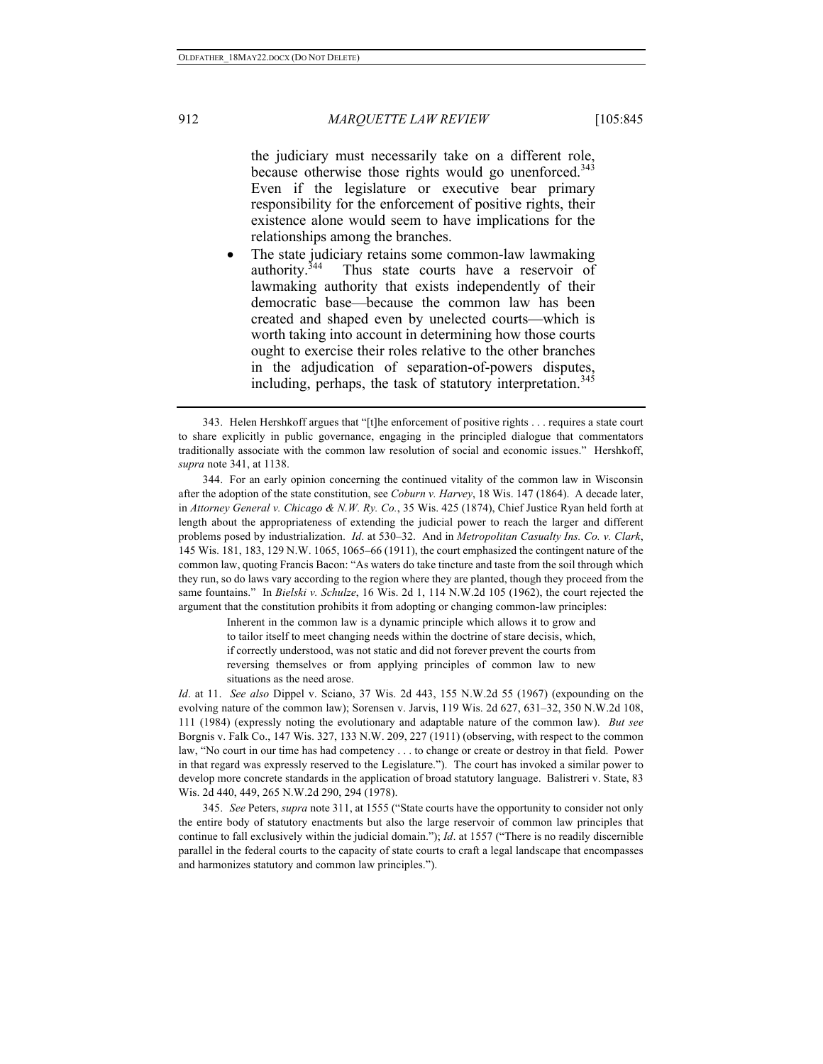the judiciary must necessarily take on a different role, because otherwise those rights would go unenforced.[343] Even if the legislature or executive bear primary responsibility for the enforcement of positive rights, their existence alone would seem to have implications for the relationships among the branches.

- The state judiciary retains some common-law lawmaking authority.[344] Thus state courts have a reservoir of lawmaking authority that exists independently of their democratic base—because the common law has been created and shaped even by unelected courts—which is worth taking into account in determining how those courts ought to exercise their roles relative to the other branches in the adjudication of separation-of-powers disputes, including, perhaps, the task of statutory interpretation.[345]

---

343. Helen Hershkoff argues that "[t]he enforcement of positive rights . . . requires a state court to share explicitly in public governance, engaging in the principled dialogue that commentators traditionally associate with the common law resolution of social and economic issues." Hershkoff, *supra* note 341, at 1138.

344. For an early opinion concerning the continued vitality of the common law in Wisconsin after the adoption of the state constitution, see *Coburn v. Harvey*, 18 Wis. 147 (1864). A decade later, in *Attorney General v. Chicago & N.W. Ry. Co.*, 35 Wis. 425 (1874), Chief Justice Ryan held forth at length about the appropriateness of extending the judicial power to reach the larger and different problems posed by industrialization. *Id*. at 530–32. And in *Metropolitan Casualty Ins. Co. v. Clark*, 145 Wis. 181, 183, 129 N.W. 1065, 1065–66 (1911), the court emphasized the contingent nature of the common law, quoting Francis Bacon: "As waters do take tincture and taste from the soil through which they run, so do laws vary according to the region where they are planted, though they proceed from the same fountains." In *Bielski v. Schulze*, 16 Wis. 2d 1, 114 N.W.2d 105 (1962), the court rejected the argument that the constitution prohibits it from adopting or changing common-law principles:

> Inherent in the common law is a dynamic principle which allows it to grow and to tailor itself to meet changing needs within the doctrine of stare decisis, which, if correctly understood, was not static and did not forever prevent the courts from reversing themselves or from applying principles of common law to new situations as the need arose.

*Id*. at 11. *See also* Dippel v. Sciano, 37 Wis. 2d 443, 155 N.W.2d 55 (1967) (expounding on the evolving nature of the common law); Sorensen v. Jarvis, 119 Wis. 2d 627, 631–32, 350 N.W.2d 108, 111 (1984) (expressly noting the evolutionary and adaptable nature of the common law). *But see* Borgnis v. Falk Co., 147 Wis. 327, 133 N.W. 209, 227 (1911) (observing, with respect to the common law, "No court in our time has had competency . . . to change or create or destroy in that field. Power in that regard was expressly reserved to the Legislature."). The court has invoked a similar power to develop more concrete standards in the application of broad statutory language. Balistreri v. State, 83 Wis. 2d 440, 449, 265 N.W.2d 290, 294 (1978).

345. *See* Peters, *supra* note 311, at 1555 ("State courts have the opportunity to consider not only the entire body of statutory enactments but also the large reservoir of common law principles that continue to fall exclusively within the judicial domain."); *Id*. at 1557 ("There is no readily discernible parallel in the federal courts to the capacity of state courts to craft a legal landscape that encompasses and harmonizes statutory and common law principles.").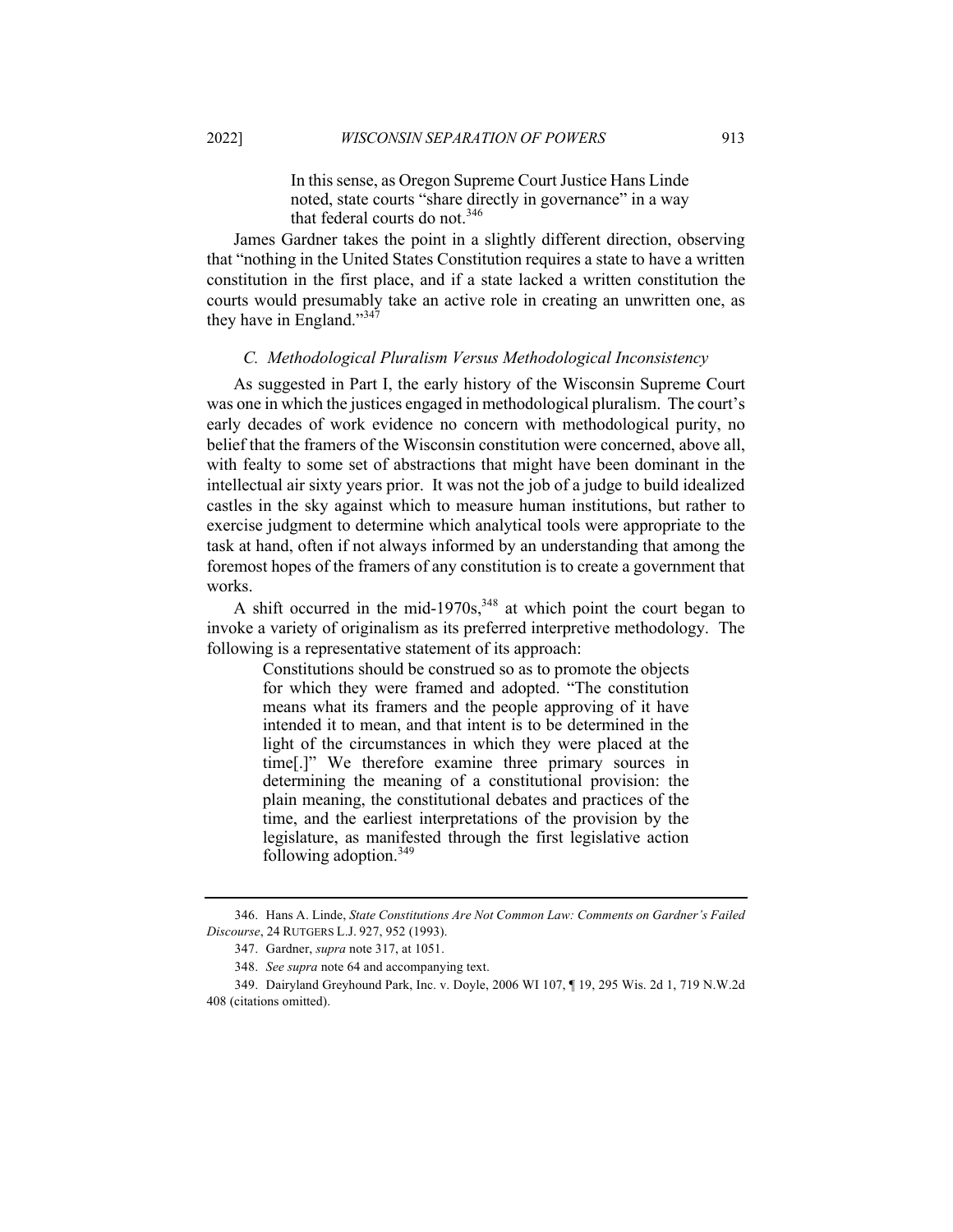> In this sense, as Oregon Supreme Court Justice Hans Linde noted, state courts "share directly in governance" in a way that federal courts do not.[346]

James Gardner takes the point in a slightly different direction, observing that "nothing in the United States Constitution requires a state to have a written constitution in the first place, and if a state lacked a written constitution the courts would presumably take an active role in creating an unwritten one, as they have in England."[347]

### *C. Methodological Pluralism Versus Methodological Inconsistency*

As suggested in Part I, the early history of the Wisconsin Supreme Court was one in which the justices engaged in methodological pluralism. The court's early decades of work evidence no concern with methodological purity, no belief that the framers of the Wisconsin constitution were concerned, above all, with fealty to some set of abstractions that might have been dominant in the intellectual air sixty years prior. It was not the job of a judge to build idealized castles in the sky against which to measure human institutions, but rather to exercise judgment to determine which analytical tools were appropriate to the task at hand, often if not always informed by an understanding that among the foremost hopes of the framers of any constitution is to create a government that works.

A shift occurred in the mid-1970s,[348] at which point the court began to invoke a variety of originalism as its preferred interpretive methodology. The following is a representative statement of its approach:

> Constitutions should be construed so as to promote the objects for which they were framed and adopted. "The constitution means what its framers and the people approving of it have intended it to mean, and that intent is to be determined in the light of the circumstances in which they were placed at the time[.]" We therefore examine three primary sources in determining the meaning of a constitutional provision: the plain meaning, the constitutional debates and practices of the time, and the earliest interpretations of the provision by the legislature, as manifested through the first legislative action following adoption.[349]

---

346. Hans A. Linde, *State Constitutions Are Not Common Law: Comments on Gardner's Failed Discourse*, 24 RUTGERS L.J. 927, 952 (1993).

347. Gardner, *supra* note 317, at 1051.

348. *See supra* note 64 and accompanying text.

349. Dairyland Greyhound Park, Inc. v. Doyle, 2006 WI 107, ¶ 19, 295 Wis. 2d 1, 719 N.W.2d 408 (citations omitted).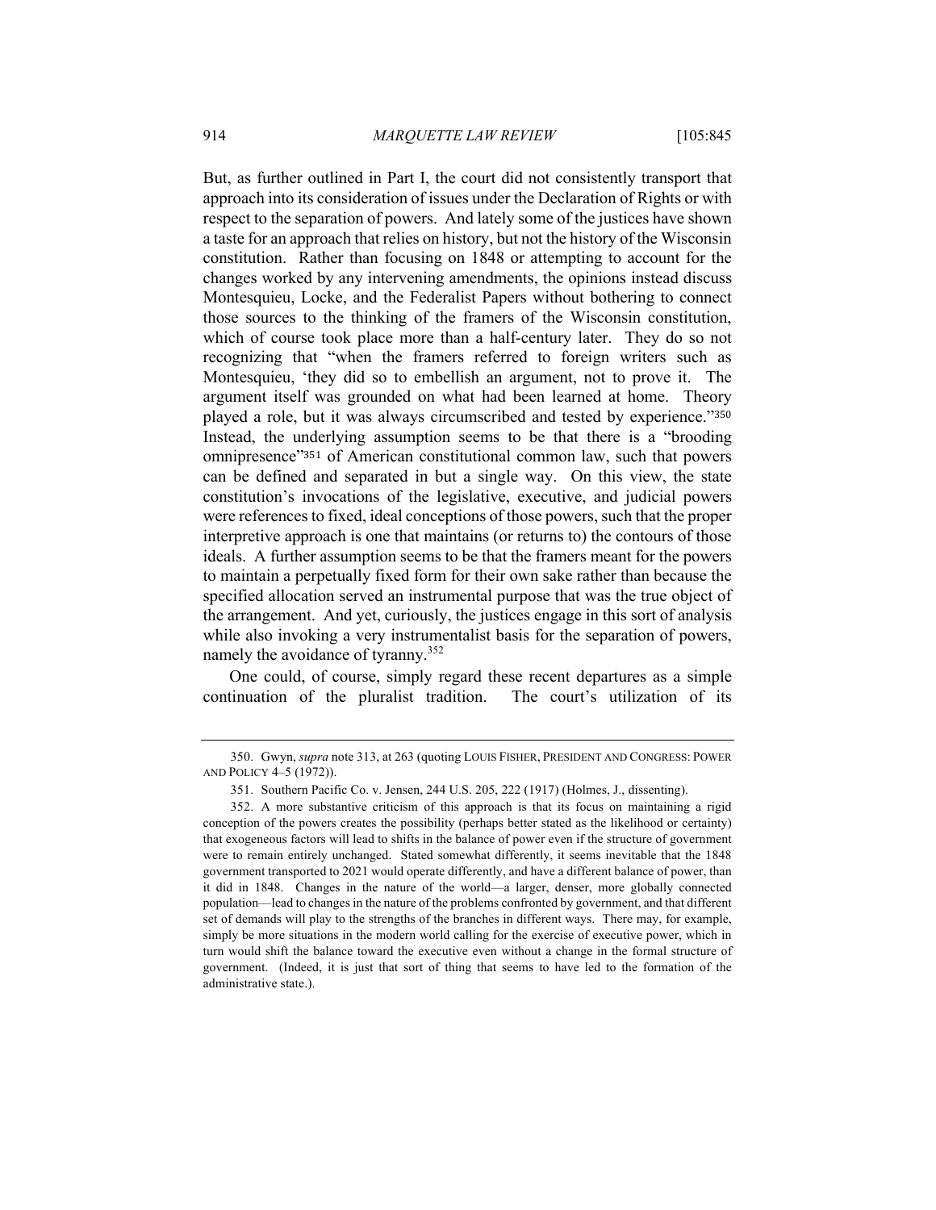But, as further outlined in Part I, the court did not consistently transport that approach into its consideration of issues under the Declaration of Rights or with respect to the separation of powers. And lately some of the justices have shown a taste for an approach that relies on history, but not the history of the Wisconsin constitution. Rather than focusing on 1848 or attempting to account for the changes worked by any intervening amendments, the opinions instead discuss Montesquieu, Locke, and the Federalist Papers without bothering to connect those sources to the thinking of the framers of the Wisconsin constitution, which of course took place more than a half-century later. They do so not recognizing that "when the framers referred to foreign writers such as Montesquieu, 'they did so to embellish an argument, not to prove it. The argument itself was grounded on what had been learned at home. Theory played a role, but it was always circumscribed and tested by experience."[350] Instead, the underlying assumption seems to be that there is a "brooding omnipresence"[351] of American constitutional common law, such that powers can be defined and separated in but a single way. On this view, the state constitution's invocations of the legislative, executive, and judicial powers were references to fixed, ideal conceptions of those powers, such that the proper interpretive approach is one that maintains (or returns to) the contours of those ideals. A further assumption seems to be that the framers meant for the powers to maintain a perpetually fixed form for their own sake rather than because the specified allocation served an instrumental purpose that was the true object of the arrangement. And yet, curiously, the justices engage in this sort of analysis while also invoking a very instrumentalist basis for the separation of powers, namely the avoidance of tyranny.[352]

One could, of course, simply regard these recent departures as a simple continuation of the pluralist tradition. The court's utilization of its

---

350. Gwyn, *supra* note 313, at 263 (quoting LOUIS FISHER, PRESIDENT AND CONGRESS: POWER AND POLICY 4–5 (1972)).

351. Southern Pacific Co. v. Jensen, 244 U.S. 205, 222 (1917) (Holmes, J., dissenting).

352. A more substantive criticism of this approach is that its focus on maintaining a rigid conception of the powers creates the possibility (perhaps better stated as the likelihood or certainty) that exogeneous factors will lead to shifts in the balance of power even if the structure of government were to remain entirely unchanged. Stated somewhat differently, it seems inevitable that the 1848 government transported to 2021 would operate differently, and have a different balance of power, than it did in 1848. Changes in the nature of the world—a larger, denser, more globally connected population—lead to changes in the nature of the problems confronted by government, and that different set of demands will play to the strengths of the branches in different ways. There may, for example, simply be more situations in the modern world calling for the exercise of executive power, which in turn would shift the balance toward the executive even without a change in the formal structure of government. (Indeed, it is just that sort of thing that seems to have led to the formation of the administrative state.).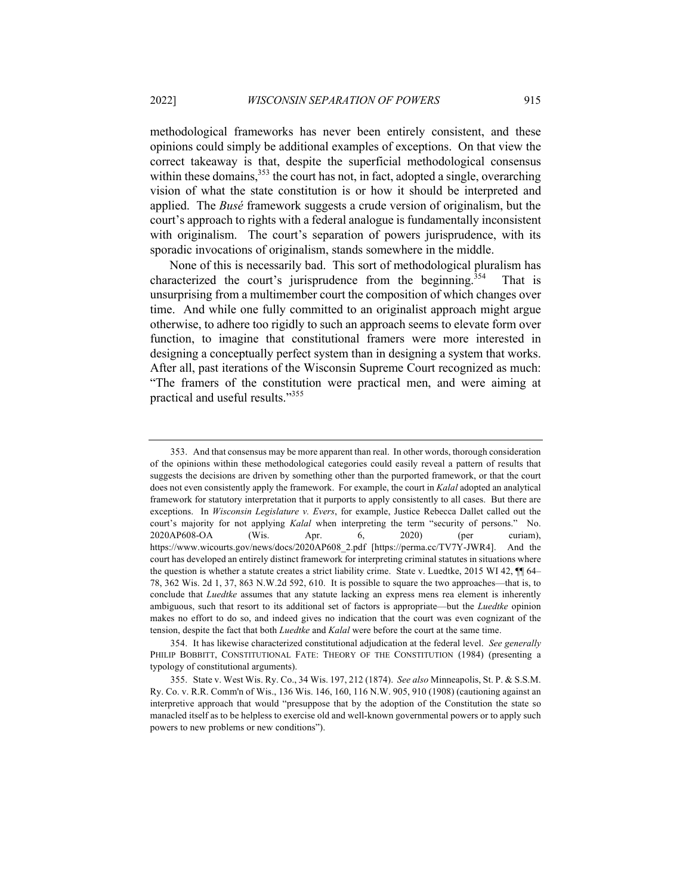methodological frameworks has never been entirely consistent, and these opinions could simply be additional examples of exceptions. On that view the correct takeaway is that, despite the superficial methodological consensus within these domains,[353] the court has not, in fact, adopted a single, overarching vision of what the state constitution is or how it should be interpreted and applied. The *Busé* framework suggests a crude version of originalism, but the court's approach to rights with a federal analogue is fundamentally inconsistent with originalism. The court's separation of powers jurisprudence, with its sporadic invocations of originalism, stands somewhere in the middle.

None of this is necessarily bad. This sort of methodological pluralism has characterized the court's jurisprudence from the beginning.[354] That is unsurprising from a multimember court the composition of which changes over time. And while one fully committed to an originalist approach might argue otherwise, to adhere too rigidly to such an approach seems to elevate form over function, to imagine that constitutional framers were more interested in designing a conceptually perfect system than in designing a system that works. After all, past iterations of the Wisconsin Supreme Court recognized as much: "The framers of the constitution were practical men, and were aiming at practical and useful results."[355]

---

353. And that consensus may be more apparent than real. In other words, thorough consideration of the opinions within these methodological categories could easily reveal a pattern of results that suggests the decisions are driven by something other than the purported framework, or that the court does not even consistently apply the framework. For example, the court in *Kalal* adopted an analytical framework for statutory interpretation that it purports to apply consistently to all cases. But there are exceptions. In *Wisconsin Legislature v. Evers*, for example, Justice Rebecca Dallet called out the court's majority for not applying *Kalal* when interpreting the term "security of persons." No. 2020AP608-OA (Wis. Apr. 6, 2020) (per curiam), https://www.wicourts.gov/news/docs/2020AP608_2.pdf [https://perma.cc/TV7Y-JWR4]. And the court has developed an entirely distinct framework for interpreting criminal statutes in situations where the question is whether a statute creates a strict liability crime. State v. Luedtke, 2015 WI 42, ¶¶ 64–78, 362 Wis. 2d 1, 37, 863 N.W.2d 592, 610. It is possible to square the two approaches—that is, to conclude that *Luedtke* assumes that any statute lacking an express mens rea element is inherently ambiguous, such that resort to its additional set of factors is appropriate—but the *Luedtke* opinion makes no effort to do so, and indeed gives no indication that the court was even cognizant of the tension, despite the fact that both *Luedtke* and *Kalal* were before the court at the same time.

354. It has likewise characterized constitutional adjudication at the federal level. *See generally* PHILIP BOBBITT, CONSTITUTIONAL FATE: THEORY OF THE CONSTITUTION (1984) (presenting a typology of constitutional arguments).

355. State v. West Wis. Ry. Co., 34 Wis. 197, 212 (1874). *See also* Minneapolis, St. P. & S.S.M. Ry. Co. v. R.R. Comm'n of Wis., 136 Wis. 146, 160, 116 N.W. 905, 910 (1908) (cautioning against an interpretive approach that would "presuppose that by the adoption of the Constitution the state so manacled itself as to be helpless to exercise old and well-known governmental powers or to apply such powers to new problems or new conditions").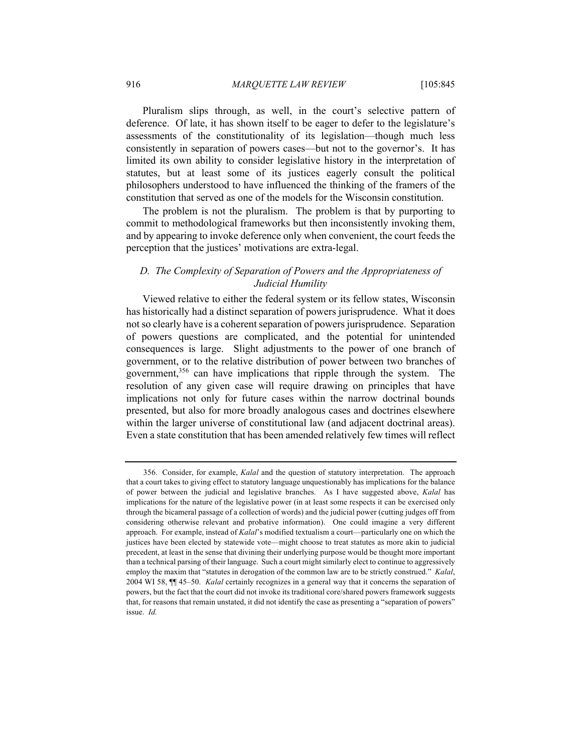Pluralism slips through, as well, in the court's selective pattern of deference. Of late, it has shown itself to be eager to defer to the legislature's assessments of the constitutionality of its legislation—though much less consistently in separation of powers cases—but not to the governor's. It has limited its own ability to consider legislative history in the interpretation of statutes, but at least some of its justices eagerly consult the political philosophers understood to have influenced the thinking of the framers of the constitution that served as one of the models for the Wisconsin constitution.

The problem is not the pluralism. The problem is that by purporting to commit to methodological frameworks but then inconsistently invoking them, and by appearing to invoke deference only when convenient, the court feeds the perception that the justices' motivations are extra-legal.

### *D. The Complexity of Separation of Powers and the Appropriateness of Judicial Humility*

Viewed relative to either the federal system or its fellow states, Wisconsin has historically had a distinct separation of powers jurisprudence. What it does not so clearly have is a coherent separation of powers jurisprudence. Separation of powers questions are complicated, and the potential for unintended consequences is large. Slight adjustments to the power of one branch of government, or to the relative distribution of power between two branches of government,[356] can have implications that ripple through the system. The resolution of any given case will require drawing on principles that have implications not only for future cases within the narrow doctrinal bounds presented, but also for more broadly analogous cases and doctrines elsewhere within the larger universe of constitutional law (and adjacent doctrinal areas). Even a state constitution that has been amended relatively few times will reflect

---

356. Consider, for example, *Kalal* and the question of statutory interpretation. The approach that a court takes to giving effect to statutory language unquestionably has implications for the balance of power between the judicial and legislative branches. As I have suggested above, *Kalal* has implications for the nature of the legislative power (in at least some respects it can be exercised only through the bicameral passage of a collection of words) and the judicial power (cutting judges off from considering otherwise relevant and probative information). One could imagine a very different approach. For example, instead of *Kalal*'s modified textualism a court—particularly one on which the justices have been elected by statewide vote—might choose to treat statutes as more akin to judicial precedent, at least in the sense that divining their underlying purpose would be thought more important than a technical parsing of their language. Such a court might similarly elect to continue to aggressively employ the maxim that "statutes in derogation of the common law are to be strictly construed." *Kalal*, 2004 WI 58, ¶¶ 45–50. *Kalal* certainly recognizes in a general way that it concerns the separation of powers, but the fact that the court did not invoke its traditional core/shared powers framework suggests that, for reasons that remain unstated, it did not identify the case as presenting a "separation of powers" issue. *Id.*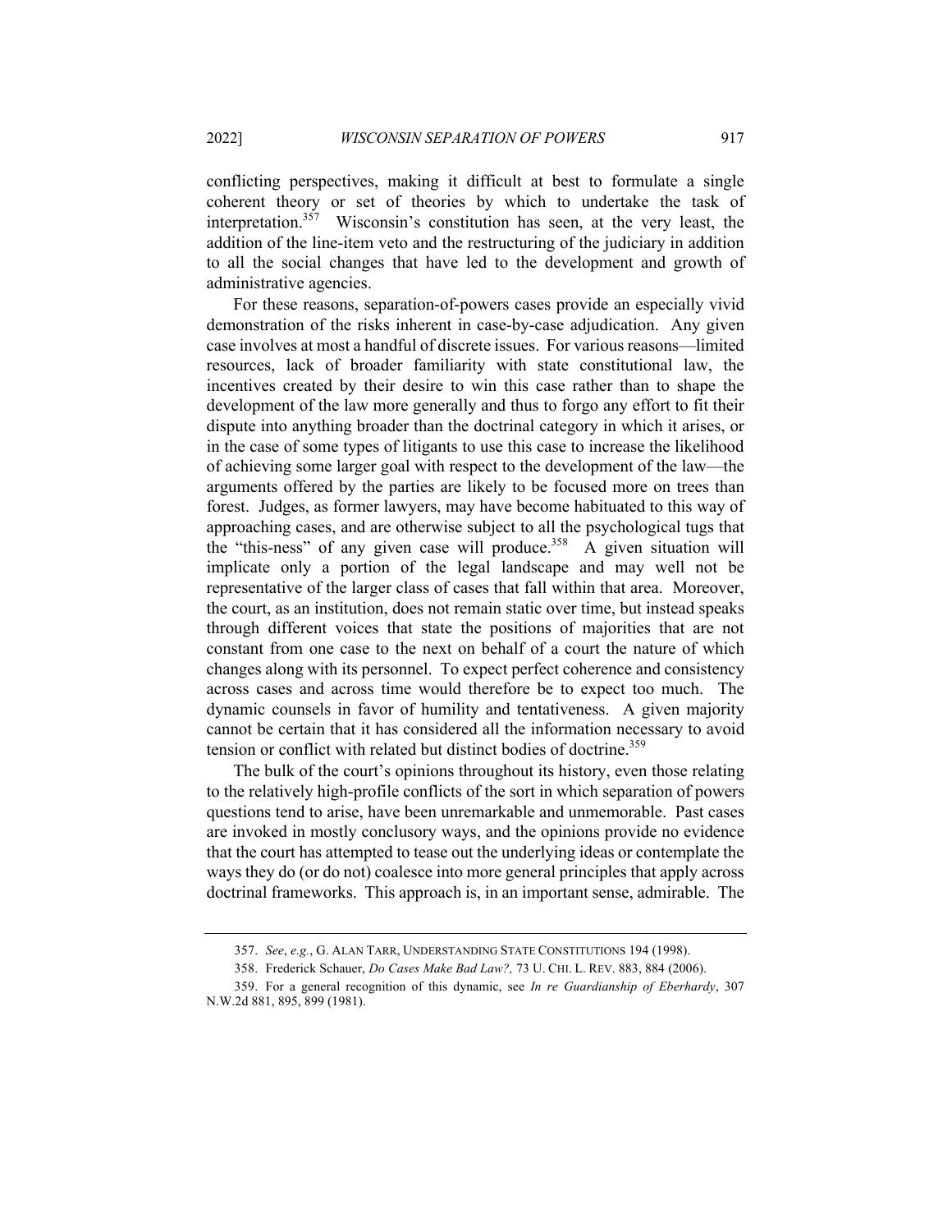conflicting perspectives, making it difficult at best to formulate a single coherent theory or set of theories by which to undertake the task of interpretation.[357] Wisconsin's constitution has seen, at the very least, the addition of the line-item veto and the restructuring of the judiciary in addition to all the social changes that have led to the development and growth of administrative agencies.

For these reasons, separation-of-powers cases provide an especially vivid demonstration of the risks inherent in case-by-case adjudication. Any given case involves at most a handful of discrete issues. For various reasons—limited resources, lack of broader familiarity with state constitutional law, the incentives created by their desire to win this case rather than to shape the development of the law more generally and thus to forgo any effort to fit their dispute into anything broader than the doctrinal category in which it arises, or in the case of some types of litigants to use this case to increase the likelihood of achieving some larger goal with respect to the development of the law—the arguments offered by the parties are likely to be focused more on trees than forest. Judges, as former lawyers, may have become habituated to this way of approaching cases, and are otherwise subject to all the psychological tugs that the "this-ness" of any given case will produce.[358] A given situation will implicate only a portion of the legal landscape and may well not be representative of the larger class of cases that fall within that area. Moreover, the court, as an institution, does not remain static over time, but instead speaks through different voices that state the positions of majorities that are not constant from one case to the next on behalf of a court the nature of which changes along with its personnel. To expect perfect coherence and consistency across cases and across time would therefore be to expect too much. The dynamic counsels in favor of humility and tentativeness. A given majority cannot be certain that it has considered all the information necessary to avoid tension or conflict with related but distinct bodies of doctrine.[359]

The bulk of the court's opinions throughout its history, even those relating to the relatively high-profile conflicts of the sort in which separation of powers questions tend to arise, have been unremarkable and unmemorable. Past cases are invoked in mostly conclusory ways, and the opinions provide no evidence that the court has attempted to tease out the underlying ideas or contemplate the ways they do (or do not) coalesce into more general principles that apply across doctrinal frameworks. This approach is, in an important sense, admirable. The

357. *See*, *e.g.*, G. ALAN TARR, UNDERSTANDING STATE CONSTITUTIONS 194 (1998).

358. Frederick Schauer, *Do Cases Make Bad Law?,* 73 U. CHI. L. REV. 883, 884 (2006).

359. For a general recognition of this dynamic, see *In re Guardianship of Eberhardy*, 307 N.W.2d 881, 895, 899 (1981).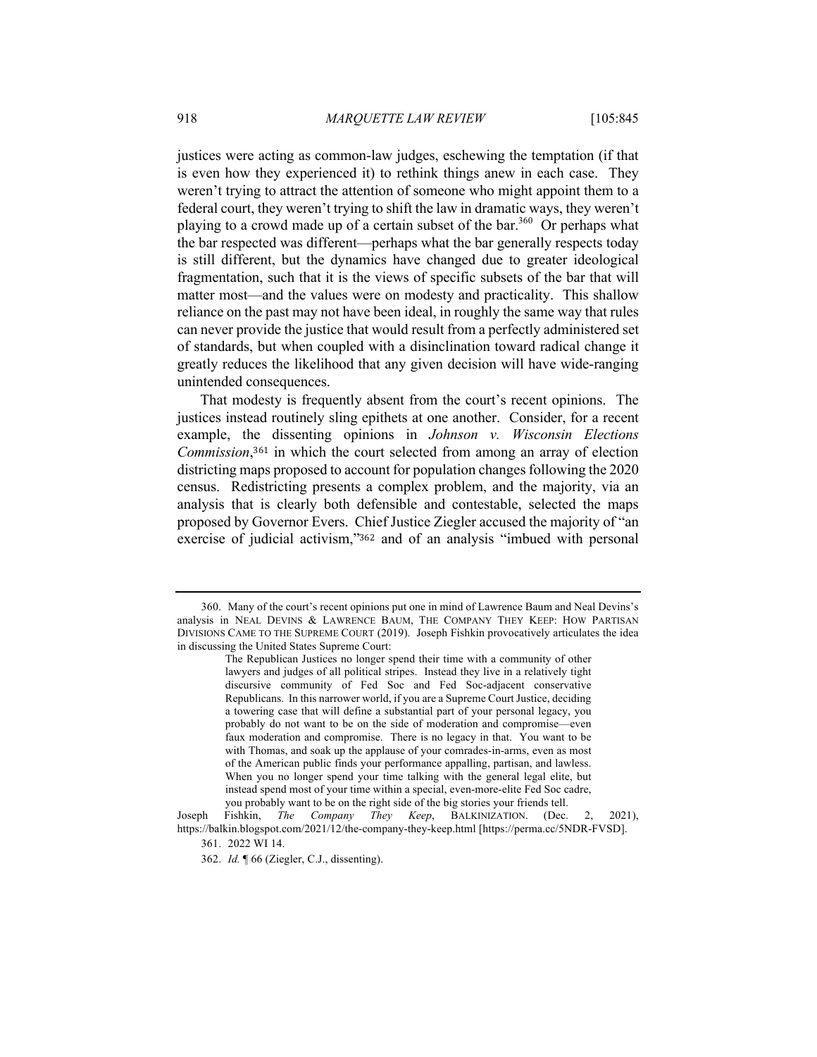justices were acting as common-law judges, eschewing the temptation (if that is even how they experienced it) to rethink things anew in each case. They weren't trying to attract the attention of someone who might appoint them to a federal court, they weren't trying to shift the law in dramatic ways, they weren't playing to a crowd made up of a certain subset of the bar.[360] Or perhaps what the bar respected was different—perhaps what the bar generally respects today is still different, but the dynamics have changed due to greater ideological fragmentation, such that it is the views of specific subsets of the bar that will matter most—and the values were on modesty and practicality. This shallow reliance on the past may not have been ideal, in roughly the same way that rules can never provide the justice that would result from a perfectly administered set of standards, but when coupled with a disinclination toward radical change it greatly reduces the likelihood that any given decision will have wide-ranging unintended consequences.

That modesty is frequently absent from the court's recent opinions. The justices instead routinely sling epithets at one another. Consider, for a recent example, the dissenting opinions in *Johnson v. Wisconsin Elections Commission*,[361] in which the court selected from among an array of election districting maps proposed to account for population changes following the 2020 census. Redistricting presents a complex problem, and the majority, via an analysis that is clearly both defensible and contestable, selected the maps proposed by Governor Evers. Chief Justice Ziegler accused the majority of "an exercise of judicial activism,"[362] and of an analysis "imbued with personal

---

360. Many of the court's recent opinions put one in mind of Lawrence Baum and Neal Devins's analysis in NEAL DEVINS & LAWRENCE BAUM, THE COMPANY THEY KEEP: HOW PARTISAN DIVISIONS CAME TO THE SUPREME COURT (2019). Joseph Fishkin provocatively articulates the idea in discussing the United States Supreme Court:

> The Republican Justices no longer spend their time with a community of other lawyers and judges of all political stripes. Instead they live in a relatively tight discursive community of Fed Soc and Fed Soc-adjacent conservative Republicans. In this narrower world, if you are a Supreme Court Justice, deciding a towering case that will define a substantial part of your personal legacy, you probably do not want to be on the side of moderation and compromise—even faux moderation and compromise. There is no legacy in that. You want to be with Thomas, and soak up the applause of your comrades-in-arms, even as most of the American public finds your performance appalling, partisan, and lawless. When you no longer spend your time talking with the general legal elite, but instead spend most of your time within a special, even-more-elite Fed Soc cadre, you probably want to be on the right side of the big stories your friends tell.

Joseph Fishkin, *The Company They Keep*, BALKINIZATION. (Dec. 2, 2021), https://balkin.blogspot.com/2021/12/the-company-they-keep.html [https://perma.cc/5NDR-FVSD].

361. 2022 WI 14.

362. *Id.* ¶ 66 (Ziegler, C.J., dissenting).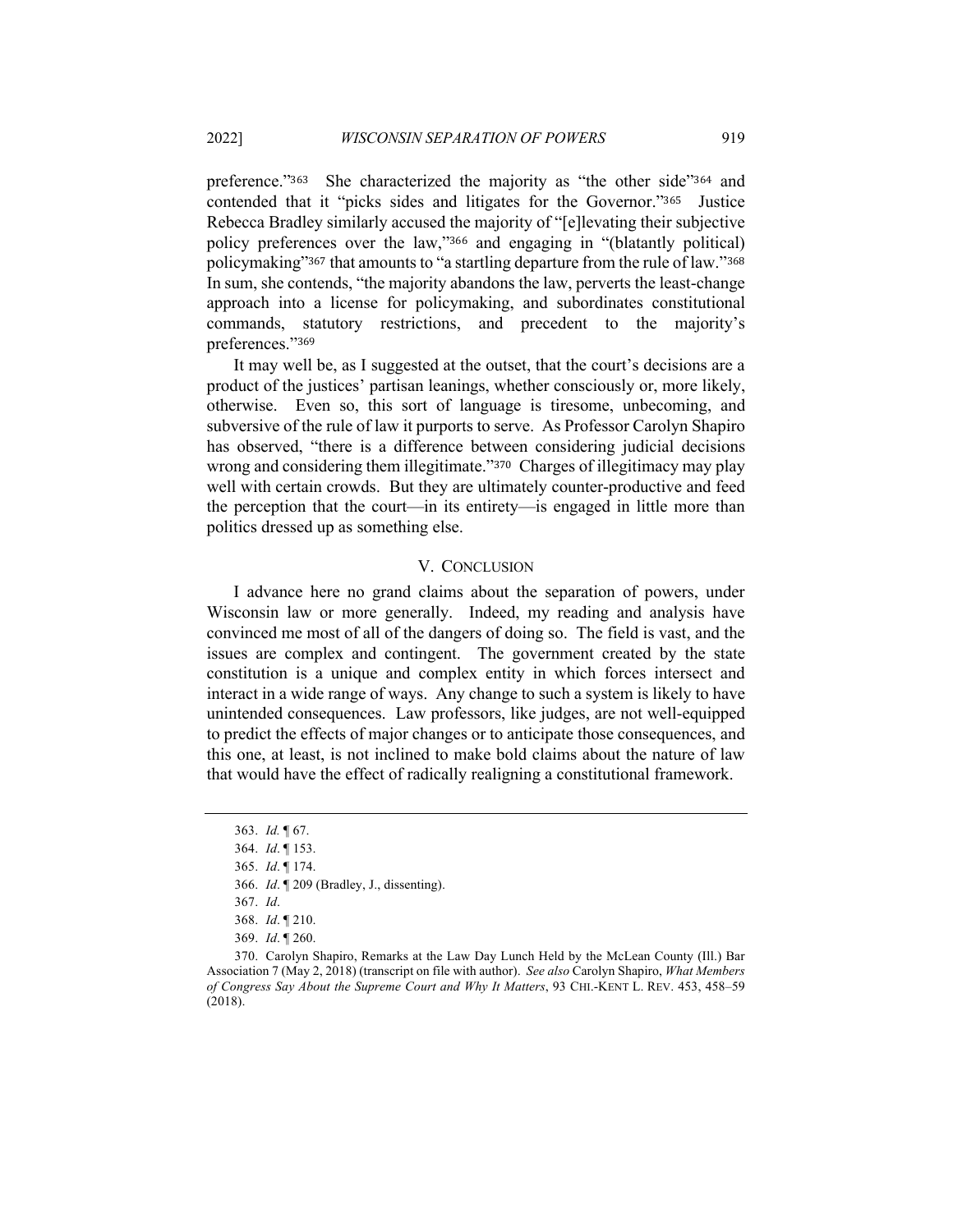preference."[363] She characterized the majority as "the other side"[364] and contended that it "picks sides and litigates for the Governor."[365] Justice Rebecca Bradley similarly accused the majority of "[e]levating their subjective policy preferences over the law,"[366] and engaging in "(blatantly political) policymaking"[367] that amounts to "a startling departure from the rule of law."[368] In sum, she contends, "the majority abandons the law, perverts the least-change approach into a license for policymaking, and subordinates constitutional commands, statutory restrictions, and precedent to the majority's preferences."[369]

It may well be, as I suggested at the outset, that the court's decisions are a product of the justices' partisan leanings, whether consciously or, more likely, otherwise. Even so, this sort of language is tiresome, unbecoming, and subversive of the rule of law it purports to serve. As Professor Carolyn Shapiro has observed, "there is a difference between considering judicial decisions wrong and considering them illegitimate."[370] Charges of illegitimacy may play well with certain crowds. But they are ultimately counter-productive and feed the perception that the court—in its entirety—is engaged in little more than politics dressed up as something else.

## V. CONCLUSION

I advance here no grand claims about the separation of powers, under Wisconsin law or more generally. Indeed, my reading and analysis have convinced me most of all of the dangers of doing so. The field is vast, and the issues are complex and contingent. The government created by the state constitution is a unique and complex entity in which forces intersect and interact in a wide range of ways. Any change to such a system is likely to have unintended consequences. Law professors, like judges, are not well-equipped to predict the effects of major changes or to anticipate those consequences, and this one, at least, is not inclined to make bold claims about the nature of law that would have the effect of radically realigning a constitutional framework.

---

363. *Id.* ¶ 67.

364. *Id*. ¶ 153.

365. *Id*. ¶ 174.

366. *Id*. ¶ 209 (Bradley, J., dissenting).

367. *Id*.

368. *Id*. ¶ 210.

369. *Id*. ¶ 260.

370. Carolyn Shapiro, Remarks at the Law Day Lunch Held by the McLean County (Ill.) Bar Association 7 (May 2, 2018) (transcript on file with author). *See also* Carolyn Shapiro, *What Members of Congress Say About the Supreme Court and Why It Matters*, 93 CHI.-KENT L. REV. 453, 458–59 (2018).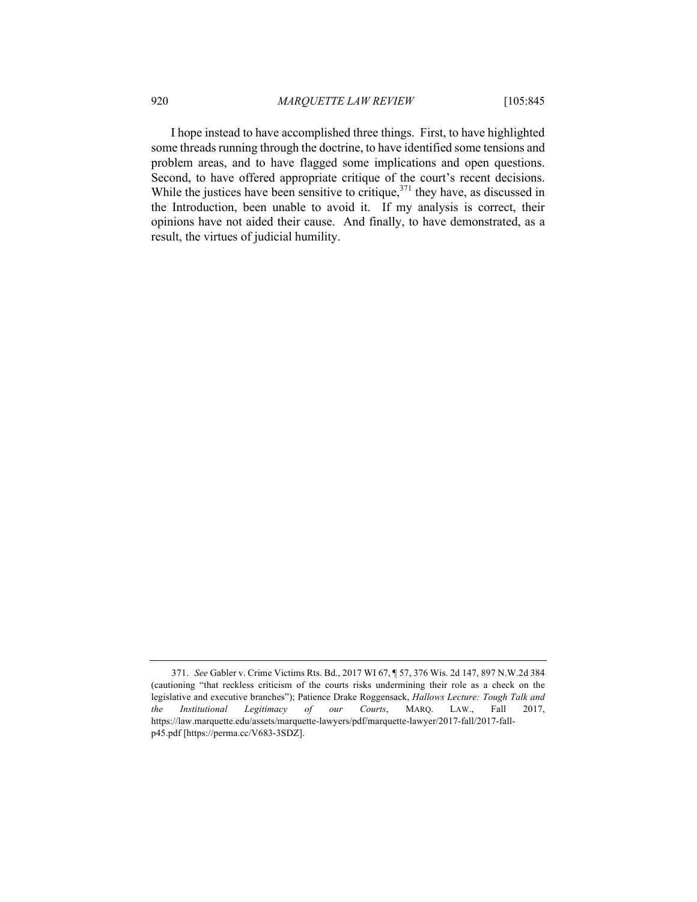I hope instead to have accomplished three things. First, to have highlighted some threads running through the doctrine, to have identified some tensions and problem areas, and to have flagged some implications and open questions. Second, to have offered appropriate critique of the court's recent decisions. While the justices have been sensitive to critique,[371] they have, as discussed in the Introduction, been unable to avoid it. If my analysis is correct, their opinions have not aided their cause. And finally, to have demonstrated, as a result, the virtues of judicial humility.

---

371. *See* Gabler v. Crime Victims Rts. Bd., 2017 WI 67, ¶ 57, 376 Wis. 2d 147, 897 N.W.2d 384 (cautioning "that reckless criticism of the courts risks undermining their role as a check on the legislative and executive branches"); Patience Drake Roggensack, *Hallows Lecture: Tough Talk and the Institutional Legitimacy of our Courts*, MARQ. LAW., Fall 2017, https://law.marquette.edu/assets/marquette-lawyers/pdf/marquette-lawyer/2017-fall/2017-fall-p45.pdf [https://perma.cc/V683-3SDZ].